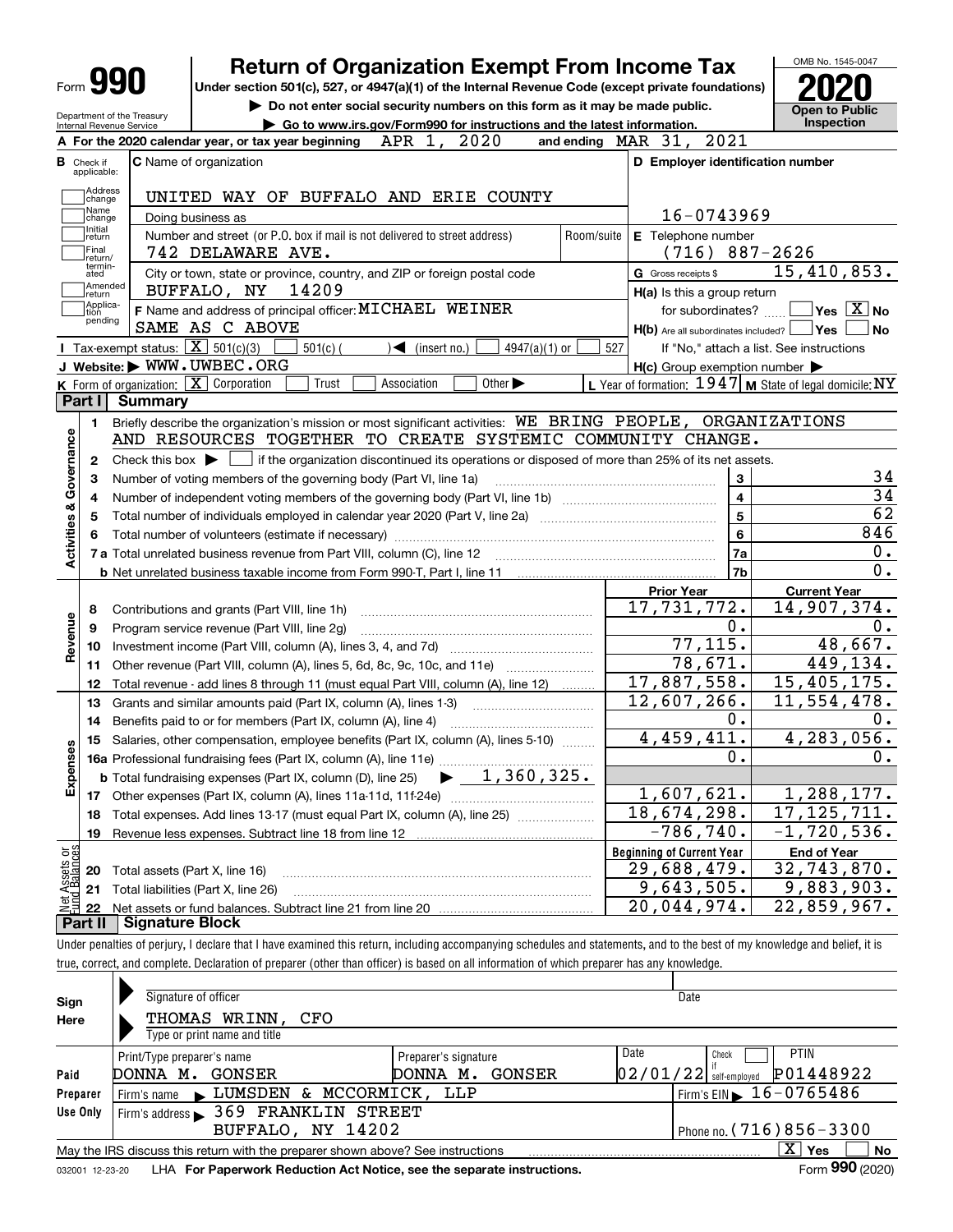# Form 990 — Return of Organization Exempt From Income Tax (2020)

Under section 501(c), 527, or 4947(a)(1) of the Internal Revenue Code (except private foundations)

▶ Do not enter social security numbers on this form as it may be made public.

▶ Go to www.irs.gov/Form990 for instructions and the latest information.

Department of the Treasury, Internal Revenue Service

OMB No. 1545-0047 — **Open to Public Inspection**

**A** For the 2020 calendar year, or tax year beginning APR 1, 2020 and ending MAR 31, 2021

**B** Check if applicable: Address change, Name change, Initial return, Final return/terminated, Amended return, Application pending

**C** Name of organization: UNITED WAY OF BUFFALO AND ERIE COUNTY

Doing business as

Number and street (or P.O. box if mail is not delivered to street address): 742 DELAWARE AVE. Room/suite

City or town, state or province, country, and ZIP or foreign postal code: BUFFALO, NY 14209

**D** Employer identification number: 16-0743969

**E** Telephone number: (716) 887-2626

**G** Gross receipts $ 15,410,853.

**F** Name and address of principal officer: MICHAEL WEINER, SAME AS C ABOVE

**H(a)** Is this a group return for subordinates? ☐ Yes ☒ No

**H(b)** Are all subordinates included? ☐ Yes ☐ No — If "No," attach a list. See instructions

**H(c)** Group exemption number ▶

**I** Tax-exempt status: ☒ 501(c)(3) ☐ 501(c) ( ) ◀ (insert no.) ☐ 4947(a)(1) or ☐ 527

**J** Website: ▶ WWW.UWBEC.ORG

**K** Form of organization: ☒ Corporation ☐ Trust ☐ Association ☐ Other ▶

**L** Year of formation: 1947 **M** State of legal domicile: NY

## Part I Summary

**Activities & Governance**

1. Briefly describe the organization's mission or most significant activities: WE BRING PEOPLE, ORGANIZATIONS AND RESOURCES TOGETHER TO CREATE SYSTEMIC COMMUNITY CHANGE.
2. Check this box ▶ ☐ if the organization discontinued its operations or disposed of more than 25% of its net assets.

| Line | Description | | Value |
|---|---|---|---|
| 3 | Number of voting members of the governing body (Part VI, line 1a) | 3 | 34 |
| 4 | Number of independent voting members of the governing body (Part VI, line 1b) | 4 | 34 |
| 5 | Total number of individuals employed in calendar year 2020 (Part V, line 2a) | 5 | 62 |
| 6 | Total number of volunteers (estimate if necessary) | 6 | 846 |
| 7a | Total unrelated business revenue from Part VIII, column (C), line 12 | 7a | 0. |
| 7b | Net unrelated business taxable income from Form 990-T, Part I, line 11 | 7b | 0. |

| Line | Description | Prior Year | Current Year |
|---|---|---|---|
| **Revenue** | | | |
| 8 | Contributions and grants (Part VIII, line 1h) | 17,731,772. | 14,907,374. |
| 9 | Program service revenue (Part VIII, line 2g) | 0. | 0. |
| 10 | Investment income (Part VIII, column (A), lines 3, 4, and 7d) | 77,115. | 48,667. |
| 11 | Other revenue (Part VIII, column (A), lines 5, 6d, 8c, 9c, 10c, and 11e) | 78,671. | 449,134. |
| 12 | Total revenue - add lines 8 through 11 (must equal Part VIII, column (A), line 12) | 17,887,558. | 15,405,175. |
| **Expenses** | | | |
| 13 | Grants and similar amounts paid (Part IX, column (A), lines 1-3) | 12,607,266. | 11,554,478. |
| 14 | Benefits paid to or for members (Part IX, column (A), line 4) | 0. | 0. |
| 15 | Salaries, other compensation, employee benefits (Part IX, column (A), lines 5-10) | 4,459,411. | 4,283,056. |
| 16a | Professional fundraising fees (Part IX, column (A), line 11e) | 0. | 0. |
| b | Total fundraising expenses (Part IX, column (D), line 25) ▶ 1,360,325. | | |
| 17 | Other expenses (Part IX, column (A), lines 11a-11d, 11f-24e) | 1,607,621. | 1,288,177. |
| 18 | Total expenses. Add lines 13-17 (must equal Part IX, column (A), line 25) | 18,674,298. | 17,125,711. |
| 19 | Revenue less expenses. Subtract line 18 from line 12 | -786,740. | -1,720,536. |

| Line | Net Assets or Fund Balances | Beginning of Current Year | End of Year |
|---|---|---|---|
| 20 | Total assets (Part X, line 16) | 29,688,479. | 32,743,870. |
| 21 | Total liabilities (Part X, line 26) | 9,643,505. | 9,883,903. |
| 22 | Net assets or fund balances. Subtract line 21 from line 20 | 20,044,974. | 22,859,967. |

## Part II Signature Block

Under penalties of perjury, I declare that I have examined this return, including accompanying schedules and statements, and to the best of my knowledge and belief, it is true, correct, and complete. Declaration of preparer (other than officer) is based on all information of which preparer has any knowledge.

**Sign Here**

Signature of officer — Date

THOMAS WRINN, CFO

Type or print name and title

**Paid Preparer Use Only**

| Print/Type preparer's name | Preparer's signature | Date | Check if self-employed | PTIN |
|---|---|---|---|---|
| DONNA M. GONSER | DONNA M. GONSER | 02/01/22 | ☐ | P01448922 |

Firm's name ▶ LUMSDEN & MCCORMICK, LLP — Firm's EIN ▶ 16-0765486

Firm's address ▶ 369 FRANKLIN STREET, BUFFALO, NY 14202 — Phone no. (716)856-3300

May the IRS discuss this return with the preparer shown above? See instructions ☒ Yes ☐ No

032001 12-23-20 LHA For Paperwork Reduction Act Notice, see the separate instructions. Form **990** (2020)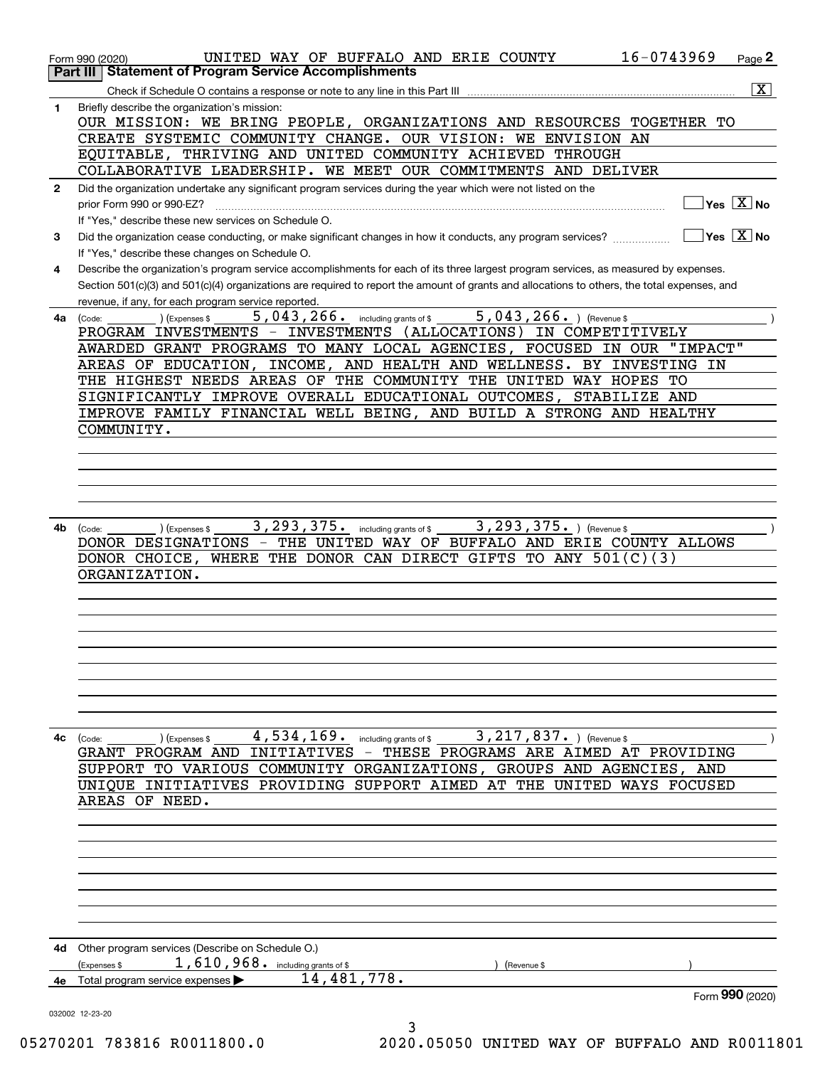Form 990 (2020) UNITED WAY OF BUFFALO AND ERIE COUNTY 16-0743969

## Part III Statement of Program Service Accomplishments

Check if Schedule O contains a response or note to any line in this Part III .......... [X]

**1** Briefly describe the organization's mission:

OUR MISSION: WE BRING PEOPLE, ORGANIZATIONS AND RESOURCES TOGETHER TO CREATE SYSTEMIC COMMUNITY CHANGE. OUR VISION: WE ENVISION AN EQUITABLE, THRIVING AND UNITED COMMUNITY ACHIEVED THROUGH COLLABORATIVE LEADERSHIP. WE MEET OUR COMMITMENTS AND DELIVER

**2** Did the organization undertake any significant program services during the year which were not listed on the prior Form 990 or 990-EZ? .......... [ ] Yes [X] No

If "Yes," describe these new services on Schedule O.

**3** Did the organization cease conducting, or make significant changes in how it conducts, any program services? .......... [ ] Yes [X] No

If "Yes," describe these changes on Schedule O.

**4** Describe the organization's program service accomplishments for each of its three largest program services, as measured by expenses. Section 501(c)(3) and 501(c)(4) organizations are required to report the amount of grants and allocations to others, the total expenses, and revenue, if any, for each program service reported.

**4a** (Code: ) (Expenses $ 5,043,266. including grants of $ 5,043,266. ) (Revenue $ )

PROGRAM INVESTMENTS - INVESTMENTS (ALLOCATIONS) IN COMPETITIVELY AWARDED GRANT PROGRAMS TO MANY LOCAL AGENCIES, FOCUSED IN OUR "IMPACT" AREAS OF EDUCATION, INCOME, AND HEALTH AND WELLNESS. BY INVESTING IN THE HIGHEST NEEDS AREAS OF THE COMMUNITY THE UNITED WAY HOPES TO SIGNIFICANTLY IMPROVE OVERALL EDUCATIONAL OUTCOMES, STABILIZE AND IMPROVE FAMILY FINANCIAL WELL BEING, AND BUILD A STRONG AND HEALTHY COMMUNITY.

**4b** (Code: ) (Expenses $ 3,293,375. including grants of $ 3,293,375. ) (Revenue $ )

DONOR DESIGNATIONS - THE UNITED WAY OF BUFFALO AND ERIE COUNTY ALLOWS DONOR CHOICE, WHERE THE DONOR CAN DIRECT GIFTS TO ANY 501(C)(3) ORGANIZATION.

**4c** (Code: ) (Expenses $ 4,534,169. including grants of $ 3,217,837. ) (Revenue $ )

GRANT PROGRAM AND INITIATIVES - THESE PROGRAMS ARE AIMED AT PROVIDING SUPPORT TO VARIOUS COMMUNITY ORGANIZATIONS, GROUPS AND AGENCIES, AND UNIQUE INITIATIVES PROVIDING SUPPORT AIMED AT THE UNITED WAYS FOCUSED AREAS OF NEED.

**4d** Other program services (Describe on Schedule O.)

(Expenses $ 1,610,968. including grants of $ ) (Revenue $ )

**4e** Total program service expenses ▶ 14,481,778.

Form 990 (2020)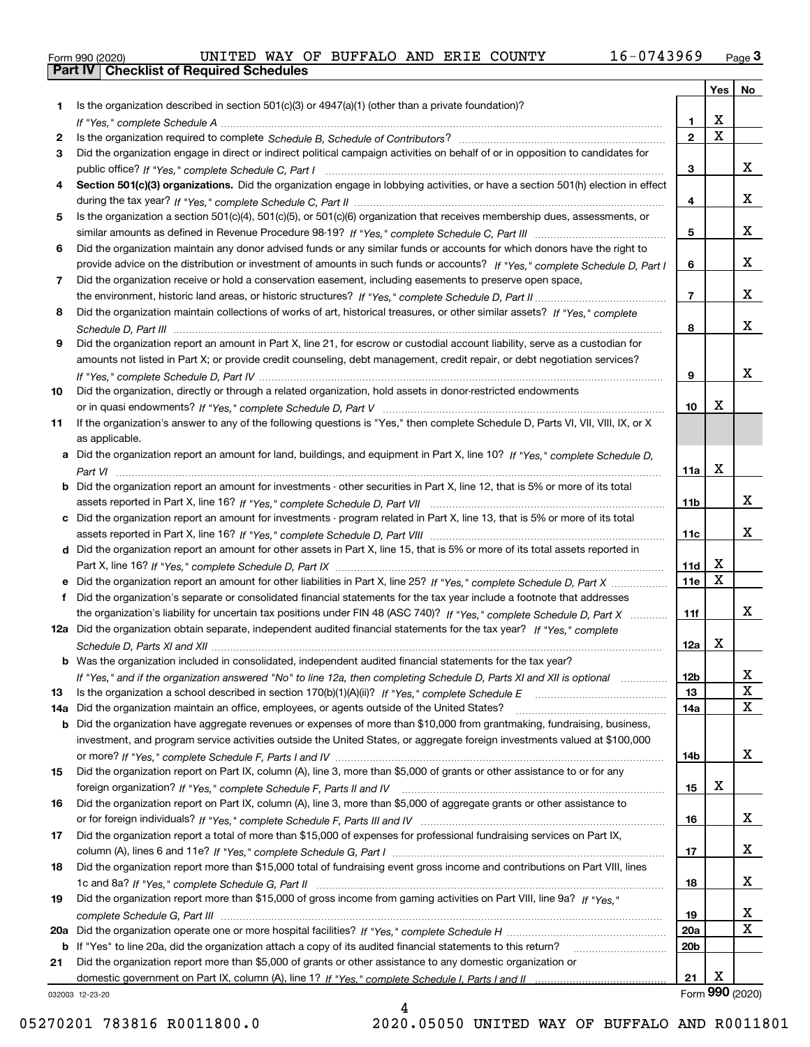Form 990 (2020) UNITED WAY OF BUFFALO AND ERIE COUNTY 16-0743969 Page **3**

## Part IV Checklist of Required Schedules

| | | | Yes | No |
|---|---|---|---|---|
| **1** | Is the organization described in section 501(c)(3) or 4947(a)(1) (other than a private foundation)? *If "Yes," complete Schedule A* | **1** | X | |
| **2** | Is the organization required to complete *Schedule B, Schedule of Contributors*? | **2** | X | |
| **3** | Did the organization engage in direct or indirect political campaign activities on behalf of or in opposition to candidates for public office? *If "Yes," complete Schedule C, Part I* | **3** | | X |
| **4** | **Section 501(c)(3) organizations.** Did the organization engage in lobbying activities, or have a section 501(h) election in effect during the tax year? *If "Yes," complete Schedule C, Part II* | **4** | | X |
| **5** | Is the organization a section 501(c)(4), 501(c)(5), or 501(c)(6) organization that receives membership dues, assessments, or similar amounts as defined in Revenue Procedure 98-19? *If "Yes," complete Schedule C, Part III* | **5** | | X |
| **6** | Did the organization maintain any donor advised funds or any similar funds or accounts for which donors have the right to provide advice on the distribution or investment of amounts in such funds or accounts? *If "Yes," complete Schedule D, Part I* | **6** | | X |
| **7** | Did the organization receive or hold a conservation easement, including easements to preserve open space, the environment, historic land areas, or historic structures? *If "Yes," complete Schedule D, Part II* | **7** | | X |
| **8** | Did the organization maintain collections of works of art, historical treasures, or other similar assets? *If "Yes," complete Schedule D, Part III* | **8** | | X |
| **9** | Did the organization report an amount in Part X, line 21, for escrow or custodial account liability, serve as a custodian for amounts not listed in Part X; or provide credit counseling, debt management, credit repair, or debt negotiation services? *If "Yes," complete Schedule D, Part IV* | **9** | | X |
| **10** | Did the organization, directly or through a related organization, hold assets in donor-restricted endowments or in quasi endowments? *If "Yes," complete Schedule D, Part V* | **10** | X | |
| **11** | If the organization's answer to any of the following questions is "Yes," then complete Schedule D, Parts VI, VII, VIII, IX, or X as applicable. | | | |
| **a** | Did the organization report an amount for land, buildings, and equipment in Part X, line 10? *If "Yes," complete Schedule D, Part VI* | **11a** | X | |
| **b** | Did the organization report an amount for investments - other securities in Part X, line 12, that is 5% or more of its total assets reported in Part X, line 16? *If "Yes," complete Schedule D, Part VII* | **11b** | | X |
| **c** | Did the organization report an amount for investments - program related in Part X, line 13, that is 5% or more of its total assets reported in Part X, line 16? *If "Yes," complete Schedule D, Part VIII* | **11c** | | X |
| **d** | Did the organization report an amount for other assets in Part X, line 15, that is 5% or more of its total assets reported in Part X, line 16? *If "Yes," complete Schedule D, Part IX* | **11d** | X | |
| **e** | Did the organization report an amount for other liabilities in Part X, line 25? *If "Yes," complete Schedule D, Part X* | **11e** | X | |
| **f** | Did the organization's separate or consolidated financial statements for the tax year include a footnote that addresses the organization's liability for uncertain tax positions under FIN 48 (ASC 740)? *If "Yes," complete Schedule D, Part X* | **11f** | | X |
| **12a** | Did the organization obtain separate, independent audited financial statements for the tax year? *If "Yes," complete Schedule D, Parts XI and XII* | **12a** | X | |
| **b** | Was the organization included in consolidated, independent audited financial statements for the tax year? *If "Yes," and if the organization answered "No" to line 12a, then completing Schedule D, Parts XI and XII is optional* | **12b** | | X |
| **13** | Is the organization a school described in section 170(b)(1)(A)(ii)? *If "Yes," complete Schedule E* | **13** | | X |
| **14a** | Did the organization maintain an office, employees, or agents outside of the United States? | **14a** | | X |
| **b** | Did the organization have aggregate revenues or expenses of more than $10,000 from grantmaking, fundraising, business, investment, and program service activities outside the United States, or aggregate foreign investments valued at $100,000 or more? *If "Yes," complete Schedule F, Parts I and IV* | **14b** | | X |
| **15** | Did the organization report on Part IX, column (A), line 3, more than $5,000 of grants or other assistance to or for any foreign organization? *If "Yes," complete Schedule F, Parts II and IV* | **15** | X | |
| **16** | Did the organization report on Part IX, column (A), line 3, more than $5,000 of aggregate grants or other assistance to or for foreign individuals? *If "Yes," complete Schedule F, Parts III and IV* | **16** | | X |
| **17** | Did the organization report a total of more than $15,000 of expenses for professional fundraising services on Part IX, column (A), lines 6 and 11e? *If "Yes," complete Schedule G, Part I* | **17** | | X |
| **18** | Did the organization report more than $15,000 total of fundraising event gross income and contributions on Part VIII, lines 1c and 8a? *If "Yes," complete Schedule G, Part II* | **18** | | X |
| **19** | Did the organization report more than $15,000 of gross income from gaming activities on Part VIII, line 9a? *If "Yes," complete Schedule G, Part III* | **19** | | X |
| **20a** | Did the organization operate one or more hospital facilities? *If "Yes," complete Schedule H* | **20a** | | X |
| **b** | If "Yes" to line 20a, did the organization attach a copy of its audited financial statements to this return? | **20b** | | |
| **21** | Did the organization report more than $5,000 of grants or other assistance to any domestic organization or domestic government on Part IX, column (A), line 1? *If "Yes," complete Schedule I, Parts I and II* | **21** | X | |

032003 12-23-20 Form **990** (2020)

05270201 783816 R0011800.0 2020.05050 UNITED WAY OF BUFFALO AND R0011801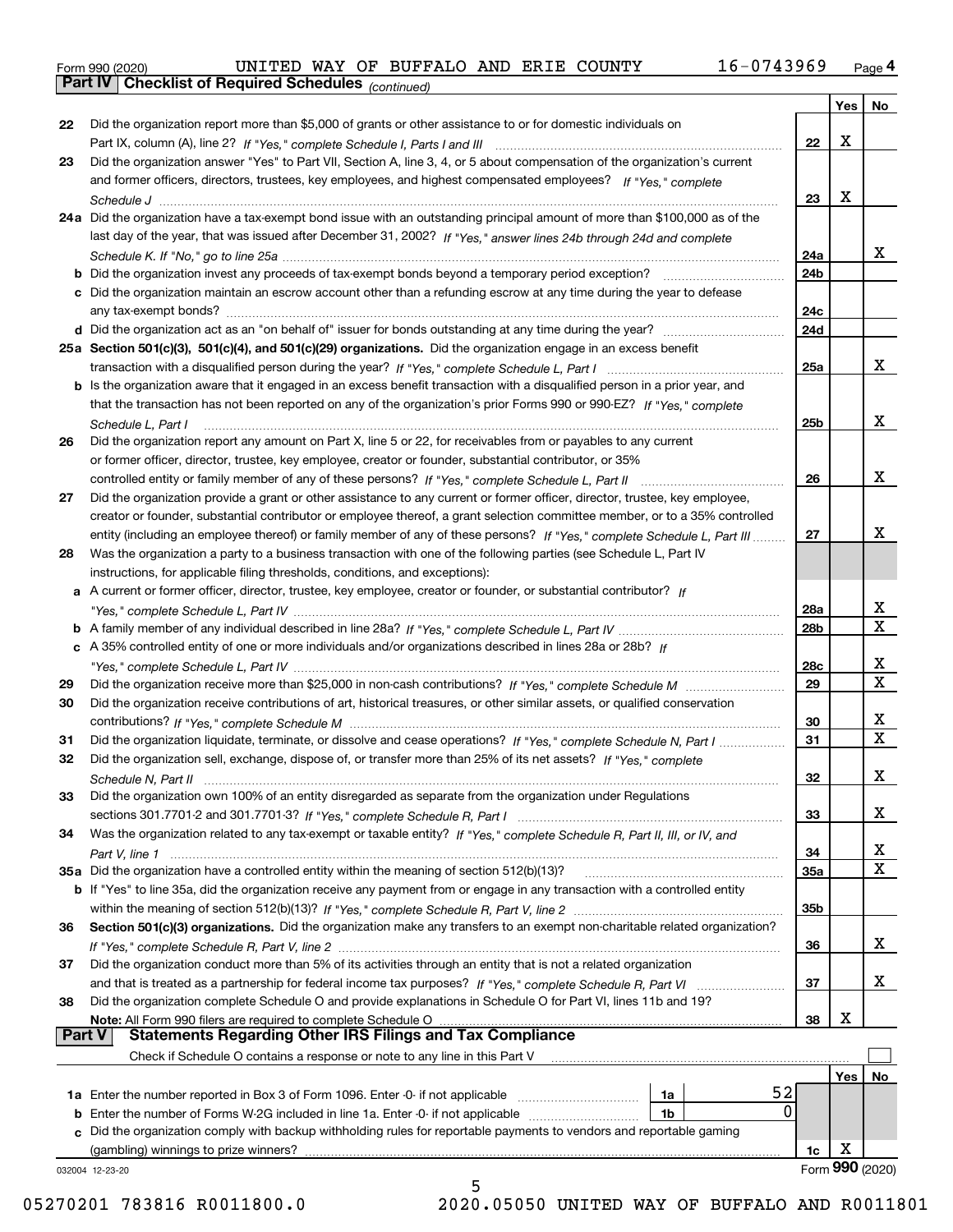Form 990 (2020) UNITED WAY OF BUFFALO AND ERIE COUNTY 16-0743969 Page 4

**Part IV | Checklist of Required Schedules** *(continued)*

| | | | Yes | No |
|---|---|---|---|---|
| 22 | Did the organization report more than $5,000 of grants or other assistance to or for domestic individuals on Part IX, column (A), line 2? *If "Yes," complete Schedule I, Parts I and III* | 22 | X | |
| 23 | Did the organization answer "Yes" to Part VII, Section A, line 3, 4, or 5 about compensation of the organization's current and former officers, directors, trustees, key employees, and highest compensated employees? *If "Yes," complete Schedule J* | 23 | X | |
| 24a | Did the organization have a tax-exempt bond issue with an outstanding principal amount of more than $100,000 as of the last day of the year, that was issued after December 31, 2002? *If "Yes," answer lines 24b through 24d and complete Schedule K. If "No," go to line 25a* | 24a | | X |
| b | Did the organization invest any proceeds of tax-exempt bonds beyond a temporary period exception? | 24b | | |
| c | Did the organization maintain an escrow account other than a refunding escrow at any time during the year to defease any tax-exempt bonds? | 24c | | |
| d | Did the organization act as an "on behalf of" issuer for bonds outstanding at any time during the year? | 24d | | |
| 25a | **Section 501(c)(3), 501(c)(4), and 501(c)(29) organizations.** Did the organization engage in an excess benefit transaction with a disqualified person during the year? *If "Yes," complete Schedule L, Part I* | 25a | | X |
| b | Is the organization aware that it engaged in an excess benefit transaction with a disqualified person in a prior year, and that the transaction has not been reported on any of the organization's prior Forms 990 or 990-EZ? *If "Yes," complete Schedule L, Part I* | 25b | | X |
| 26 | Did the organization report any amount on Part X, line 5 or 22, for receivables from or payables to any current or former officer, director, trustee, key employee, creator or founder, substantial contributor, or 35% controlled entity or family member of any of these persons? *If "Yes," complete Schedule L, Part II* | 26 | | X |
| 27 | Did the organization provide a grant or other assistance to any current or former officer, director, trustee, key employee, creator or founder, substantial contributor or employee thereof, a grant selection committee member, or to a 35% controlled entity (including an employee thereof) or family member of any of these persons? *If "Yes," complete Schedule L, Part III* | 27 | | X |
| 28 | Was the organization a party to a business transaction with one of the following parties (see Schedule L, Part IV instructions, for applicable filing thresholds, conditions, and exceptions): | | | |
| a | A current or former officer, director, trustee, key employee, creator or founder, or substantial contributor? *If "Yes," complete Schedule L, Part IV* | 28a | | X |
| b | A family member of any individual described in line 28a? *If "Yes," complete Schedule L, Part IV* | 28b | | X |
| c | A 35% controlled entity of one or more individuals and/or organizations described in lines 28a or 28b? *If "Yes," complete Schedule L, Part IV* | 28c | | X |
| 29 | Did the organization receive more than $25,000 in non-cash contributions? *If "Yes," complete Schedule M* | 29 | | X |
| 30 | Did the organization receive contributions of art, historical treasures, or other similar assets, or qualified conservation contributions? *If "Yes," complete Schedule M* | 30 | | X |
| 31 | Did the organization liquidate, terminate, or dissolve and cease operations? *If "Yes," complete Schedule N, Part I* | 31 | | X |
| 32 | Did the organization sell, exchange, dispose of, or transfer more than 25% of its net assets? *If "Yes," complete Schedule N, Part II* | 32 | | X |
| 33 | Did the organization own 100% of an entity disregarded as separate from the organization under Regulations sections 301.7701-2 and 301.7701-3? *If "Yes," complete Schedule R, Part I* | 33 | | X |
| 34 | Was the organization related to any tax-exempt or taxable entity? *If "Yes," complete Schedule R, Part II, III, or IV, and Part V, line 1* | 34 | | X |
| 35a | Did the organization have a controlled entity within the meaning of section 512(b)(13)? | 35a | | X |
| b | If "Yes" to line 35a, did the organization receive any payment from or engage in any transaction with a controlled entity within the meaning of section 512(b)(13)? *If "Yes," complete Schedule R, Part V, line 2* | 35b | | |
| 36 | **Section 501(c)(3) organizations.** Did the organization make any transfers to an exempt non-charitable related organization? *If "Yes," complete Schedule R, Part V, line 2* | 36 | | X |
| 37 | Did the organization conduct more than 5% of its activities through an entity that is not a related organization and that is treated as a partnership for federal income tax purposes? *If "Yes," complete Schedule R, Part VI* | 37 | | X |
| 38 | Did the organization complete Schedule O and provide explanations in Schedule O for Part VI, lines 11b and 19? **Note:** All Form 990 filers are required to complete Schedule O | 38 | X | |

**Part V | Statements Regarding Other IRS Filings and Tax Compliance**

Check if Schedule O contains a response or note to any line in this Part V ☐

| | | | | | Yes | No |
|---|---|---|---|---|---|---|
| 1a | Enter the number reported in Box 3 of Form 1096. Enter -0- if not applicable | 1a | 52 | | | |
| b | Enter the number of Forms W-2G included in line 1a. Enter -0- if not applicable | 1b | 0 | | | |
| c | Did the organization comply with backup withholding rules for reportable payments to vendors and reportable gaming (gambling) winnings to prize winners? | | | 1c | X | |

032004 12-23-20 Form **990** (2020)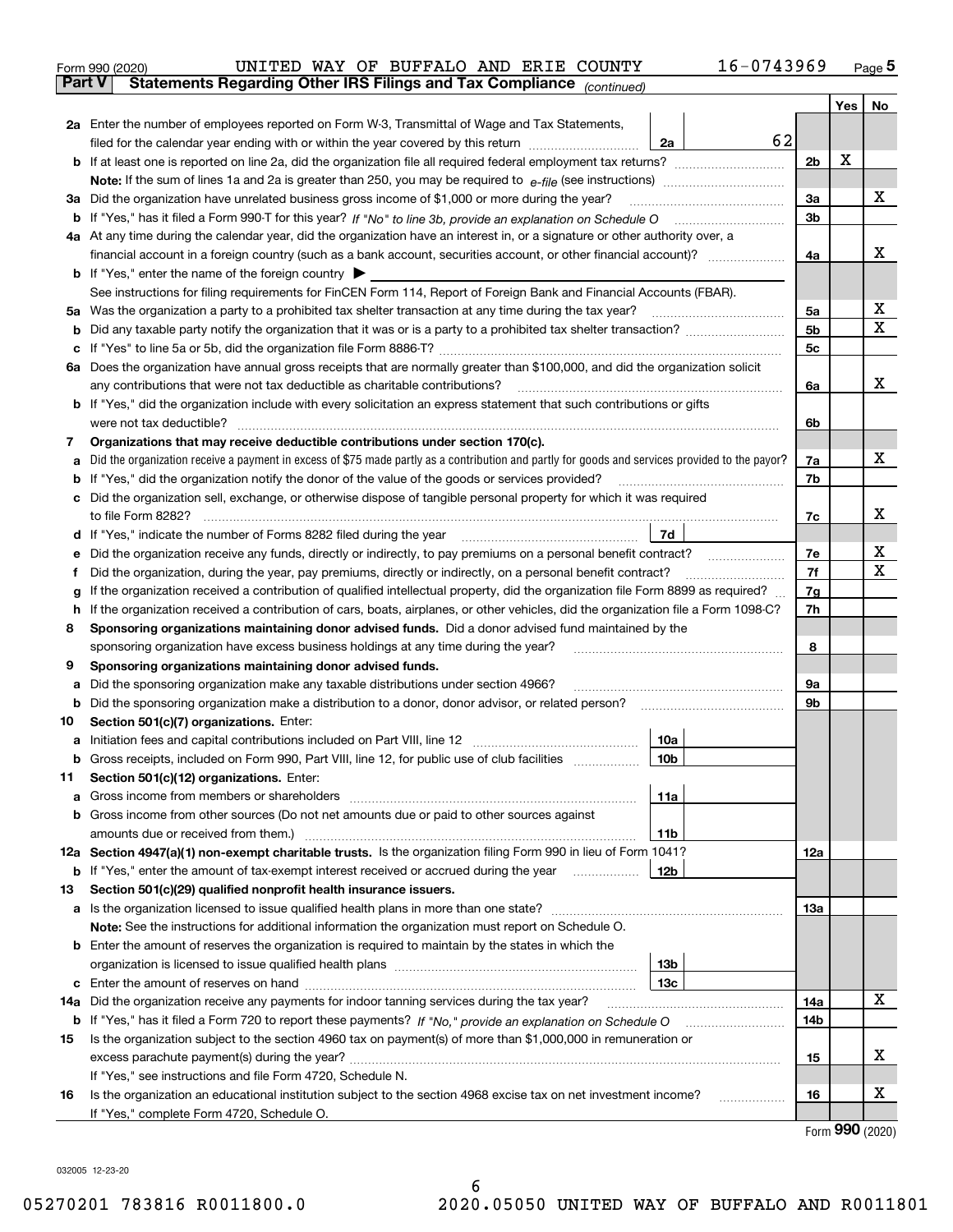Form 990 (2020) UNITED WAY OF BUFFALO AND ERIE COUNTY 16-0743969

## Part V Statements Regarding Other IRS Filings and Tax Compliance *(continued)*

| | | | | | Yes | No |
|---|---|---|---|---|---|---|
| **2a** | Enter the number of employees reported on Form W-3, Transmittal of Wage and Tax Statements, filed for the calendar year ending with or within the year covered by this return | 2a | 62 | | | |
| **b** | If at least one is reported on line 2a, did the organization file all required federal employment tax returns? | | | 2b | X | |
| | **Note:** If the sum of lines 1a and 2a is greater than 250, you may be required to *e-file* (see instructions) | | | | | |
| **3a** | Did the organization have unrelated business gross income of $1,000 or more during the year? | | | 3a | | X |
| **b** | If "Yes," has it filed a Form 990-T for this year? *If "No" to line 3b, provide an explanation on Schedule O* | | | 3b | | |
| **4a** | At any time during the calendar year, did the organization have an interest in, or a signature or other authority over, a financial account in a foreign country (such as a bank account, securities account, or other financial account)? | | | 4a | | X |
| **b** | If "Yes," enter the name of the foreign country ▶ | | | | | |
| | See instructions for filing requirements for FinCEN Form 114, Report of Foreign Bank and Financial Accounts (FBAR). | | | | | |
| **5a** | Was the organization a party to a prohibited tax shelter transaction at any time during the tax year? | | | 5a | | X |
| **b** | Did any taxable party notify the organization that it was or is a party to a prohibited tax shelter transaction? | | | 5b | | X |
| **c** | If "Yes" to line 5a or 5b, did the organization file Form 8886-T? | | | 5c | | |
| **6a** | Does the organization have annual gross receipts that are normally greater than $100,000, and did the organization solicit any contributions that were not tax deductible as charitable contributions? | | | 6a | | X |
| **b** | If "Yes," did the organization include with every solicitation an express statement that such contributions or gifts were not tax deductible? | | | 6b | | |
| **7** | **Organizations that may receive deductible contributions under section 170(c).** | | | | | |
| **a** | Did the organization receive a payment in excess of $75 made partly as a contribution and partly for goods and services provided to the payor? | | | 7a | | X |
| **b** | If "Yes," did the organization notify the donor of the value of the goods or services provided? | | | 7b | | |
| **c** | Did the organization sell, exchange, or otherwise dispose of tangible personal property for which it was required to file Form 8282? | | | 7c | | X |
| **d** | If "Yes," indicate the number of Forms 8282 filed during the year | 7d | | | | |
| **e** | Did the organization receive any funds, directly or indirectly, to pay premiums on a personal benefit contract? | | | 7e | | X |
| **f** | Did the organization, during the year, pay premiums, directly or indirectly, on a personal benefit contract? | | | 7f | | X |
| **g** | If the organization received a contribution of qualified intellectual property, did the organization file Form 8899 as required? | | | 7g | | |
| **h** | If the organization received a contribution of cars, boats, airplanes, or other vehicles, did the organization file a Form 1098-C? | | | 7h | | |
| **8** | **Sponsoring organizations maintaining donor advised funds.** Did a donor advised fund maintained by the sponsoring organization have excess business holdings at any time during the year? | | | 8 | | |
| **9** | **Sponsoring organizations maintaining donor advised funds.** | | | | | |
| **a** | Did the sponsoring organization make any taxable distributions under section 4966? | | | 9a | | |
| **b** | Did the sponsoring organization make a distribution to a donor, donor advisor, or related person? | | | 9b | | |
| **10** | **Section 501(c)(7) organizations.** Enter: | | | | | |
| **a** | Initiation fees and capital contributions included on Part VIII, line 12 | 10a | | | | |
| **b** | Gross receipts, included on Form 990, Part VIII, line 12, for public use of club facilities | 10b | | | | |
| **11** | **Section 501(c)(12) organizations.** Enter: | | | | | |
| **a** | Gross income from members or shareholders | 11a | | | | |
| **b** | Gross income from other sources (Do not net amounts due or paid to other sources against amounts due or received from them.) | 11b | | | | |
| **12a** | **Section 4947(a)(1) non-exempt charitable trusts.** Is the organization filing Form 990 in lieu of Form 1041? | | | 12a | | |
| **b** | If "Yes," enter the amount of tax-exempt interest received or accrued during the year | 12b | | | | |
| **13** | **Section 501(c)(29) qualified nonprofit health insurance issuers.** | | | | | |
| **a** | Is the organization licensed to issue qualified health plans in more than one state? | | | 13a | | |
| | **Note:** See the instructions for additional information the organization must report on Schedule O. | | | | | |
| **b** | Enter the amount of reserves the organization is required to maintain by the states in which the organization is licensed to issue qualified health plans | 13b | | | | |
| **c** | Enter the amount of reserves on hand | 13c | | | | |
| **14a** | Did the organization receive any payments for indoor tanning services during the tax year? | | | 14a | | X |
| **b** | If "Yes," has it filed a Form 720 to report these payments? *If "No," provide an explanation on Schedule O* | | | 14b | | |
| **15** | Is the organization subject to the section 4960 tax on payment(s) of more than $1,000,000 in remuneration or excess parachute payment(s) during the year? | | | 15 | | X |
| | If "Yes," see instructions and file Form 4720, Schedule N. | | | | | |
| **16** | Is the organization an educational institution subject to the section 4968 excise tax on net investment income? | | | 16 | | X |
| | If "Yes," complete Form 4720, Schedule O. | | | | | |

Form **990** (2020)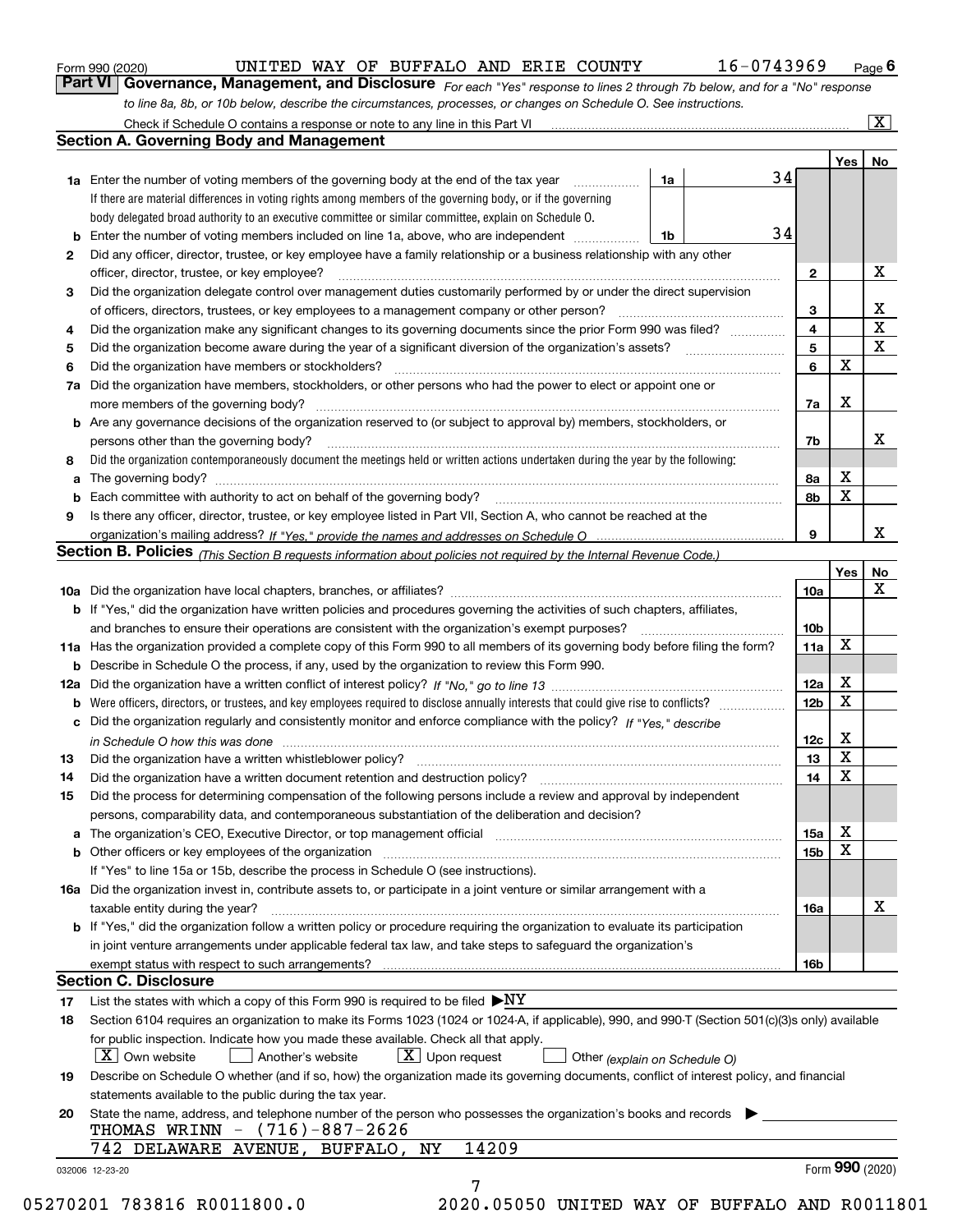Form 990 (2020) UNITED WAY OF BUFFALO AND ERIE COUNTY 16-0743969 Page 6

## Part VI Governance, Management, and Disclosure

*For each "Yes" response to lines 2 through 7b below, and for a "No" response to line 8a, 8b, or 10b below, describe the circumstances, processes, or changes on Schedule O. See instructions.*

Check if Schedule O contains a response or note to any line in this Part VI ..... [X]

### Section A. Governing Body and Management

| | | | | Yes | No |
|---|---|---|---|---|---|
| **1a** | Enter the number of voting members of the governing body at the end of the tax year ..... **1a** | 34 | | | |
| | If there are material differences in voting rights among members of the governing body, or if the governing body delegated broad authority to an executive committee or similar committee, explain on Schedule O. | | | | |
| **b** | Enter the number of voting members included on line 1a, above, who are independent ..... **1b** | 34 | | | |
| **2** | Did any officer, director, trustee, or key employee have a family relationship or a business relationship with any other officer, director, trustee, or key employee? | | **2** | | X |
| **3** | Did the organization delegate control over management duties customarily performed by or under the direct supervision of officers, directors, trustees, or key employees to a management company or other person? | | **3** | | X |
| **4** | Did the organization make any significant changes to its governing documents since the prior Form 990 was filed? | | **4** | | X |
| **5** | Did the organization become aware during the year of a significant diversion of the organization's assets? | | **5** | | X |
| **6** | Did the organization have members or stockholders? | | **6** | X | |
| **7a** | Did the organization have members, stockholders, or other persons who had the power to elect or appoint one or more members of the governing body? | | **7a** | X | |
| **b** | Are any governance decisions of the organization reserved to (or subject to approval by) members, stockholders, or persons other than the governing body? | | **7b** | | X |
| **8** | Did the organization contemporaneously document the meetings held or written actions undertaken during the year by the following: | | | | |
| **a** | The governing body? | | **8a** | X | |
| **b** | Each committee with authority to act on behalf of the governing body? | | **8b** | X | |
| **9** | Is there any officer, director, trustee, or key employee listed in Part VII, Section A, who cannot be reached at the organization's mailing address? *If "Yes," provide the names and addresses on Schedule O* | | **9** | | X |

### Section B. Policies *(This Section B requests information about policies not required by the Internal Revenue Code.)*

| | | | Yes | No |
|---|---|---|---|---|
| **10a** | Did the organization have local chapters, branches, or affiliates? | **10a** | | X |
| **b** | If "Yes," did the organization have written policies and procedures governing the activities of such chapters, affiliates, and branches to ensure their operations are consistent with the organization's exempt purposes? | **10b** | | |
| **11a** | Has the organization provided a complete copy of this Form 990 to all members of its governing body before filing the form? | **11a** | X | |
| **b** | Describe in Schedule O the process, if any, used by the organization to review this Form 990. | | | |
| **12a** | Did the organization have a written conflict of interest policy? *If "No," go to line 13* | **12a** | X | |
| **b** | Were officers, directors, or trustees, and key employees required to disclose annually interests that could give rise to conflicts? | **12b** | X | |
| **c** | Did the organization regularly and consistently monitor and enforce compliance with the policy? *If "Yes," describe in Schedule O how this was done* | **12c** | X | |
| **13** | Did the organization have a written whistleblower policy? | **13** | X | |
| **14** | Did the organization have a written document retention and destruction policy? | **14** | X | |
| **15** | Did the process for determining compensation of the following persons include a review and approval by independent persons, comparability data, and contemporaneous substantiation of the deliberation and decision? | | | |
| **a** | The organization's CEO, Executive Director, or top management official | **15a** | X | |
| **b** | Other officers or key employees of the organization | **15b** | X | |
| | If "Yes" to line 15a or 15b, describe the process in Schedule O (see instructions). | | | |
| **16a** | Did the organization invest in, contribute assets to, or participate in a joint venture or similar arrangement with a taxable entity during the year? | **16a** | | X |
| **b** | If "Yes," did the organization follow a written policy or procedure requiring the organization to evaluate its participation in joint venture arrangements under applicable federal tax law, and take steps to safeguard the organization's exempt status with respect to such arrangements? | **16b** | | |

### Section C. Disclosure

**17** List the states with which a copy of this Form 990 is required to be filed ▶ NY

**18** Section 6104 requires an organization to make its Forms 1023 (1024 or 1024-A, if applicable), 990, and 990-T (Section 501(c)(3)s only) available for public inspection. Indicate how you made these available. Check all that apply.

[X] Own website [ ] Another's website [X] Upon request [ ] Other *(explain on Schedule O)*

**19** Describe on Schedule O whether (and if so, how) the organization made its governing documents, conflict of interest policy, and financial statements available to the public during the tax year.

**20** State the name, address, and telephone number of the person who possesses the organization's books and records ▶

THOMAS WRINN - (716)-887-2626
742 DELAWARE AVENUE, BUFFALO, NY 14209

Form **990** (2020)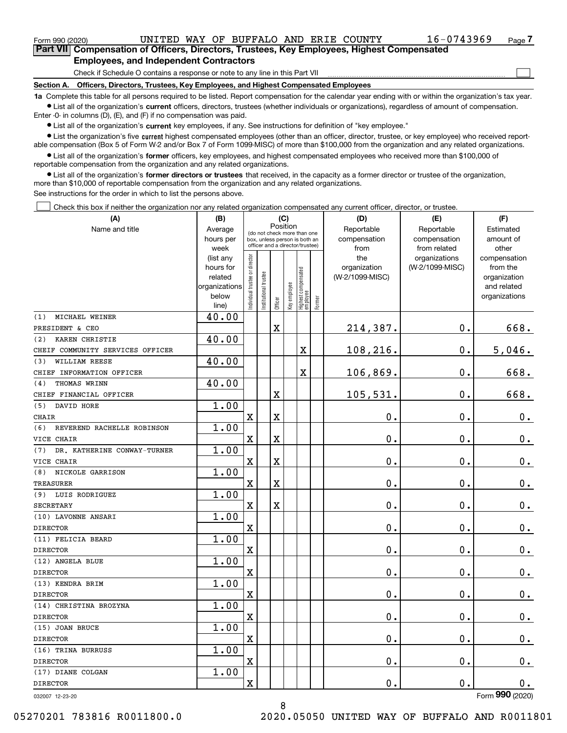Form 990 (2020) UNITED WAY OF BUFFALO AND ERIE COUNTY 16-0743969 Page 7

## Part VII Compensation of Officers, Directors, Trustees, Key Employees, Highest Compensated Employees, and Independent Contractors

Check if Schedule O contains a response or note to any line in this Part VII

### Section A. Officers, Directors, Trustees, Key Employees, and Highest Compensated Employees

**1a** Complete this table for all persons required to be listed. Report compensation for the calendar year ending with or within the organization's tax year.

- List all of the organization's **current** officers, directors, trustees (whether individuals or organizations), regardless of amount of compensation. Enter -0- in columns (D), (E), and (F) if no compensation was paid.
- List all of the organization's **current** key employees, if any. See instructions for definition of "key employee."
- List the organization's five **current** highest compensated employees (other than an officer, director, trustee, or key employee) who received reportable compensation (Box 5 of Form W-2 and/or Box 7 of Form 1099-MISC) of more than $100,000 from the organization and any related organizations.
- List all of the organization's **former** officers, key employees, and highest compensated employees who received more than $100,000 of reportable compensation from the organization and any related organizations.
- List all of the organization's **former directors or trustees** that received, in the capacity as a former director or trustee of the organization, more than $10,000 of reportable compensation from the organization and any related organizations.

See instructions for the order in which to list the persons above.

Check this box if neither the organization nor any related organization compensated any current officer, director, or trustee.

| (A) Name and title | (B) Average hours per week (list any hours for related organizations below line) | (C) Position: Individual trustee or director | Institutional trustee | Officer | Key employee | Highest compensated employee | Former | (D) Reportable compensation from the organization (W-2/1099-MISC) | (E) Reportable compensation from related organizations (W-2/1099-MISC) | (F) Estimated amount of other compensation from the organization and related organizations |
|---|---|---|---|---|---|---|---|---|---|---|
| (1) MICHAEL WEINER<br>PRESIDENT & CEO | 40.00 | | | X | | | | 214,387. | 0. | 668. |
| (2) KAREN CHRISTIE<br>CHEIF COMMUNITY SERVICES OFFICER | 40.00 | | | | | X | | 108,216. | 0. | 5,046. |
| (3) WILLIAM REESE<br>CHIEF INFORMATION OFFICER | 40.00 | | | | | X | | 106,869. | 0. | 668. |
| (4) THOMAS WRINN<br>CHIEF FINANCIAL OFFICER | 40.00 | | | X | | | | 105,531. | 0. | 668. |
| (5) DAVID HORE<br>CHAIR | 1.00 | X | | X | | | | 0. | 0. | 0. |
| (6) REVEREND RACHELLE ROBINSON<br>VICE CHAIR | 1.00 | X | | X | | | | 0. | 0. | 0. |
| (7) DR. KATHERINE CONWAY-TURNER<br>VICE CHAIR | 1.00 | X | | X | | | | 0. | 0. | 0. |
| (8) NICKOLE GARRISON<br>TREASURER | 1.00 | X | | X | | | | 0. | 0. | 0. |
| (9) LUIS RODRIGUEZ<br>SECRETARY | 1.00 | X | | X | | | | 0. | 0. | 0. |
| (10) LAVONNE ANSARI<br>DIRECTOR | 1.00 | X | | | | | | 0. | 0. | 0. |
| (11) FELICIA BEARD<br>DIRECTOR | 1.00 | X | | | | | | 0. | 0. | 0. |
| (12) ANGELA BLUE<br>DIRECTOR | 1.00 | X | | | | | | 0. | 0. | 0. |
| (13) KENDRA BRIM<br>DIRECTOR | 1.00 | X | | | | | | 0. | 0. | 0. |
| (14) CHRISTINA BROZYNA<br>DIRECTOR | 1.00 | X | | | | | | 0. | 0. | 0. |
| (15) JOAN BRUCE<br>DIRECTOR | 1.00 | X | | | | | | 0. | 0. | 0. |
| (16) TRINA BURRUSS<br>DIRECTOR | 1.00 | X | | | | | | 0. | 0. | 0. |
| (17) DIANE COLGAN<br>DIRECTOR | 1.00 | X | | | | | | 0. | 0. | 0. |

032007 12-23-20 Form 990 (2020)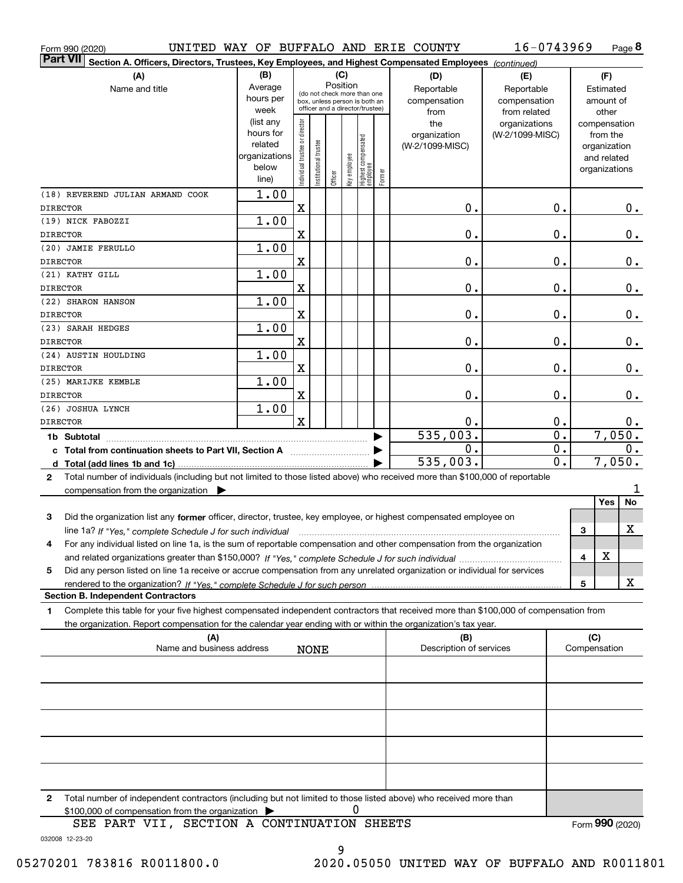Form 990 (2020) UNITED WAY OF BUFFALO AND ERIE COUNTY 16-0743969 Page **8**

**Part VII** **Section A. Officers, Directors, Trustees, Key Employees, and Highest Compensated Employees** *(continued)*

| (A) Name and title | (B) Average hours per week (list any hours for related organizations below line) | (C) Position: Individual trustee or director | Institutional trustee | Officer | Key employee | Highest compensated employee | Former | (D) Reportable compensation from the organization (W-2/1099-MISC) | (E) Reportable compensation from related organizations (W-2/1099-MISC) | (F) Estimated amount of other compensation from the organization and related organizations |
|---|---|---|---|---|---|---|---|---|---|---|
| (18) REVEREND JULIAN ARMAND COOK<br>DIRECTOR | 1.00 | X | | | | | | 0. | 0. | 0. |
| (19) NICK FABOZZI<br>DIRECTOR | 1.00 | X | | | | | | 0. | 0. | 0. |
| (20) JAMIE FERULLO<br>DIRECTOR | 1.00 | X | | | | | | 0. | 0. | 0. |
| (21) KATHY GILL<br>DIRECTOR | 1.00 | X | | | | | | 0. | 0. | 0. |
| (22) SHARON HANSON<br>DIRECTOR | 1.00 | X | | | | | | 0. | 0. | 0. |
| (23) SARAH HEDGES<br>DIRECTOR | 1.00 | X | | | | | | 0. | 0. | 0. |
| (24) AUSTIN HOULDING<br>DIRECTOR | 1.00 | X | | | | | | 0. | 0. | 0. |
| (25) MARIJKE KEMBLE<br>DIRECTOR | 1.00 | X | | | | | | 0. | 0. | 0. |
| (26) JOSHUA LYNCH<br>DIRECTOR | 1.00 | X | | | | | | 0. | 0. | 0. |
| **1b Subtotal** | | | | | | | | 535,003. | 0. | 7,050. |
| **c Total from continuation sheets to Part VII, Section A** | | | | | | | | 0. | 0. | 0. |
| **d Total (add lines 1b and 1c)** | | | | | | | | 535,003. | 0. | 7,050. |

**2** Total number of individuals (including but not limited to those listed above) who received more than $100,000 of reportable compensation from the organization ▶ 1

| | | Yes | No |
|---|---|---|---|
| **3** Did the organization list any **former** officer, director, trustee, key employee, or highest compensated employee on line 1a? *If "Yes," complete Schedule J for such individual* | 3 | | X |
| **4** For any individual listed on line 1a, is the sum of reportable compensation and other compensation from the organization and related organizations greater than $150,000? *If "Yes," complete Schedule J for such individual* | 4 | X | |
| **5** Did any person listed on line 1a receive or accrue compensation from any unrelated organization or individual for services rendered to the organization? *If "Yes," complete Schedule J for such person* | 5 | | X |

**Section B. Independent Contractors**

**1** Complete this table for your five highest compensated independent contractors that received more than $100,000 of compensation from the organization. Report compensation for the calendar year ending with or within the organization's tax year.

| (A) Name and business address | (B) Description of services | (C) Compensation |
|---|---|---|
| NONE | | |
| | | |
| | | |
| | | |
| | | |

**2** Total number of independent contractors (including but not limited to those listed above) who received more than $100,000 of compensation from the organization ▶ 0

SEE PART VII, SECTION A CONTINUATION SHEETS

Form **990** (2020)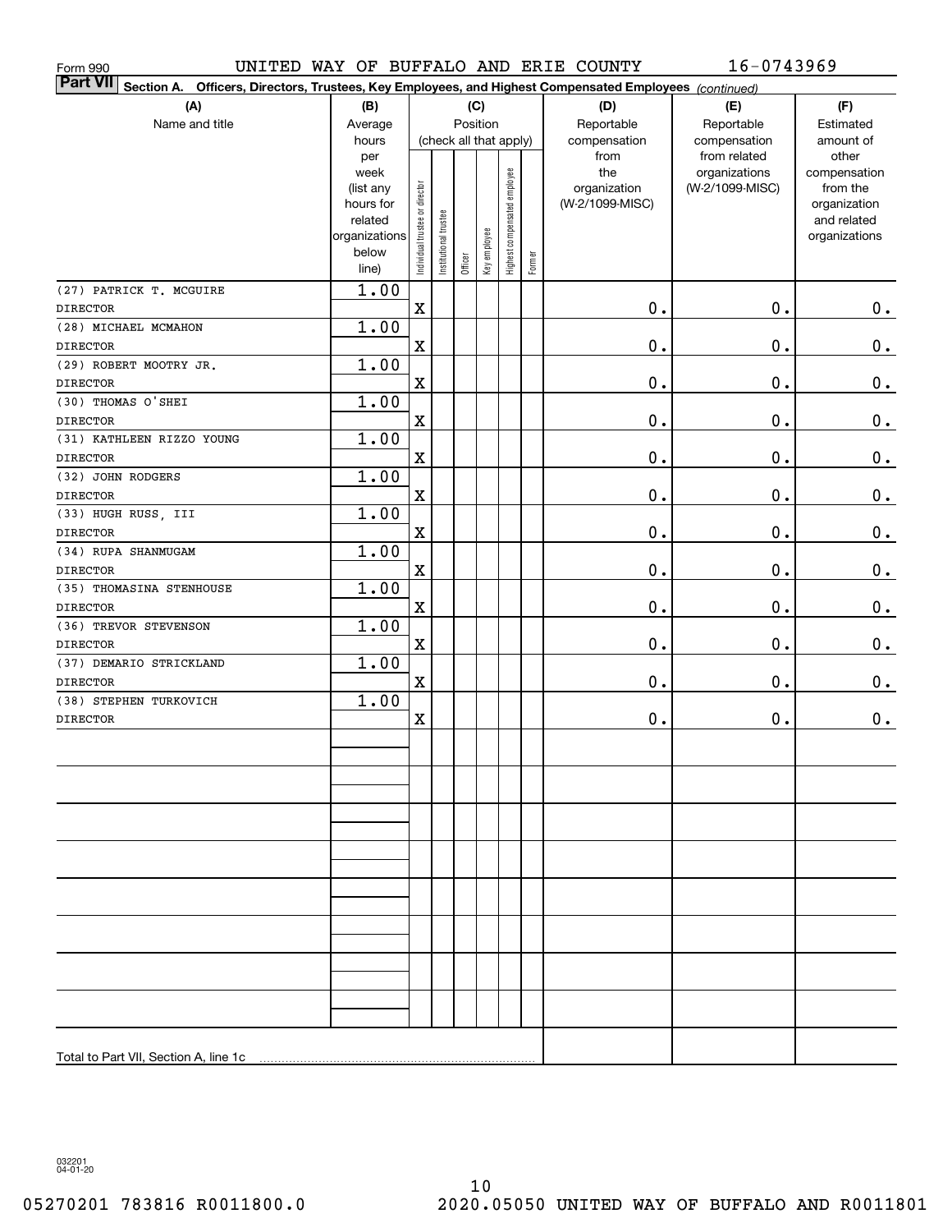Form 990 UNITED WAY OF BUFFALO AND ERIE COUNTY 16-0743969

**Part VII Section A. Officers, Directors, Trustees, Key Employees, and Highest Compensated Employees** *(continued)*

| (A) Name and title | (B) Average hours per week (list any hours for related organizations below line) | (C) Position: Individual trustee or director | Institutional trustee | Officer | Key employee | Highest compensated employee | Former | (D) Reportable compensation from the organization (W-2/1099-MISC) | (E) Reportable compensation from related organizations (W-2/1099-MISC) | (F) Estimated amount of other compensation from the organization and related organizations |
|---|---|---|---|---|---|---|---|---|---|---|
| (27) PATRICK T. MCGUIRE<br>DIRECTOR | 1.00 | X | | | | | | 0. | 0. | 0. |
| (28) MICHAEL MCMAHON<br>DIRECTOR | 1.00 | X | | | | | | 0. | 0. | 0. |
| (29) ROBERT MOOTRY JR.<br>DIRECTOR | 1.00 | X | | | | | | 0. | 0. | 0. |
| (30) THOMAS O'SHEI<br>DIRECTOR | 1.00 | X | | | | | | 0. | 0. | 0. |
| (31) KATHLEEN RIZZO YOUNG<br>DIRECTOR | 1.00 | X | | | | | | 0. | 0. | 0. |
| (32) JOHN RODGERS<br>DIRECTOR | 1.00 | X | | | | | | 0. | 0. | 0. |
| (33) HUGH RUSS, III<br>DIRECTOR | 1.00 | X | | | | | | 0. | 0. | 0. |
| (34) RUPA SHANMUGAM<br>DIRECTOR | 1.00 | X | | | | | | 0. | 0. | 0. |
| (35) THOMASINA STENHOUSE<br>DIRECTOR | 1.00 | X | | | | | | 0. | 0. | 0. |
| (36) TREVOR STEVENSON<br>DIRECTOR | 1.00 | X | | | | | | 0. | 0. | 0. |
| (37) DEMARIO STRICKLAND<br>DIRECTOR | 1.00 | X | | | | | | 0. | 0. | 0. |
| (38) STEPHEN TURKOVICH<br>DIRECTOR | 1.00 | X | | | | | | 0. | 0. | 0. |
| Total to Part VII, Section A, line 1c | | | | | | | | | | |

032201 04-01-20

05270201 783816 R0011800.0 2020.05050 UNITED WAY OF BUFFALO AND R0011801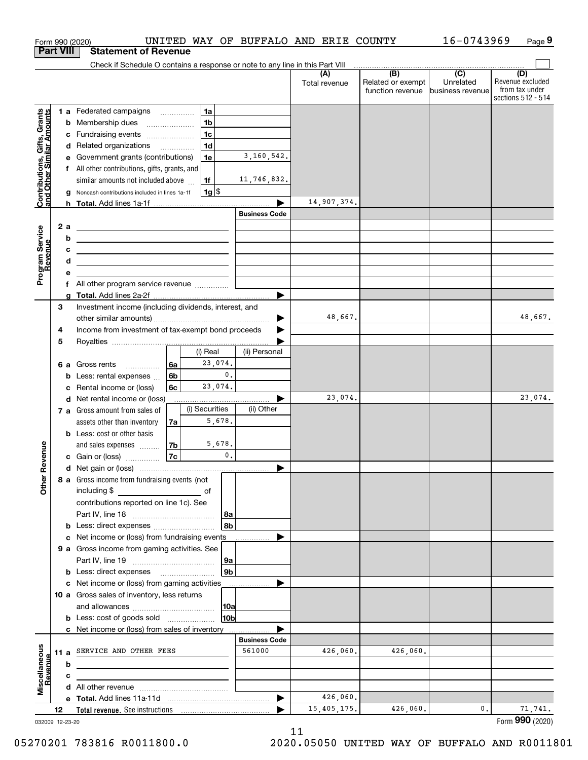Form 990 (2020) UNITED WAY OF BUFFALO AND ERIE COUNTY 16-0743969 Page 9

## Part VIII Statement of Revenue

Check if Schedule O contains a response or note to any line in this Part VIII

| | | | (A) Total revenue | (B) Related or exempt function revenue | (C) Unrelated business revenue | (D) Revenue excluded from tax under sections 512 - 514 |
|---|---|---|---|---|---|---|
| **Contributions, Gifts, Grants and Other Similar Amounts** | 1a Federated campaigns | 1a | | | | |
| | b Membership dues | 1b | | | | |
| | c Fundraising events | 1c | | | | |
| | d Related organizations | 1d | | | | |
| | e Government grants (contributions) | 1e 3,160,542. | | | | |
| | f All other contributions, gifts, grants, and similar amounts not included above | 1f 11,746,832. | | | | |
| | g Noncash contributions included in lines 1a-1f | 1g $ | | | | |
| | h Total. Add lines 1a-1f | | 14,907,374. | | | |
| **Program Service Revenue** | | Business Code | | | | |
| | 2a | | | | | |
| | b | | | | | |
| | c | | | | | |
| | d | | | | | |
| | e | | | | | |
| | f All other program service revenue | | | | | |
| | g Total. Add lines 2a-2f | | | | | |
| **Other Revenue** | 3 Investment income (including dividends, interest, and other similar amounts) | | 48,667. | | | 48,667. |
| | 4 Income from investment of tax-exempt bond proceeds | | | | | |
| | 5 Royalties | | | | | |
| | | (i) Real / (ii) Personal | | | | |
| | 6a Gross rents | 6a (i) 23,074. | | | | |
| | b Less: rental expenses | 6b (i) 0. | | | | |
| | c Rental income or (loss) | 6c (i) 23,074. | | | | |
| | d Net rental income or (loss) | | 23,074. | | | 23,074. |
| | | (i) Securities / (ii) Other | | | | |
| | 7a Gross amount from sales of assets other than inventory | 7a (i) 5,678. | | | | |
| | b Less: cost or other basis and sales expenses | 7b (i) 5,678. | | | | |
| | c Gain or (loss) | 7c (i) 0. | | | | |
| | d Net gain or (loss) | | | | | |
| | 8a Gross income from fundraising events (not including $ of contributions reported on line 1c). See Part IV, line 18 | 8a | | | | |
| | b Less: direct expenses | 8b | | | | |
| | c Net income or (loss) from fundraising events | | | | | |
| | 9a Gross income from gaming activities. See Part IV, line 19 | 9a | | | | |
| | b Less: direct expenses | 9b | | | | |
| | c Net income or (loss) from gaming activities | | | | | |
| | 10a Gross sales of inventory, less returns and allowances | 10a | | | | |
| | b Less: cost of goods sold | 10b | | | | |
| | c Net income or (loss) from sales of inventory | | | | | |
| **Miscellaneous Revenue** | | Business Code | | | | |
| | 11a SERVICE AND OTHER FEES | 561000 | 426,060. | 426,060. | | |
| | b | | | | | |
| | c | | | | | |
| | d All other revenue | | | | | |
| | e Total. Add lines 11a-11d | | 426,060. | | | |
| | 12 Total revenue. See instructions | | 15,405,175. | 426,060. | 0. | 71,741. |

032009 12-23-20

Form 990 (2020)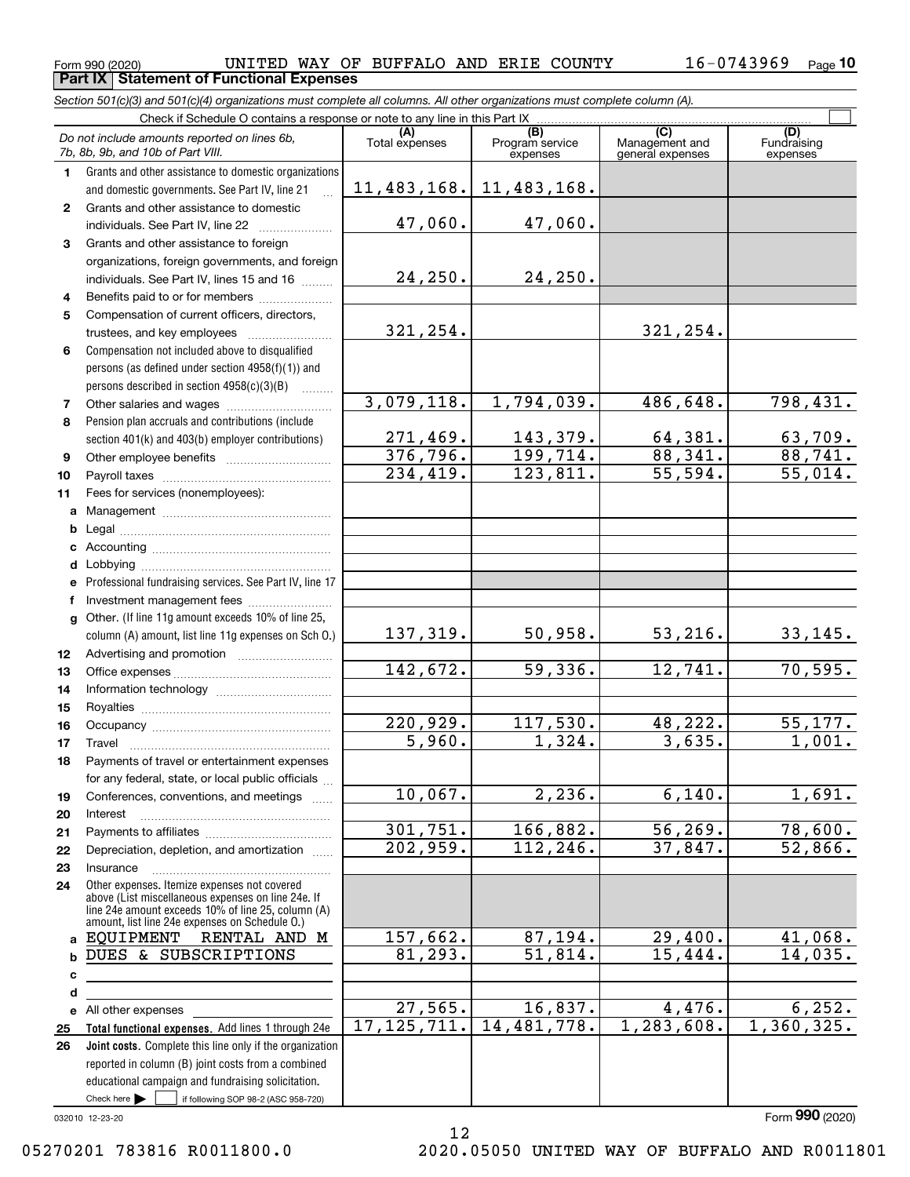Form 990 (2020) UNITED WAY OF BUFFALO AND ERIE COUNTY 16-0743969 Page 10

**Part IX Statement of Functional Expenses**

*Section 501(c)(3) and 501(c)(4) organizations must complete all columns. All other organizations must complete column (A).*

Check if Schedule O contains a response or note to any line in this Part IX

| | *Do not include amounts reported on lines 6b, 7b, 8b, 9b, and 10b of Part VIII.* | (A) Total expenses | (B) Program service expenses | (C) Management and general expenses | (D) Fundraising expenses |
|---|---|---|---|---|---|
| 1 | Grants and other assistance to domestic organizations and domestic governments. See Part IV, line 21 | 11,483,168. | 11,483,168. | | |
| 2 | Grants and other assistance to domestic individuals. See Part IV, line 22 | 47,060. | 47,060. | | |
| 3 | Grants and other assistance to foreign organizations, foreign governments, and foreign individuals. See Part IV, lines 15 and 16 | 24,250. | 24,250. | | |
| 4 | Benefits paid to or for members | | | | |
| 5 | Compensation of current officers, directors, trustees, and key employees | 321,254. | | 321,254. | |
| 6 | Compensation not included above to disqualified persons (as defined under section 4958(f)(1)) and persons described in section 4958(c)(3)(B) | | | | |
| 7 | Other salaries and wages | 3,079,118. | 1,794,039. | 486,648. | 798,431. |
| 8 | Pension plan accruals and contributions (include section 401(k) and 403(b) employer contributions) | 271,469. | 143,379. | 64,381. | 63,709. |
| 9 | Other employee benefits | 376,796. | 199,714. | 88,341. | 88,741. |
| 10 | Payroll taxes | 234,419. | 123,811. | 55,594. | 55,014. |
| 11 | Fees for services (nonemployees): | | | | |
| a | Management | | | | |
| b | Legal | | | | |
| c | Accounting | | | | |
| d | Lobbying | | | | |
| e | Professional fundraising services. See Part IV, line 17 | | | | |
| f | Investment management fees | | | | |
| g | Other. (If line 11g amount exceeds 10% of line 25, column (A) amount, list line 11g expenses on Sch O.) | 137,319. | 50,958. | 53,216. | 33,145. |
| 12 | Advertising and promotion | | | | |
| 13 | Office expenses | 142,672. | 59,336. | 12,741. | 70,595. |
| 14 | Information technology | | | | |
| 15 | Royalties | | | | |
| 16 | Occupancy | 220,929. | 117,530. | 48,222. | 55,177. |
| 17 | Travel | 5,960. | 1,324. | 3,635. | 1,001. |
| 18 | Payments of travel or entertainment expenses for any federal, state, or local public officials | | | | |
| 19 | Conferences, conventions, and meetings | 10,067. | 2,236. | 6,140. | 1,691. |
| 20 | Interest | | | | |
| 21 | Payments to affiliates | 301,751. | 166,882. | 56,269. | 78,600. |
| 22 | Depreciation, depletion, and amortization | 202,959. | 112,246. | 37,847. | 52,866. |
| 23 | Insurance | | | | |
| 24 | Other expenses. Itemize expenses not covered above (List miscellaneous expenses on line 24e. If line 24e amount exceeds 10% of line 25, column (A) amount, list line 24e expenses on Schedule O.) | | | | |
| a | EQUIPMENT RENTAL AND M | 157,662. | 87,194. | 29,400. | 41,068. |
| b | DUES & SUBSCRIPTIONS | 81,293. | 51,814. | 15,444. | 14,035. |
| c | | | | | |
| d | | | | | |
| e | All other expenses | 27,565. | 16,837. | 4,476. | 6,252. |
| 25 | **Total functional expenses.** Add lines 1 through 24e | 17,125,711. | 14,481,778. | 1,283,608. | 1,360,325. |
| 26 | **Joint costs.** Complete this line only if the organization reported in column (B) joint costs from a combined educational campaign and fundraising solicitation. Check here ☐ if following SOP 98-2 (ASC 958-720) | | | | |

032010 12-23-20

Form **990** (2020)

05270201 783816 R0011800.0 2020.05050 UNITED WAY OF BUFFALO AND R0011801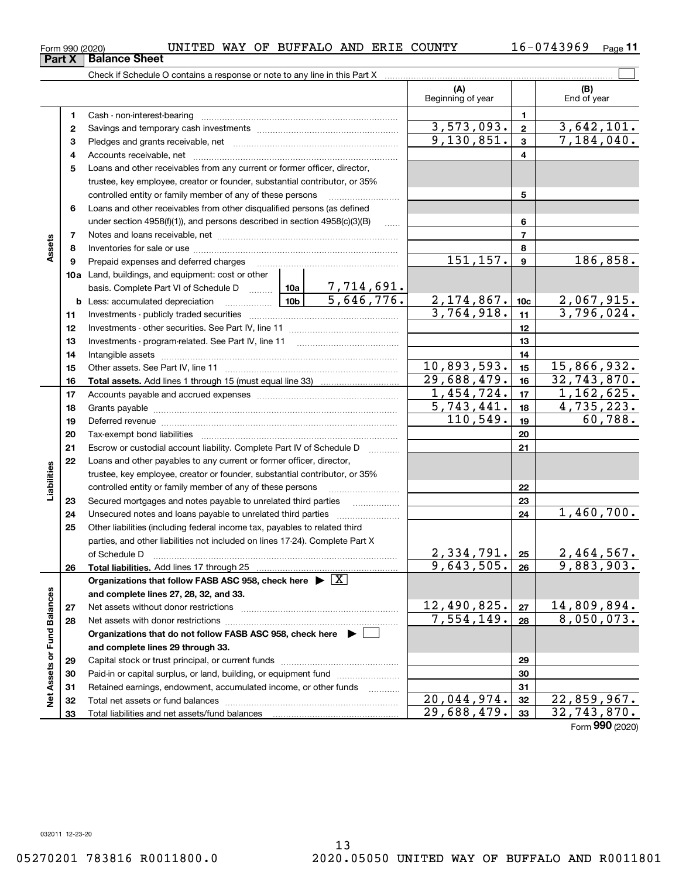Form 990 (2020) UNITED WAY OF BUFFALO AND ERIE COUNTY 16-0743969

## Part X Balance Sheet

Check if Schedule O contains a response or note to any line in this Part X

| | | Description | | | (A) Beginning of year | | (B) End of year |
|---|---|---|---|---|---|---|---|
| Assets | 1 | Cash - non-interest-bearing | | | | 1 | |
| | 2 | Savings and temporary cash investments | | | 3,573,093. | 2 | 3,642,101. |
| | 3 | Pledges and grants receivable, net | | | 9,130,851. | 3 | 7,184,040. |
| | 4 | Accounts receivable, net | | | | 4 | |
| | 5 | Loans and other receivables from any current or former officer, director, trustee, key employee, creator or founder, substantial contributor, or 35% controlled entity or family member of any of these persons | | | | 5 | |
| | 6 | Loans and other receivables from other disqualified persons (as defined under section 4958(f)(1)), and persons described in section 4958(c)(3)(B) | | | | 6 | |
| | 7 | Notes and loans receivable, net | | | | 7 | |
| | 8 | Inventories for sale or use | | | | 8 | |
| | 9 | Prepaid expenses and deferred charges | | | 151,157. | 9 | 186,858. |
| | 10a | Land, buildings, and equipment: cost or other basis. Complete Part VI of Schedule D | 10a | 7,714,691. | | | |
| | b | Less: accumulated depreciation | 10b | 5,646,776. | 2,174,867. | 10c | 2,067,915. |
| | 11 | Investments - publicly traded securities | | | 3,764,918. | 11 | 3,796,024. |
| | 12 | Investments - other securities. See Part IV, line 11 | | | | 12 | |
| | 13 | Investments - program-related. See Part IV, line 11 | | | | 13 | |
| | 14 | Intangible assets | | | | 14 | |
| | 15 | Other assets. See Part IV, line 11 | | | 10,893,593. | 15 | 15,866,932. |
| | 16 | **Total assets.** Add lines 1 through 15 (must equal line 33) | | | 29,688,479. | 16 | 32,743,870. |
| Liabilities | 17 | Accounts payable and accrued expenses | | | 1,454,724. | 17 | 1,162,625. |
| | 18 | Grants payable | | | 5,743,441. | 18 | 4,735,223. |
| | 19 | Deferred revenue | | | 110,549. | 19 | 60,788. |
| | 20 | Tax-exempt bond liabilities | | | | 20 | |
| | 21 | Escrow or custodial account liability. Complete Part IV of Schedule D | | | | 21 | |
| | 22 | Loans and other payables to any current or former officer, director, trustee, key employee, creator or founder, substantial contributor, or 35% controlled entity or family member of any of these persons | | | | 22 | |
| | 23 | Secured mortgages and notes payable to unrelated third parties | | | | 23 | |
| | 24 | Unsecured notes and loans payable to unrelated third parties | | | | 24 | 1,460,700. |
| | 25 | Other liabilities (including federal income tax, payables to related third parties, and other liabilities not included on lines 17-24). Complete Part X of Schedule D | | | 2,334,791. | 25 | 2,464,567. |
| | 26 | **Total liabilities.** Add lines 17 through 25 | | | 9,643,505. | 26 | 9,883,903. |
| Net Assets or Fund Balances | | **Organizations that follow FASB ASC 958, check here ▶ [X] and complete lines 27, 28, 32, and 33.** | | | | | |
| | 27 | Net assets without donor restrictions | | | 12,490,825. | 27 | 14,809,894. |
| | 28 | Net assets with donor restrictions | | | 7,554,149. | 28 | 8,050,073. |
| | | **Organizations that do not follow FASB ASC 958, check here ▶ [ ] and complete lines 29 through 33.** | | | | | |
| | 29 | Capital stock or trust principal, or current funds | | | | 29 | |
| | 30 | Paid-in or capital surplus, or land, building, or equipment fund | | | | 30 | |
| | 31 | Retained earnings, endowment, accumulated income, or other funds | | | | 31 | |
| | 32 | Total net assets or fund balances | | | 20,044,974. | 32 | 22,859,967. |
| | 33 | Total liabilities and net assets/fund balances | | | 29,688,479. | 33 | 32,743,870. |

Form **990** (2020)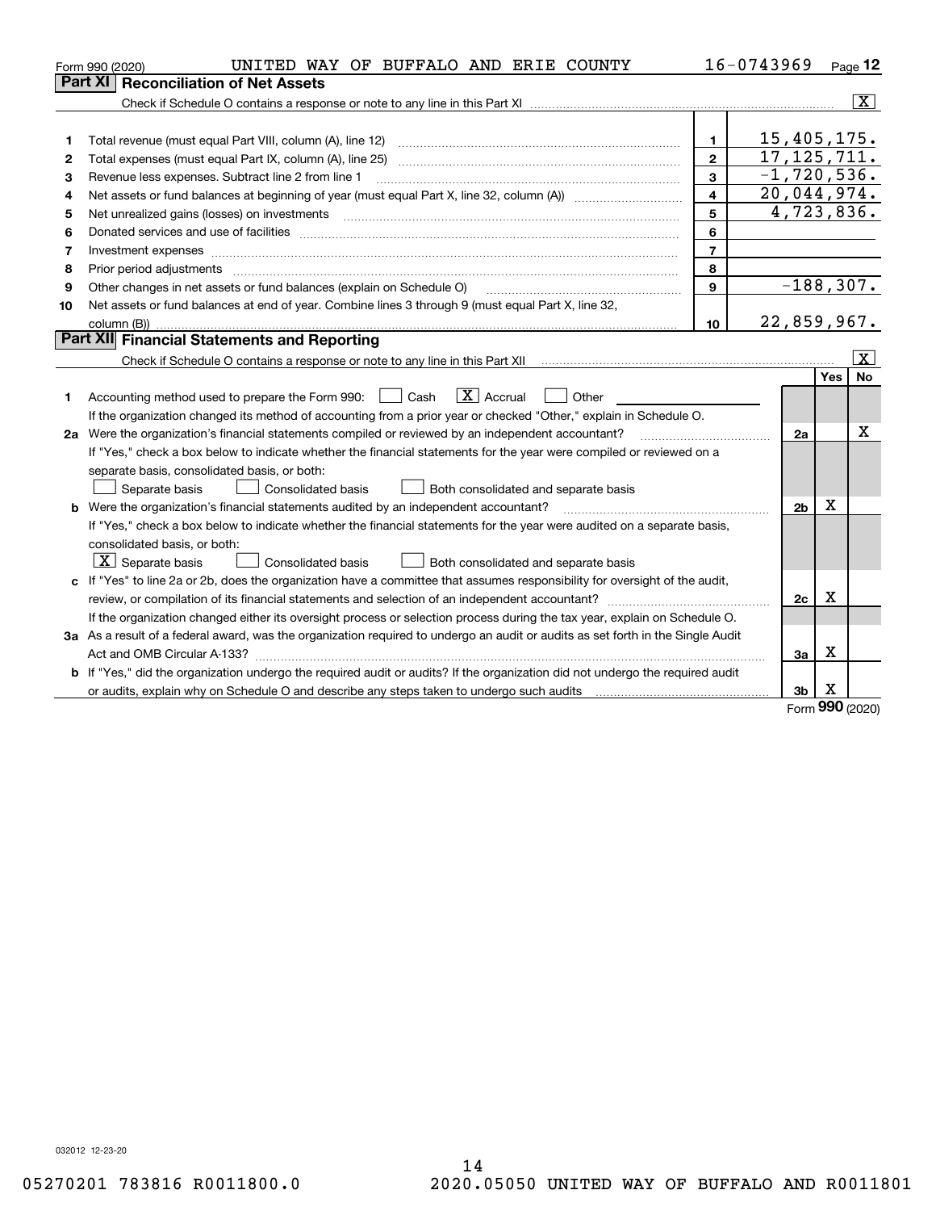Form 990 (2020) UNITED WAY OF BUFFALO AND ERIE COUNTY 16-0743969 Page 12

## Part XI Reconciliation of Net Assets

Check if Schedule O contains a response or note to any line in this Part XI .......... [X]

| | | | |
|---|---|---|---|
| 1 | Total revenue (must equal Part VIII, column (A), line 12) | 1 | 15,405,175. |
| 2 | Total expenses (must equal Part IX, column (A), line 25) | 2 | 17,125,711. |
| 3 | Revenue less expenses. Subtract line 2 from line 1 | 3 | -1,720,536. |
| 4 | Net assets or fund balances at beginning of year (must equal Part X, line 32, column (A)) | 4 | 20,044,974. |
| 5 | Net unrealized gains (losses) on investments | 5 | 4,723,836. |
| 6 | Donated services and use of facilities | 6 | |
| 7 | Investment expenses | 7 | |
| 8 | Prior period adjustments | 8 | |
| 9 | Other changes in net assets or fund balances (explain on Schedule O) | 9 | -188,307. |
| 10 | Net assets or fund balances at end of year. Combine lines 3 through 9 (must equal Part X, line 32, column (B)) | 10 | 22,859,967. |

## Part XII Financial Statements and Reporting

Check if Schedule O contains a response or note to any line in this Part XII .......... [X]

| | | | Yes | No |
|---|---|---|---|---|
| 1 | Accounting method used to prepare the Form 990: [ ] Cash [X] Accrual [ ] Other<br>If the organization changed its method of accounting from a prior year or checked "Other," explain in Schedule O. | | | |
| 2a | Were the organization's financial statements compiled or reviewed by an independent accountant?<br>If "Yes," check a box below to indicate whether the financial statements for the year were compiled or reviewed on a separate basis, consolidated basis, or both:<br>[ ] Separate basis [ ] Consolidated basis [ ] Both consolidated and separate basis | 2a | | X |
| b | Were the organization's financial statements audited by an independent accountant?<br>If "Yes," check a box below to indicate whether the financial statements for the year were audited on a separate basis, consolidated basis, or both:<br>[X] Separate basis [ ] Consolidated basis [ ] Both consolidated and separate basis | 2b | X | |
| c | If "Yes" to line 2a or 2b, does the organization have a committee that assumes responsibility for oversight of the audit, review, or compilation of its financial statements and selection of an independent accountant?<br>If the organization changed either its oversight process or selection process during the tax year, explain on Schedule O. | 2c | X | |
| 3a | As a result of a federal award, was the organization required to undergo an audit or audits as set forth in the Single Audit Act and OMB Circular A-133? | 3a | X | |
| b | If "Yes," did the organization undergo the required audit or audits? If the organization did not undergo the required audit or audits, explain why on Schedule O and describe any steps taken to undergo such audits | 3b | X | |

Form 990 (2020)

032012 12-23-20

05270201 783816 R0011800.0 2020.05050 UNITED WAY OF BUFFALO AND R0011801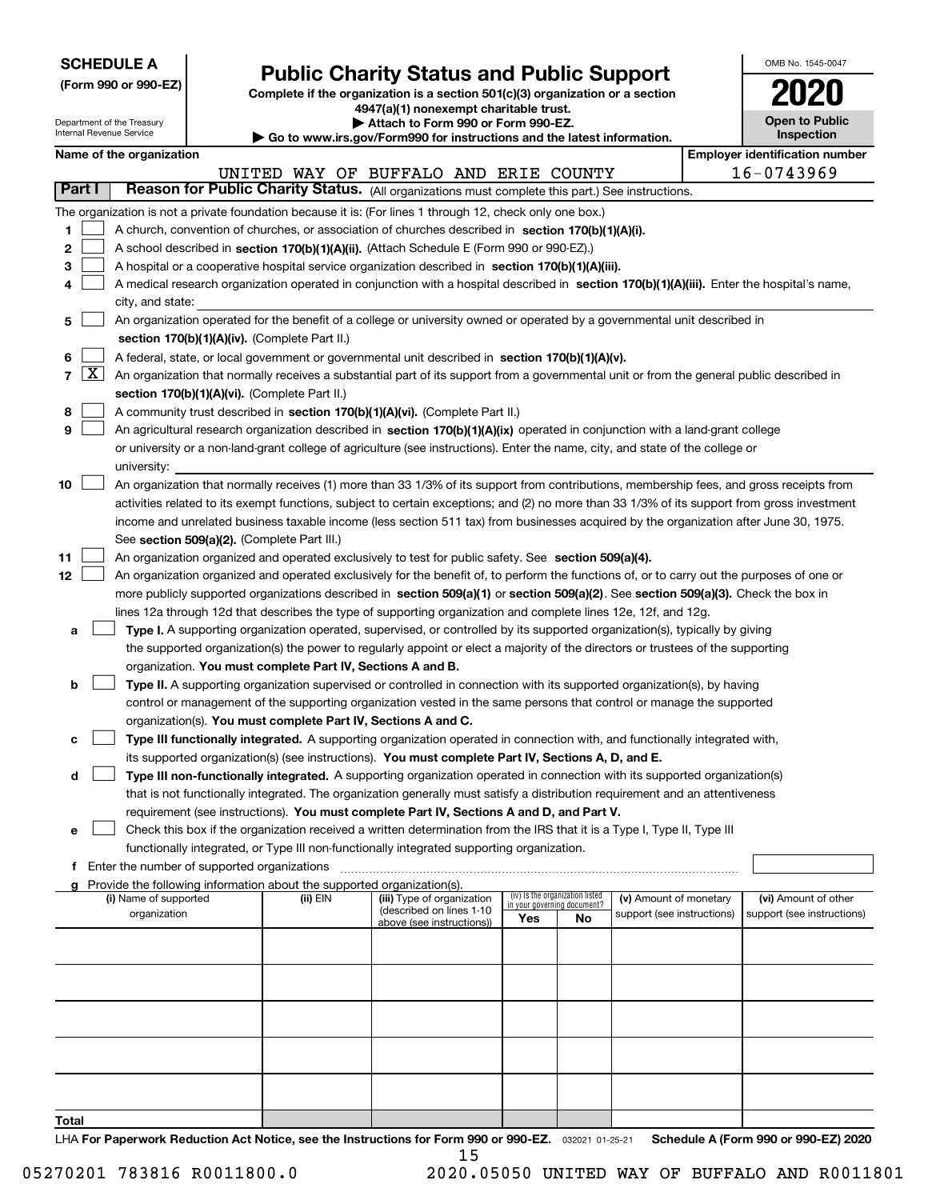**SCHEDULE A**
**(Form 990 or 990-EZ)**

Department of the Treasury
Internal Revenue Service

# Public Charity Status and Public Support

**Complete if the organization is a section 501(c)(3) organization or a section 4947(a)(1) nonexempt charitable trust.**
**▶ Attach to Form 990 or Form 990-EZ.**
**▶ Go to www.irs.gov/Form990 for instructions and the latest information.**

OMB No. 1545-0047

**2020**

**Open to Public Inspection**

**Name of the organization**: UNITED WAY OF BUFFALO AND ERIE COUNTY

**Employer identification number**: 16-0743969

## Part I — Reason for Public Charity Status. (All organizations must complete this part.) See instructions.

The organization is not a private foundation because it is: (For lines 1 through 12, check only one box.)

1. [ ] A church, convention of churches, or association of churches described in **section 170(b)(1)(A)(i).**
2. [ ] A school described in **section 170(b)(1)(A)(ii).** (Attach Schedule E (Form 990 or 990-EZ).)
3. [ ] A hospital or a cooperative hospital service organization described in **section 170(b)(1)(A)(iii).**
4. [ ] A medical research organization operated in conjunction with a hospital described in **section 170(b)(1)(A)(iii).** Enter the hospital's name, city, and state:
5. [ ] An organization operated for the benefit of a college or university owned or operated by a governmental unit described in **section 170(b)(1)(A)(iv).** (Complete Part II.)
6. [ ] A federal, state, or local government or governmental unit described in **section 170(b)(1)(A)(v).**
7. [X] An organization that normally receives a substantial part of its support from a governmental unit or from the general public described in **section 170(b)(1)(A)(vi).** (Complete Part II.)
8. [ ] A community trust described in **section 170(b)(1)(A)(vi).** (Complete Part II.)
9. [ ] An agricultural research organization described in **section 170(b)(1)(A)(ix)** operated in conjunction with a land-grant college or university or a non-land-grant college of agriculture (see instructions). Enter the name, city, and state of the college or university:
10. [ ] An organization that normally receives (1) more than 33 1/3% of its support from contributions, membership fees, and gross receipts from activities related to its exempt functions, subject to certain exceptions; and (2) no more than 33 1/3% of its support from gross investment income and unrelated business taxable income (less section 511 tax) from businesses acquired by the organization after June 30, 1975. See **section 509(a)(2).** (Complete Part III.)
11. [ ] An organization organized and operated exclusively to test for public safety. See **section 509(a)(4).**
12. [ ] An organization organized and operated exclusively for the benefit of, to perform the functions of, or to carry out the purposes of one or more publicly supported organizations described in **section 509(a)(1)** or **section 509(a)(2)**. See **section 509(a)(3).** Check the box in lines 12a through 12d that describes the type of supporting organization and complete lines 12e, 12f, and 12g.
   - **a** [ ] **Type I.** A supporting organization operated, supervised, or controlled by its supported organization(s), typically by giving the supported organization(s) the power to regularly appoint or elect a majority of the directors or trustees of the supporting organization. **You must complete Part IV, Sections A and B.**
   - **b** [ ] **Type II.** A supporting organization supervised or controlled in connection with its supported organization(s), by having control or management of the supporting organization vested in the same persons that control or manage the supported organization(s). **You must complete Part IV, Sections A and C.**
   - **c** [ ] **Type III functionally integrated.** A supporting organization operated in connection with, and functionally integrated with, its supported organization(s) (see instructions). **You must complete Part IV, Sections A, D, and E.**
   - **d** [ ] **Type III non-functionally integrated.** A supporting organization operated in connection with its supported organization(s) that is not functionally integrated. The organization generally must satisfy a distribution requirement and an attentiveness requirement (see instructions). **You must complete Part IV, Sections A and D, and Part V.**
   - **e** [ ] Check this box if the organization received a written determination from the IRS that it is a Type I, Type II, Type III functionally integrated, or Type III non-functionally integrated supporting organization.
   - **f** Enter the number of supported organizations
   - **g** Provide the following information about the supported organization(s).

| (i) Name of supported organization | (ii) EIN | (iii) Type of organization (described on lines 1-10 above (see instructions)) | (iv) Is the organization listed in your governing document? Yes | No | (v) Amount of monetary support (see instructions) | (vi) Amount of other support (see instructions) |
|---|---|---|---|---|---|---|
| | | | | | | |
| | | | | | | |
| | | | | | | |
| | | | | | | |
| | | | | | | |
| **Total** | | | | | | |

LHA **For Paperwork Reduction Act Notice, see the Instructions for Form 990 or 990-EZ.** 032021 01-25-21 **Schedule A (Form 990 or 990-EZ) 2020**

05270201 783816 R0011800.0 2020.05050 UNITED WAY OF BUFFALO AND R0011801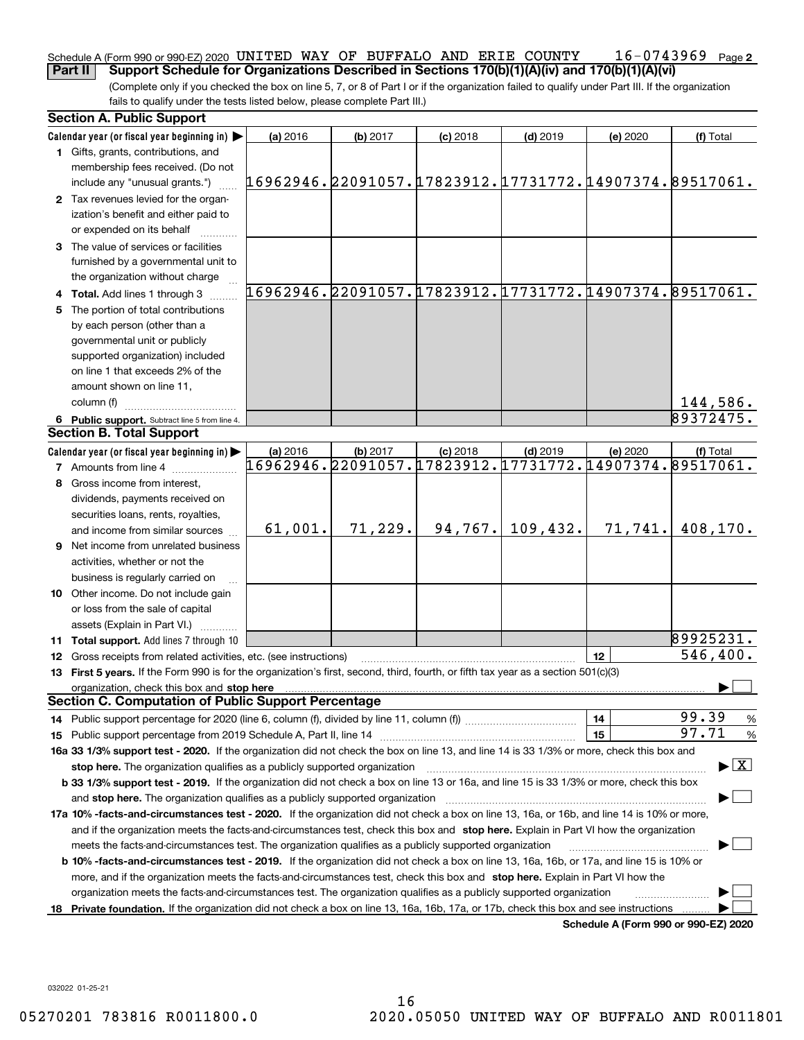Schedule A (Form 990 or 990-EZ) 2020 UNITED WAY OF BUFFALO AND ERIE COUNTY 16-0743969 Page 2

**Part II Support Schedule for Organizations Described in Sections 170(b)(1)(A)(iv) and 170(b)(1)(A)(vi)**

(Complete only if you checked the box on line 5, 7, or 8 of Part I or if the organization failed to qualify under Part III. If the organization fails to qualify under the tests listed below, please complete Part III.)

## Section A. Public Support

| Calendar year (or fiscal year beginning in) | (a) 2016 | (b) 2017 | (c) 2018 | (d) 2019 | (e) 2020 | (f) Total |
|---|---|---|---|---|---|---|
| 1 Gifts, grants, contributions, and membership fees received. (Do not include any "unusual grants.") | 16962946. | 22091057. | 17823912. | 17731772. | 14907374. | 89517061. |
| 2 Tax revenues levied for the organization's benefit and either paid to or expended on its behalf | | | | | | |
| 3 The value of services or facilities furnished by a governmental unit to the organization without charge | | | | | | |
| 4 **Total.** Add lines 1 through 3 | 16962946. | 22091057. | 17823912. | 17731772. | 14907374. | 89517061. |
| 5 The portion of total contributions by each person (other than a governmental unit or publicly supported organization) included on line 1 that exceeds 2% of the amount shown on line 11, column (f) | | | | | | 144,586. |
| 6 **Public support.** Subtract line 5 from line 4. | | | | | | 89372475. |

## Section B. Total Support

| Calendar year (or fiscal year beginning in) | (a) 2016 | (b) 2017 | (c) 2018 | (d) 2019 | (e) 2020 | (f) Total |
|---|---|---|---|---|---|---|
| 7 Amounts from line 4 | 16962946. | 22091057. | 17823912. | 17731772. | 14907374. | 89517061. |
| 8 Gross income from interest, dividends, payments received on securities loans, rents, royalties, and income from similar sources | 61,001. | 71,229. | 94,767. | 109,432. | 71,741. | 408,170. |
| 9 Net income from unrelated business activities, whether or not the business is regularly carried on | | | | | | |
| 10 Other income. Do not include gain or loss from the sale of capital assets (Explain in Part VI.) | | | | | | |
| 11 **Total support.** Add lines 7 through 10 | | | | | | 89925231. |

12 Gross receipts from related activities, etc. (see instructions) | 12 | 546,400.

13 **First 5 years.** If the Form 990 is for the organization's first, second, third, fourth, or fifth tax year as a section 501(c)(3) organization, check this box and **stop here** ☐

## Section C. Computation of Public Support Percentage

14 Public support percentage for 2020 (line 6, column (f), divided by line 11, column (f)) | 14 | 99.39 %

15 Public support percentage from 2019 Schedule A, Part II, line 14 | 15 | 97.71 %

**16a 33 1/3% support test - 2020.** If the organization did not check the box on line 13, and line 14 is 33 1/3% or more, check this box and **stop here.** The organization qualifies as a publicly supported organization ☒

**b 33 1/3% support test - 2019.** If the organization did not check a box on line 13 or 16a, and line 15 is 33 1/3% or more, check this box and **stop here.** The organization qualifies as a publicly supported organization ☐

**17a 10% -facts-and-circumstances test - 2020.** If the organization did not check a box on line 13, 16a, or 16b, and line 14 is 10% or more, and if the organization meets the facts-and-circumstances test, check this box and **stop here.** Explain in Part VI how the organization meets the facts-and-circumstances test. The organization qualifies as a publicly supported organization ☐

**b 10% -facts-and-circumstances test - 2019.** If the organization did not check a box on line 13, 16a, 16b, or 17a, and line 15 is 10% or more, and if the organization meets the facts-and-circumstances test, check this box and **stop here.** Explain in Part VI how the organization meets the facts-and-circumstances test. The organization qualifies as a publicly supported organization ☐

**18 Private foundation.** If the organization did not check a box on line 13, 16a, 16b, 17a, or 17b, check this box and see instructions ☐

**Schedule A (Form 990 or 990-EZ) 2020**

032022 01-25-21

05270201 783816 R0011800.0 2020.05050 UNITED WAY OF BUFFALO AND R0011801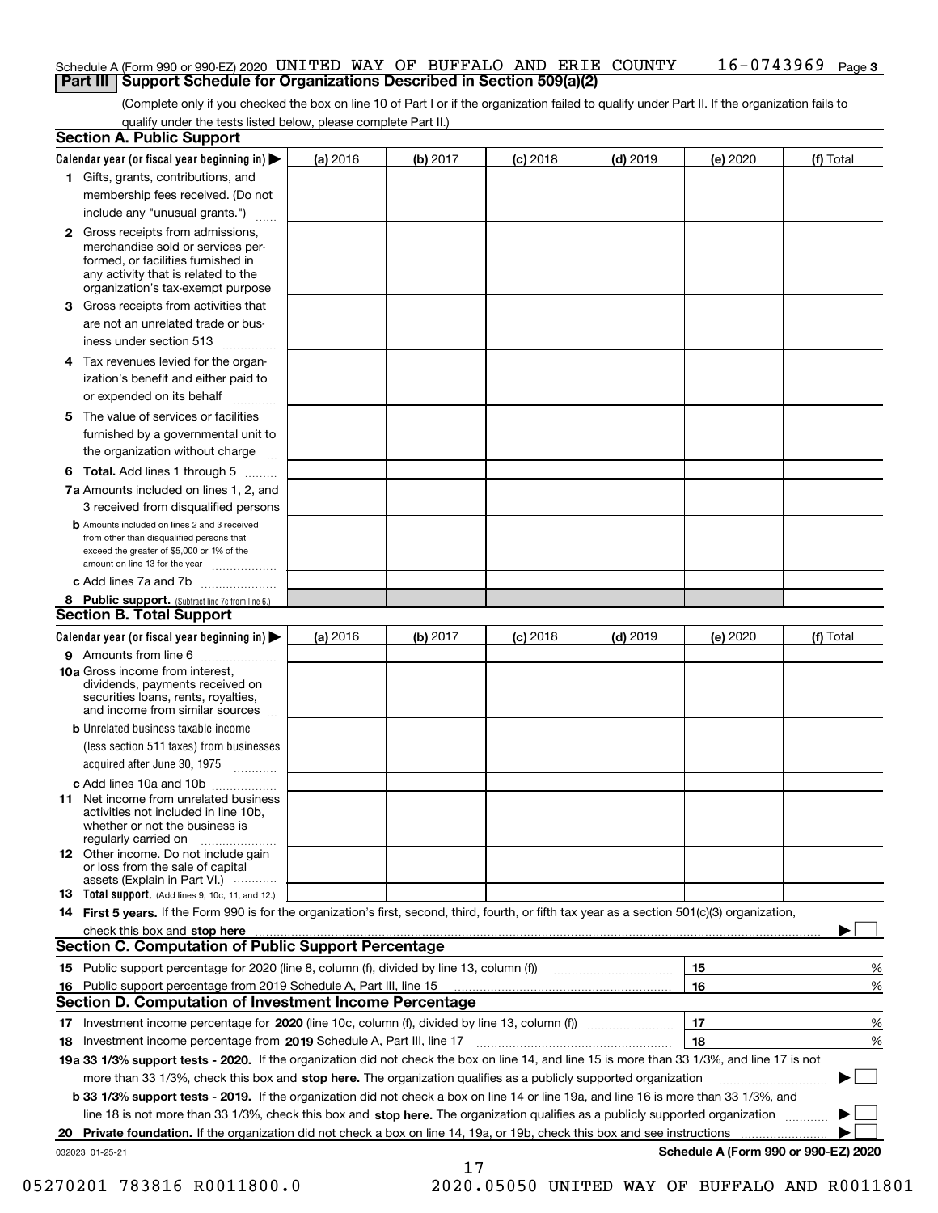Schedule A (Form 990 or 990-EZ) 2020 UNITED WAY OF BUFFALO AND ERIE COUNTY 16-0743969 Page 3

## Part III Support Schedule for Organizations Described in Section 509(a)(2)

(Complete only if you checked the box on line 10 of Part I or if the organization failed to qualify under Part II. If the organization fails to qualify under the tests listed below, please complete Part II.)

### Section A. Public Support

| Calendar year (or fiscal year beginning in) ▶ | (a) 2016 | (b) 2017 | (c) 2018 | (d) 2019 | (e) 2020 | (f) Total |
|---|---|---|---|---|---|---|
| 1 Gifts, grants, contributions, and membership fees received. (Do not include any "unusual grants.") | | | | | | |
| 2 Gross receipts from admissions, merchandise sold or services performed, or facilities furnished in any activity that is related to the organization's tax-exempt purpose | | | | | | |
| 3 Gross receipts from activities that are not an unrelated trade or business under section 513 | | | | | | |
| 4 Tax revenues levied for the organization's benefit and either paid to or expended on its behalf | | | | | | |
| 5 The value of services or facilities furnished by a governmental unit to the organization without charge | | | | | | |
| 6 Total. Add lines 1 through 5 | | | | | | |
| 7a Amounts included on lines 1, 2, and 3 received from disqualified persons | | | | | | |
| b Amounts included on lines 2 and 3 received from other than disqualified persons that exceed the greater of $5,000 or 1% of the amount on line 13 for the year | | | | | | |
| c Add lines 7a and 7b | | | | | | |
| 8 Public support. (Subtract line 7c from line 6.) | | | | | | |

### Section B. Total Support

| Calendar year (or fiscal year beginning in) ▶ | (a) 2016 | (b) 2017 | (c) 2018 | (d) 2019 | (e) 2020 | (f) Total |
|---|---|---|---|---|---|---|
| 9 Amounts from line 6 | | | | | | |
| 10a Gross income from interest, dividends, payments received on securities loans, rents, royalties, and income from similar sources | | | | | | |
| b Unrelated business taxable income (less section 511 taxes) from businesses acquired after June 30, 1975 | | | | | | |
| c Add lines 10a and 10b | | | | | | |
| 11 Net income from unrelated business activities not included in line 10b, whether or not the business is regularly carried on | | | | | | |
| 12 Other income. Do not include gain or loss from the sale of capital assets (Explain in Part VI.) | | | | | | |
| 13 Total support. (Add lines 9, 10c, 11, and 12.) | | | | | | |

14 **First 5 years.** If the Form 990 is for the organization's first, second, third, fourth, or fifth tax year as a section 501(c)(3) organization, check this box and **stop here** ▶ ☐

### Section C. Computation of Public Support Percentage

| | | | |
|---|---|---|---|
| 15 | Public support percentage for 2020 (line 8, column (f), divided by line 13, column (f)) | 15 | % |
| 16 | Public support percentage from 2019 Schedule A, Part III, line 15 | 16 | % |

### Section D. Computation of Investment Income Percentage

| | | | |
|---|---|---|---|
| 17 | Investment income percentage for **2020** (line 10c, column (f), divided by line 13, column (f)) | 17 | % |
| 18 | Investment income percentage from **2019** Schedule A, Part III, line 17 | 18 | % |

**19a 33 1/3% support tests - 2020.** If the organization did not check the box on line 14, and line 15 is more than 33 1/3%, and line 17 is not more than 33 1/3%, check this box and **stop here.** The organization qualifies as a publicly supported organization ▶ ☐

**b 33 1/3% support tests - 2019.** If the organization did not check a box on line 14 or line 19a, and line 16 is more than 33 1/3%, and line 18 is not more than 33 1/3%, check this box and **stop here.** The organization qualifies as a publicly supported organization ▶ ☐

**20 Private foundation.** If the organization did not check a box on line 14, 19a, or 19b, check this box and see instructions ▶ ☐

032023 01-25-21 **Schedule A (Form 990 or 990-EZ) 2020**

05270201 783816 R0011800.0 2020.05050 UNITED WAY OF BUFFALO AND R0011801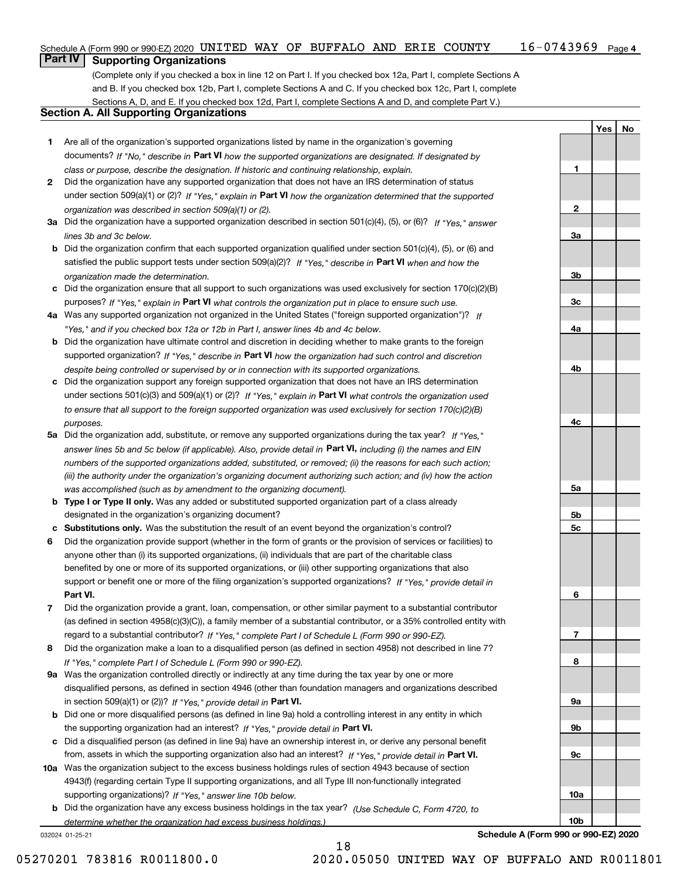Schedule A (Form 990 or 990-EZ) 2020 UNITED WAY OF BUFFALO AND ERIE COUNTY 16-0743969 Page 4

## Part IV Supporting Organizations

(Complete only if you checked a box in line 12 on Part I. If you checked box 12a, Part I, complete Sections A and B. If you checked box 12b, Part I, complete Sections A and C. If you checked box 12c, Part I, complete Sections A, D, and E. If you checked box 12d, Part I, complete Sections A and D, and complete Part V.)

### Section A. All Supporting Organizations

| | | | Yes | No |
|---|---|---|---|---|
| **1** | Are all of the organization's supported organizations listed by name in the organization's governing documents? *If "No," describe in* **Part VI** *how the supported organizations are designated. If designated by class or purpose, describe the designation. If historic and continuing relationship, explain.* | **1** | | |
| **2** | Did the organization have any supported organization that does not have an IRS determination of status under section 509(a)(1) or (2)? *If "Yes," explain in* **Part VI** *how the organization determined that the supported organization was described in section 509(a)(1) or (2).* | **2** | | |
| **3a** | Did the organization have a supported organization described in section 501(c)(4), (5), or (6)? *If "Yes," answer lines 3b and 3c below.* | **3a** | | |
| **b** | Did the organization confirm that each supported organization qualified under section 501(c)(4), (5), or (6) and satisfied the public support tests under section 509(a)(2)? *If "Yes," describe in* **Part VI** *when and how the organization made the determination.* | **3b** | | |
| **c** | Did the organization ensure that all support to such organizations was used exclusively for section 170(c)(2)(B) purposes? *If "Yes," explain in* **Part VI** *what controls the organization put in place to ensure such use.* | **3c** | | |
| **4a** | Was any supported organization not organized in the United States ("foreign supported organization")? *If "Yes," and if you checked box 12a or 12b in Part I, answer lines 4b and 4c below.* | **4a** | | |
| **b** | Did the organization have ultimate control and discretion in deciding whether to make grants to the foreign supported organization? *If "Yes," describe in* **Part VI** *how the organization had such control and discretion despite being controlled or supervised by or in connection with its supported organizations.* | **4b** | | |
| **c** | Did the organization support any foreign supported organization that does not have an IRS determination under sections 501(c)(3) and 509(a)(1) or (2)? *If "Yes," explain in* **Part VI** *what controls the organization used to ensure that all support to the foreign supported organization was used exclusively for section 170(c)(2)(B) purposes.* | **4c** | | |
| **5a** | Did the organization add, substitute, or remove any supported organizations during the tax year? *If "Yes," answer lines 5b and 5c below (if applicable). Also, provide detail in* **Part VI,** *including (i) the names and EIN numbers of the supported organizations added, substituted, or removed; (ii) the reasons for each such action; (iii) the authority under the organization's organizing document authorizing such action; and (iv) how the action was accomplished (such as by amendment to the organizing document).* | **5a** | | |
| **b** | **Type I or Type II only.** Was any added or substituted supported organization part of a class already designated in the organization's organizing document? | **5b** | | |
| **c** | **Substitutions only.** Was the substitution the result of an event beyond the organization's control? | **5c** | | |
| **6** | Did the organization provide support (whether in the form of grants or the provision of services or facilities) to anyone other than (i) its supported organizations, (ii) individuals that are part of the charitable class benefited by one or more of its supported organizations, or (iii) other supporting organizations that also support or benefit one or more of the filing organization's supported organizations? *If "Yes," provide detail in* **Part VI.** | **6** | | |
| **7** | Did the organization provide a grant, loan, compensation, or other similar payment to a substantial contributor (as defined in section 4958(c)(3)(C)), a family member of a substantial contributor, or a 35% controlled entity with regard to a substantial contributor? *If "Yes," complete Part I of Schedule L (Form 990 or 990-EZ).* | **7** | | |
| **8** | Did the organization make a loan to a disqualified person (as defined in section 4958) not described in line 7? *If "Yes," complete Part I of Schedule L (Form 990 or 990-EZ).* | **8** | | |
| **9a** | Was the organization controlled directly or indirectly at any time during the tax year by one or more disqualified persons, as defined in section 4946 (other than foundation managers and organizations described in section 509(a)(1) or (2))? *If "Yes," provide detail in* **Part VI.** | **9a** | | |
| **b** | Did one or more disqualified persons (as defined in line 9a) hold a controlling interest in any entity in which the supporting organization had an interest? *If "Yes," provide detail in* **Part VI.** | **9b** | | |
| **c** | Did a disqualified person (as defined in line 9a) have an ownership interest in, or derive any personal benefit from, assets in which the supporting organization also had an interest? *If "Yes," provide detail in* **Part VI.** | **9c** | | |
| **10a** | Was the organization subject to the excess business holdings rules of section 4943 because of section 4943(f) (regarding certain Type II supporting organizations, and all Type III non-functionally integrated supporting organizations)? *If "Yes," answer line 10b below.* | **10a** | | |
| **b** | Did the organization have any excess business holdings in the tax year? *(Use Schedule C, Form 4720, to determine whether the organization had excess business holdings.)* | **10b** | | |

032024 01-25-21 **Schedule A (Form 990 or 990-EZ) 2020**

05270201 783816 R0011800.0 2020.05050 UNITED WAY OF BUFFALO AND R0011801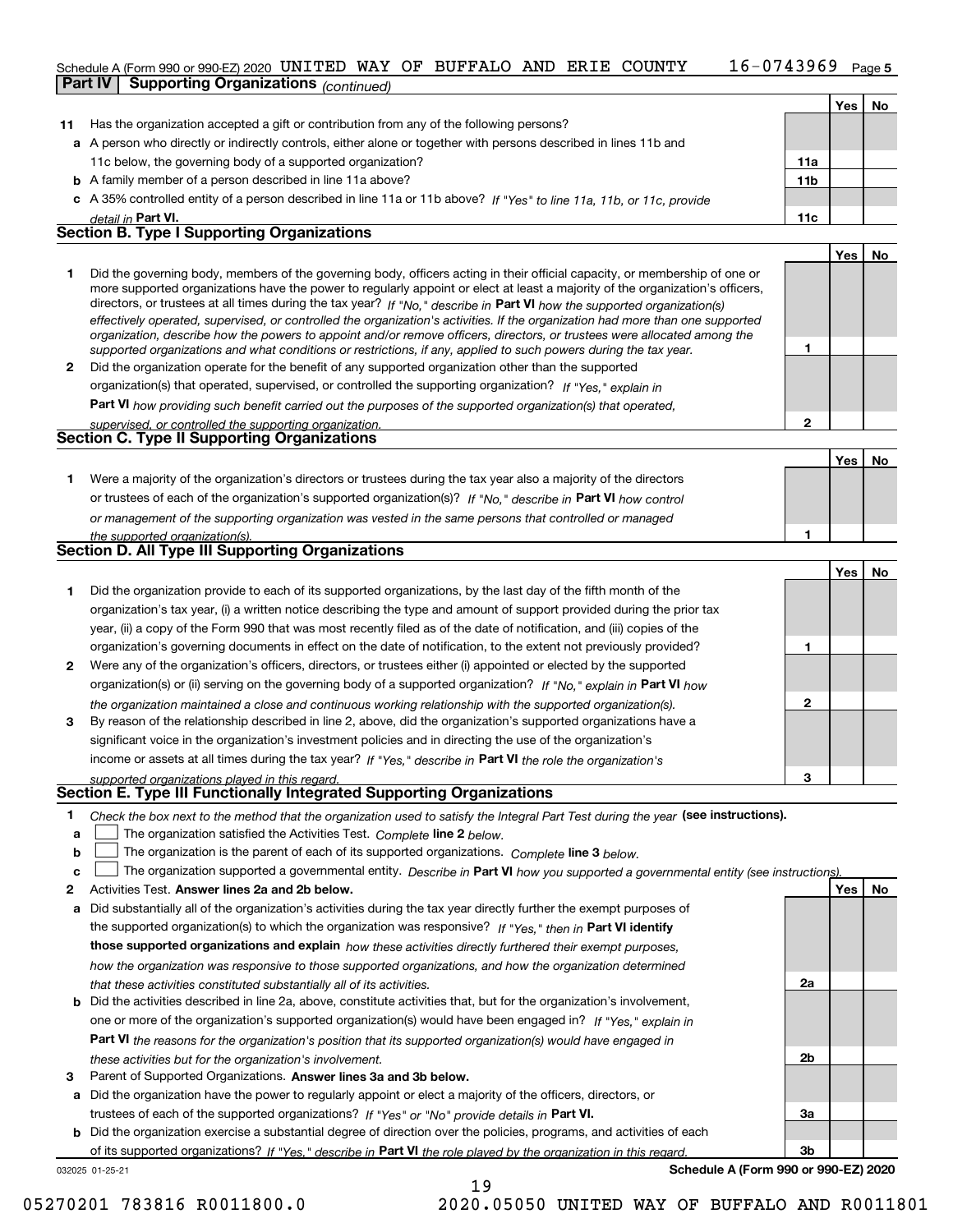Schedule A (Form 990 or 990-EZ) 2020 UNITED WAY OF BUFFALO AND ERIE COUNTY 16-0743969 Page 5

**Part IV | Supporting Organizations** *(continued)*

| | | | Yes | No |
|---|---|---|---|---|
| **11** | Has the organization accepted a gift or contribution from any of the following persons? | | | |
| **a** | A person who directly or indirectly controls, either alone or together with persons described in lines 11b and 11c below, the governing body of a supported organization? | **11a** | | |
| **b** | A family member of a person described in line 11a above? | **11b** | | |
| **c** | A 35% controlled entity of a person described in line 11a or 11b above? *If "Yes" to line 11a, 11b, or 11c, provide detail in* **Part VI.** | **11c** | | |

## Section B. Type I Supporting Organizations

| | | | Yes | No |
|---|---|---|---|---|
| **1** | Did the governing body, members of the governing body, officers acting in their official capacity, or membership of one or more supported organizations have the power to regularly appoint or elect at least a majority of the organization's officers, directors, or trustees at all times during the tax year? *If "No," describe in* **Part VI** *how the supported organization(s) effectively operated, supervised, or controlled the organization's activities. If the organization had more than one supported organization, describe how the powers to appoint and/or remove officers, directors, or trustees were allocated among the supported organizations and what conditions or restrictions, if any, applied to such powers during the tax year.* | **1** | | |
| **2** | Did the organization operate for the benefit of any supported organization other than the supported organization(s) that operated, supervised, or controlled the supporting organization? *If "Yes," explain in* **Part VI** *how providing such benefit carried out the purposes of the supported organization(s) that operated, supervised, or controlled the supporting organization.* | **2** | | |

## Section C. Type II Supporting Organizations

| | | | Yes | No |
|---|---|---|---|---|
| **1** | Were a majority of the organization's directors or trustees during the tax year also a majority of the directors or trustees of each of the organization's supported organization(s)? *If "No," describe in* **Part VI** *how control or management of the supporting organization was vested in the same persons that controlled or managed the supported organization(s).* | **1** | | |

## Section D. All Type III Supporting Organizations

| | | | Yes | No |
|---|---|---|---|---|
| **1** | Did the organization provide to each of its supported organizations, by the last day of the fifth month of the organization's tax year, (i) a written notice describing the type and amount of support provided during the prior tax year, (ii) a copy of the Form 990 that was most recently filed as of the date of notification, and (iii) copies of the organization's governing documents in effect on the date of notification, to the extent not previously provided? | **1** | | |
| **2** | Were any of the organization's officers, directors, or trustees either (i) appointed or elected by the supported organization(s) or (ii) serving on the governing body of a supported organization? *If "No," explain in* **Part VI** *how the organization maintained a close and continuous working relationship with the supported organization(s).* | **2** | | |
| **3** | By reason of the relationship described in line 2, above, did the organization's supported organizations have a significant voice in the organization's investment policies and in directing the use of the organization's income or assets at all times during the tax year? *If "Yes," describe in* **Part VI** *the role the organization's supported organizations played in this regard.* | **3** | | |

## Section E. Type III Functionally Integrated Supporting Organizations

**1** *Check the box next to the method that the organization used to satisfy the Integral Part Test during the year* **(see instructions).**

**a** ☐ The organization satisfied the Activities Test. *Complete* **line 2** *below.*

**b** ☐ The organization is the parent of each of its supported organizations. *Complete* **line 3** *below.*

**c** ☐ The organization supported a governmental entity. *Describe in* **Part VI** *how you supported a governmental entity (see instructions).*

| | | | Yes | No |
|---|---|---|---|---|
| **2** | Activities Test. **Answer lines 2a and 2b below.** | | | |
| **a** | Did substantially all of the organization's activities during the tax year directly further the exempt purposes of the supported organization(s) to which the organization was responsive? *If "Yes," then in* **Part VI identify those supported organizations and explain** *how these activities directly furthered their exempt purposes, how the organization was responsive to those supported organizations, and how the organization determined that these activities constituted substantially all of its activities.* | **2a** | | |
| **b** | Did the activities described in line 2a, above, constitute activities that, but for the organization's involvement, one or more of the organization's supported organization(s) would have been engaged in? *If "Yes," explain in* **Part VI** *the reasons for the organization's position that its supported organization(s) would have engaged in these activities but for the organization's involvement.* | **2b** | | |
| **3** | Parent of Supported Organizations. **Answer lines 3a and 3b below.** | | | |
| **a** | Did the organization have the power to regularly appoint or elect a majority of the officers, directors, or trustees of each of the supported organizations? *If "Yes" or "No" provide details in* **Part VI.** | **3a** | | |
| **b** | Did the organization exercise a substantial degree of direction over the policies, programs, and activities of each of its supported organizations? *If "Yes," describe in* **Part VI** *the role played by the organization in this regard.* | **3b** | | |

032025 01-25-21 **Schedule A (Form 990 or 990-EZ) 2020**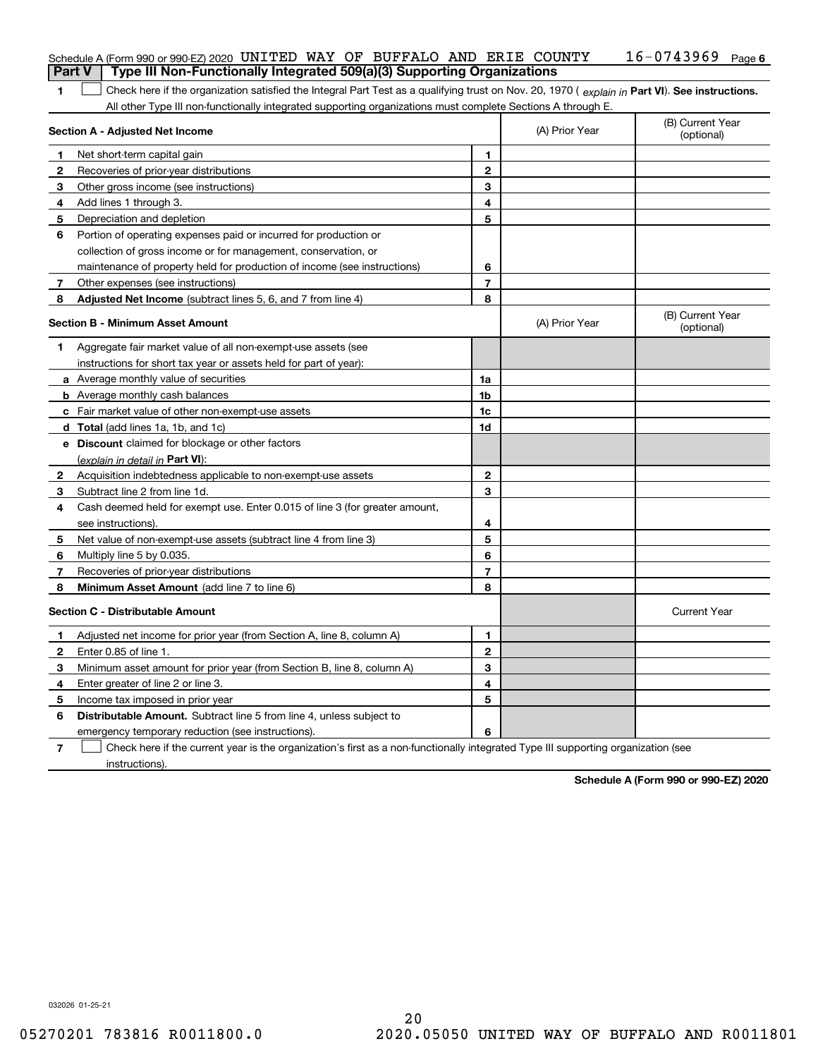Schedule A (Form 990 or 990-EZ) 2020 UNITED WAY OF BUFFALO AND ERIE COUNTY 16-0743969 Page 6

## Part V Type III Non-Functionally Integrated 509(a)(3) Supporting Organizations

**1** ☐ Check here if the organization satisfied the Integral Part Test as a qualifying trust on Nov. 20, 1970 ( *explain in* **Part VI**). **See instructions.** All other Type III non-functionally integrated supporting organizations must complete Sections A through E.

| **Section A - Adjusted Net Income** | | | (A) Prior Year | (B) Current Year (optional) |
|---|---|---|---|---|
| **1** | Net short-term capital gain | 1 | | |
| **2** | Recoveries of prior-year distributions | 2 | | |
| **3** | Other gross income (see instructions) | 3 | | |
| **4** | Add lines 1 through 3. | 4 | | |
| **5** | Depreciation and depletion | 5 | | |
| **6** | Portion of operating expenses paid or incurred for production or collection of gross income or for management, conservation, or maintenance of property held for production of income (see instructions) | 6 | | |
| **7** | Other expenses (see instructions) | 7 | | |
| **8** | **Adjusted Net Income** (subtract lines 5, 6, and 7 from line 4) | 8 | | |

| **Section B - Minimum Asset Amount** | | | (A) Prior Year | (B) Current Year (optional) |
|---|---|---|---|---|
| **1** | Aggregate fair market value of all non-exempt-use assets (see instructions for short tax year or assets held for part of year): | | | |
| **a** | Average monthly value of securities | 1a | | |
| **b** | Average monthly cash balances | 1b | | |
| **c** | Fair market value of other non-exempt-use assets | 1c | | |
| **d** | **Total** (add lines 1a, 1b, and 1c) | 1d | | |
| **e** | **Discount** claimed for blockage or other factors (*explain in detail in* **Part VI**): | | | |
| **2** | Acquisition indebtedness applicable to non-exempt-use assets | 2 | | |
| **3** | Subtract line 2 from line 1d. | 3 | | |
| **4** | Cash deemed held for exempt use. Enter 0.015 of line 3 (for greater amount, see instructions). | 4 | | |
| **5** | Net value of non-exempt-use assets (subtract line 4 from line 3) | 5 | | |
| **6** | Multiply line 5 by 0.035. | 6 | | |
| **7** | Recoveries of prior-year distributions | 7 | | |
| **8** | **Minimum Asset Amount** (add line 7 to line 6) | 8 | | |

| **Section C - Distributable Amount** | | | | Current Year |
|---|---|---|---|---|
| **1** | Adjusted net income for prior year (from Section A, line 8, column A) | 1 | | |
| **2** | Enter 0.85 of line 1. | 2 | | |
| **3** | Minimum asset amount for prior year (from Section B, line 8, column A) | 3 | | |
| **4** | Enter greater of line 2 or line 3. | 4 | | |
| **5** | Income tax imposed in prior year | 5 | | |
| **6** | **Distributable Amount.** Subtract line 5 from line 4, unless subject to emergency temporary reduction (see instructions). | 6 | | |

**7** ☐ Check here if the current year is the organization's first as a non-functionally integrated Type III supporting organization (see instructions).

**Schedule A (Form 990 or 990-EZ) 2020**

032026 01-25-21

05270201 783816 R0011800.0 2020.05050 UNITED WAY OF BUFFALO AND R0011801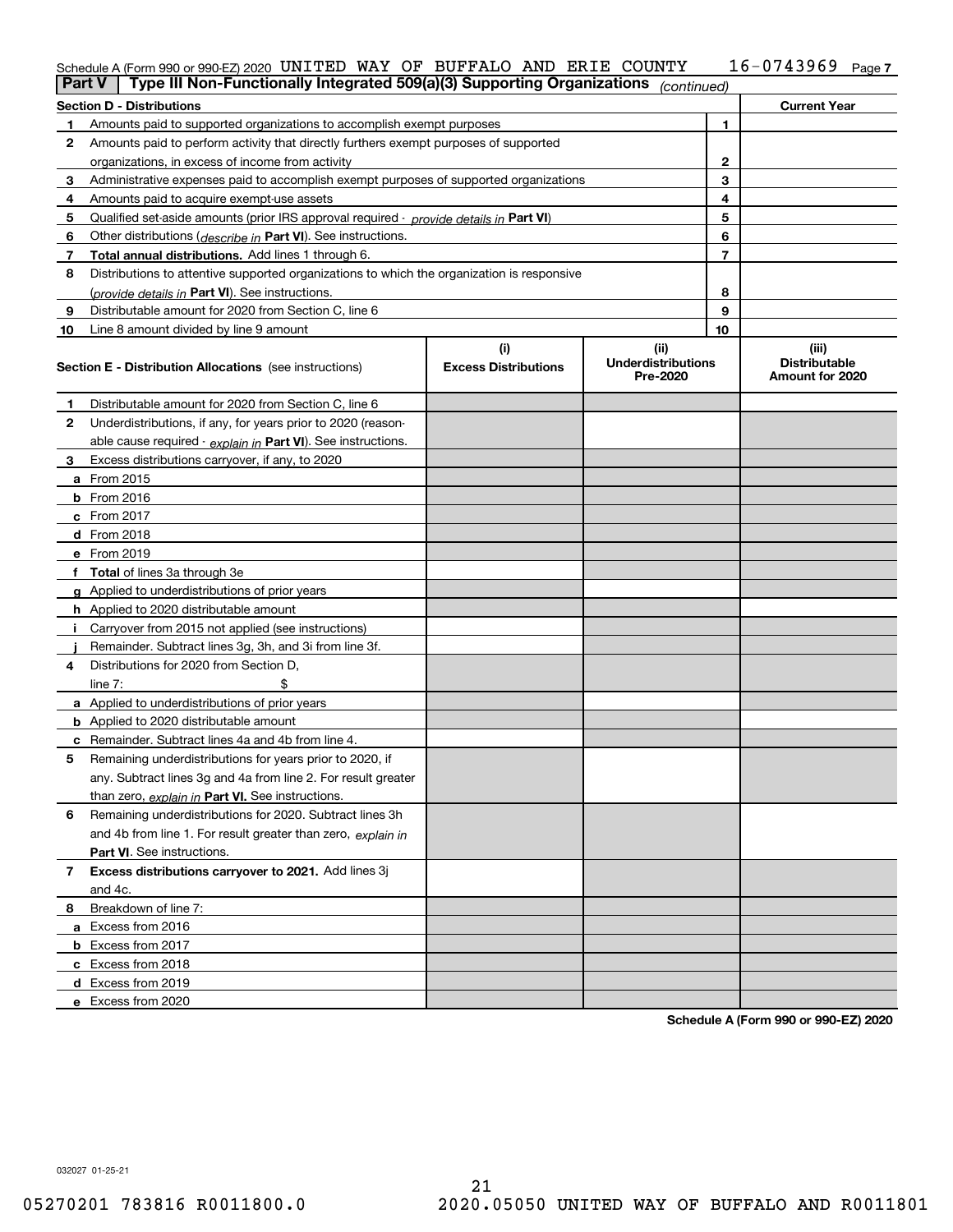Schedule A (Form 990 or 990-EZ) 2020 UNITED WAY OF BUFFALO AND ERIE COUNTY 16-0743969 Page 7

## Part V Type III Non-Functionally Integrated 509(a)(3) Supporting Organizations *(continued)*

| Section D - Distributions | | | Current Year |
|---|---|---|---|
| 1 | Amounts paid to supported organizations to accomplish exempt purposes | 1 | |
| 2 | Amounts paid to perform activity that directly furthers exempt purposes of supported organizations, in excess of income from activity | 2 | |
| 3 | Administrative expenses paid to accomplish exempt purposes of supported organizations | 3 | |
| 4 | Amounts paid to acquire exempt-use assets | 4 | |
| 5 | Qualified set-aside amounts (prior IRS approval required - *provide details in* **Part VI**) | 5 | |
| 6 | Other distributions (*describe in* **Part VI**). See instructions. | 6 | |
| 7 | **Total annual distributions.** Add lines 1 through 6. | 7 | |
| 8 | Distributions to attentive supported organizations to which the organization is responsive (*provide details in* **Part VI**). See instructions. | 8 | |
| 9 | Distributable amount for 2020 from Section C, line 6 | 9 | |
| 10 | Line 8 amount divided by line 9 amount | 10 | |

| **Section E - Distribution Allocations** (see instructions) | (i) Excess Distributions | (ii) Underdistributions Pre-2020 | (iii) Distributable Amount for 2020 |
|---|---|---|---|
| **1** Distributable amount for 2020 from Section C, line 6 | | | |
| **2** Underdistributions, if any, for years prior to 2020 (reasonable cause required - *explain in* **Part VI**). See instructions. | | | |
| **3** Excess distributions carryover, if any, to 2020 | | | |
| **a** From 2015 | | | |
| **b** From 2016 | | | |
| **c** From 2017 | | | |
| **d** From 2018 | | | |
| **e** From 2019 | | | |
| **f Total** of lines 3a through 3e | | | |
| **g** Applied to underdistributions of prior years | | | |
| **h** Applied to 2020 distributable amount | | | |
| **i** Carryover from 2015 not applied (see instructions) | | | |
| **j** Remainder. Subtract lines 3g, 3h, and 3i from line 3f. | | | |
| **4** Distributions for 2020 from Section D, line 7: $ | | | |
| **a** Applied to underdistributions of prior years | | | |
| **b** Applied to 2020 distributable amount | | | |
| **c** Remainder. Subtract lines 4a and 4b from line 4. | | | |
| **5** Remaining underdistributions for years prior to 2020, if any. Subtract lines 3g and 4a from line 2. For result greater than zero, *explain in* **Part VI.** See instructions. | | | |
| **6** Remaining underdistributions for 2020. Subtract lines 3h and 4b from line 1. For result greater than zero, *explain in* **Part VI**. See instructions. | | | |
| **7 Excess distributions carryover to 2021.** Add lines 3j and 4c. | | | |
| **8** Breakdown of line 7: | | | |
| **a** Excess from 2016 | | | |
| **b** Excess from 2017 | | | |
| **c** Excess from 2018 | | | |
| **d** Excess from 2019 | | | |
| **e** Excess from 2020 | | | |

**Schedule A (Form 990 or 990-EZ) 2020**

032027 01-25-21

05270201 783816 R0011800.0 2020.05050 UNITED WAY OF BUFFALO AND R0011801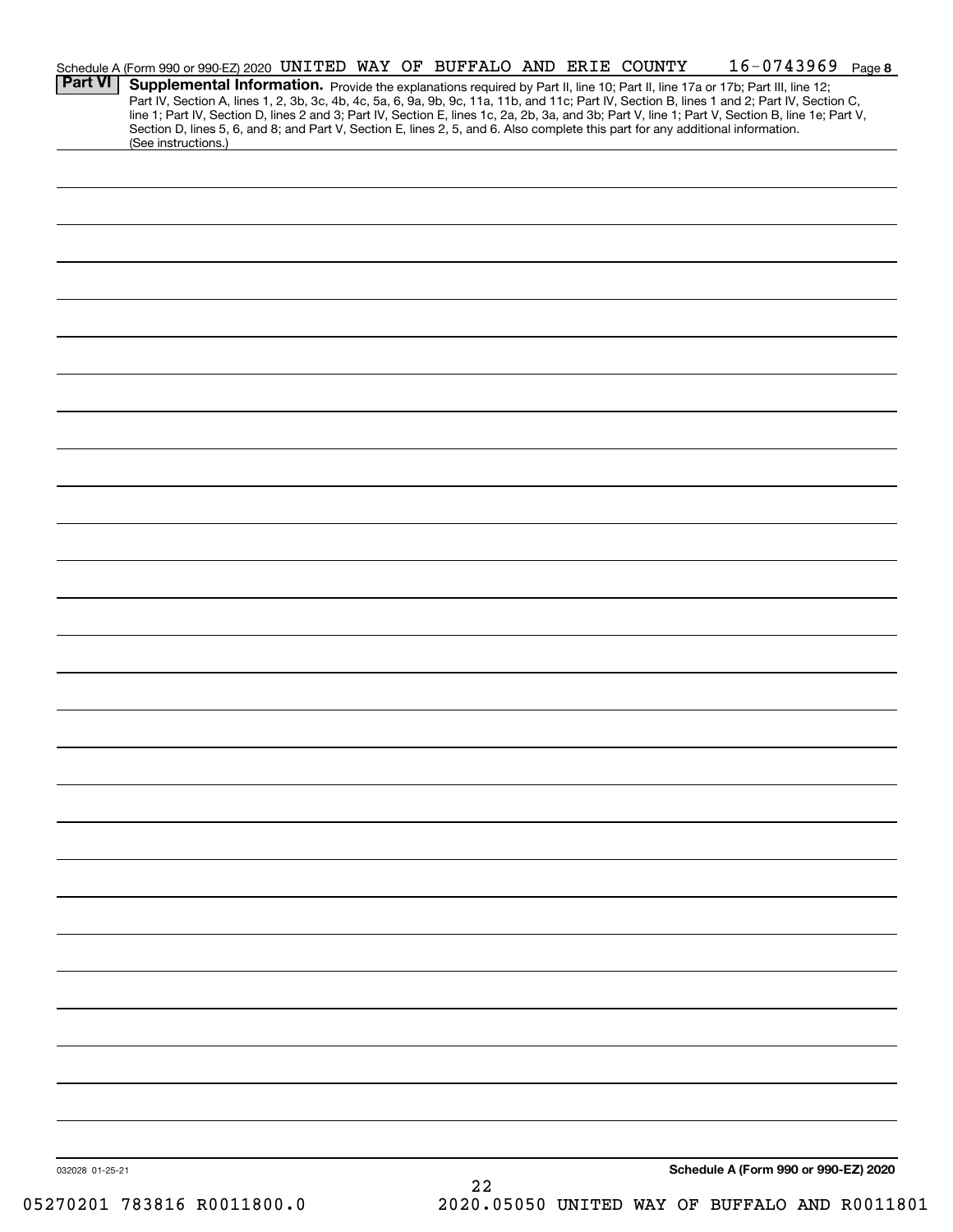Schedule A (Form 990 or 990-EZ) 2020 UNITED WAY OF BUFFALO AND ERIE COUNTY 16-0743969 Page 8

**Part VI** **Supplemental Information.** Provide the explanations required by Part II, line 10; Part II, line 17a or 17b; Part III, line 12; Part IV, Section A, lines 1, 2, 3b, 3c, 4b, 4c, 5a, 6, 9a, 9b, 9c, 11a, 11b, and 11c; Part IV, Section B, lines 1 and 2; Part IV, Section C, line 1; Part IV, Section D, lines 2 and 3; Part IV, Section E, lines 1c, 2a, 2b, 3a, and 3b; Part V, line 1; Part V, Section B, line 1e; Part V, Section D, lines 5, 6, and 8; and Part V, Section E, lines 2, 5, and 6. Also complete this part for any additional information. (See instructions.)

032028 01-25-21

**Schedule A (Form 990 or 990-EZ) 2020**

05270201 783816 R0011800.0 2020.05050 UNITED WAY OF BUFFALO AND R0011801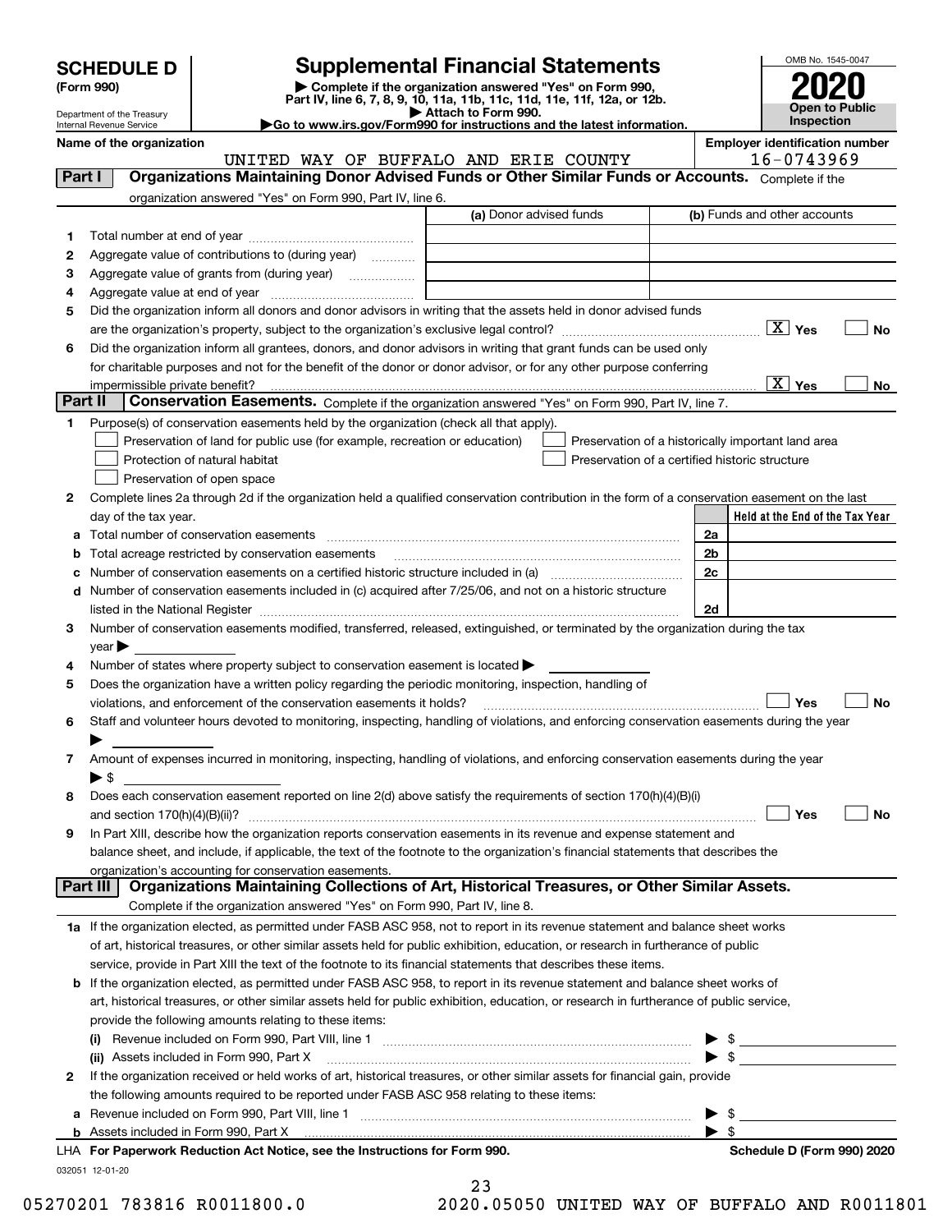# SCHEDULE D (Form 990)

Department of the Treasury
Internal Revenue Service

## Supplemental Financial Statements

▶ Complete if the organization answered "Yes" on Form 990, Part IV, line 6, 7, 8, 9, 10, 11a, 11b, 11c, 11d, 11e, 11f, 12a, or 12b.
▶ Attach to Form 990.
▶Go to www.irs.gov/Form990 for instructions and the latest information.

OMB No. 1545-0047
**2020**
**Open to Public Inspection**

**Name of the organization:** UNITED WAY OF BUFFALO AND ERIE COUNTY
**Employer identification number:** 16-0743969

### Part I — Organizations Maintaining Donor Advised Funds or Other Similar Funds or Accounts.
Complete if the organization answered "Yes" on Form 990, Part IV, line 6.

| | | (a) Donor advised funds | (b) Funds and other accounts |
|---|---|---|---|
| 1 | Total number at end of year | | |
| 2 | Aggregate value of contributions to (during year) | | |
| 3 | Aggregate value of grants from (during year) | | |
| 4 | Aggregate value at end of year | | |

5 Did the organization inform all donors and donor advisors in writing that the assets held in donor advised funds are the organization's property, subject to the organization's exclusive legal control? [X] Yes [ ] No

6 Did the organization inform all grantees, donors, and donor advisors in writing that grant funds can be used only for charitable purposes and not for the benefit of the donor or donor advisor, or for any other purpose conferring impermissible private benefit? [X] Yes [ ] No

### Part II — Conservation Easements.
Complete if the organization answered "Yes" on Form 990, Part IV, line 7.

1 Purpose(s) of conservation easements held by the organization (check all that apply).
- [ ] Preservation of land for public use (for example, recreation or education)
- [ ] Protection of natural habitat
- [ ] Preservation of open space
- [ ] Preservation of a historically important land area
- [ ] Preservation of a certified historic structure

2 Complete lines 2a through 2d if the organization held a qualified conservation contribution in the form of a conservation easement on the last day of the tax year.

| | | | Held at the End of the Tax Year |
|---|---|---|---|
| a | Total number of conservation easements | 2a | |
| b | Total acreage restricted by conservation easements | 2b | |
| c | Number of conservation easements on a certified historic structure included in (a) | 2c | |
| d | Number of conservation easements included in (c) acquired after 7/25/06, and not on a historic structure listed in the National Register | 2d | |

3 Number of conservation easements modified, transferred, released, extinguished, or terminated by the organization during the tax year ▶

4 Number of states where property subject to conservation easement is located ▶

5 Does the organization have a written policy regarding the periodic monitoring, inspection, handling of violations, and enforcement of the conservation easements it holds? [ ] Yes [ ] No

6 Staff and volunteer hours devoted to monitoring, inspecting, handling of violations, and enforcing conservation easements during the year ▶

7 Amount of expenses incurred in monitoring, inspecting, handling of violations, and enforcing conservation easements during the year ▶ $

8 Does each conservation easement reported on line 2(d) above satisfy the requirements of section 170(h)(4)(B)(i) and section 170(h)(4)(B)(ii)? [ ] Yes [ ] No

9 In Part XIII, describe how the organization reports conservation easements in its revenue and expense statement and balance sheet, and include, if applicable, the text of the footnote to the organization's financial statements that describes the organization's accounting for conservation easements.

### Part III — Organizations Maintaining Collections of Art, Historical Treasures, or Other Similar Assets.
Complete if the organization answered "Yes" on Form 990, Part IV, line 8.

1a If the organization elected, as permitted under FASB ASC 958, not to report in its revenue statement and balance sheet works of art, historical treasures, or other similar assets held for public exhibition, education, or research in furtherance of public service, provide in Part XIII the text of the footnote to its financial statements that describes these items.

b If the organization elected, as permitted under FASB ASC 958, to report in its revenue statement and balance sheet works of art, historical treasures, or other similar assets held for public exhibition, education, or research in furtherance of public service, provide the following amounts relating to these items:

(i) Revenue included on Form 990, Part VIII, line 1 ▶ $

(ii) Assets included in Form 990, Part X ▶ $

2 If the organization received or held works of art, historical treasures, or other similar assets for financial gain, provide the following amounts required to be reported under FASB ASC 958 relating to these items:

a Revenue included on Form 990, Part VIII, line 1 ▶ $

b Assets included in Form 990, Part X ▶ $

LHA For Paperwork Reduction Act Notice, see the Instructions for Form 990. **Schedule D (Form 990) 2020**

032051 12-01-20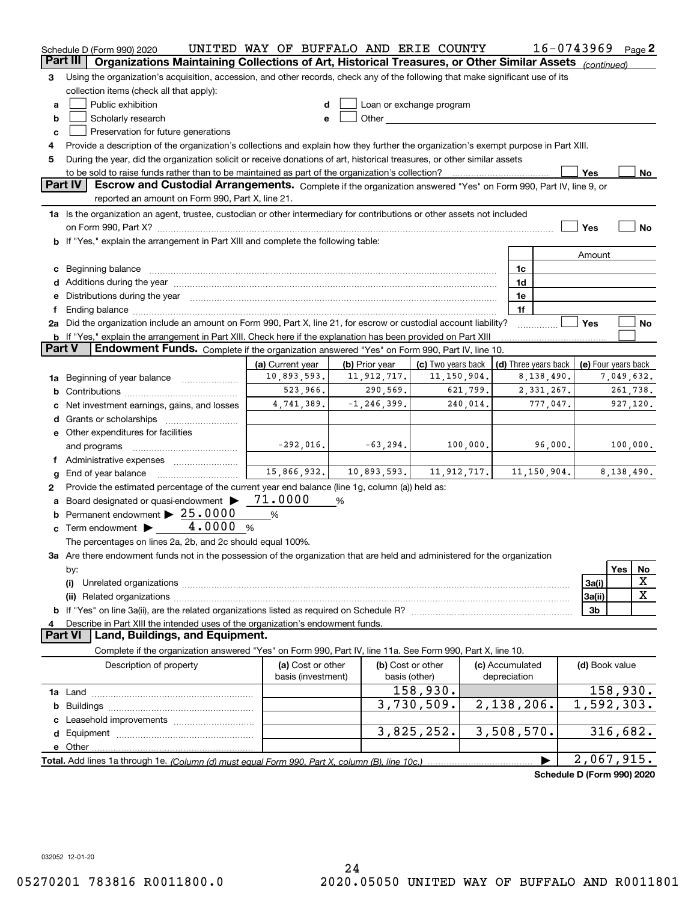Schedule D (Form 990) 2020 UNITED WAY OF BUFFALO AND ERIE COUNTY 16-0743969 Page 2

**Part III** Organizations Maintaining Collections of Art, Historical Treasures, or Other Similar Assets *(continued)*

3 Using the organization's acquisition, accession, and other records, check any of the following that make significant use of its collection items (check all that apply):

a ☐ Public exhibition
b ☐ Scholarly research
c ☐ Preservation for future generations
d ☐ Loan or exchange program
e ☐ Other

4 Provide a description of the organization's collections and explain how they further the organization's exempt purpose in Part XIII.

5 During the year, did the organization solicit or receive donations of art, historical treasures, or other similar assets to be sold to raise funds rather than to be maintained as part of the organization's collection? ☐ Yes ☐ No

**Part IV** **Escrow and Custodial Arrangements.** Complete if the organization answered "Yes" on Form 990, Part IV, line 9, or reported an amount on Form 990, Part X, line 21.

1a Is the organization an agent, trustee, custodian or other intermediary for contributions or other assets not included on Form 990, Part X? ☐ Yes ☐ No

b If "Yes," explain the arrangement in Part XIII and complete the following table:

| | | Amount |
|---|---|---|
| c Beginning balance | 1c | |
| d Additions during the year | 1d | |
| e Distributions during the year | 1e | |
| f Ending balance | 1f | |

2a Did the organization include an amount on Form 990, Part X, line 21, for escrow or custodial account liability? ☐ Yes ☐ No

b If "Yes," explain the arrangement in Part XIII. Check here if the explanation has been provided on Part XIII ☐

**Part V** **Endowment Funds.** Complete if the organization answered "Yes" on Form 990, Part IV, line 10.

| | (a) Current year | (b) Prior year | (c) Two years back | (d) Three years back | (e) Four years back |
|---|---|---|---|---|---|
| 1a Beginning of year balance | 10,893,593. | 11,912,717. | 11,150,904. | 8,138,490. | 7,049,632. |
| b Contributions | 523,966. | 290,569. | 621,799. | 2,331,267. | 261,738. |
| c Net investment earnings, gains, and losses | 4,741,389. | -1,246,399. | 240,014. | 777,047. | 927,120. |
| d Grants or scholarships | | | | | |
| e Other expenditures for facilities and programs | -292,016. | -63,294. | 100,000. | 96,000. | 100,000. |
| f Administrative expenses | | | | | |
| g End of year balance | 15,866,932. | 10,893,593. | 11,912,717. | 11,150,904. | 8,138,490. |

2 Provide the estimated percentage of the current year end balance (line 1g, column (a)) held as:

a Board designated or quasi-endowment ▶ 71.0000 %

b Permanent endowment ▶ 25.0000 %

c Term endowment ▶ 4.0000 %

The percentages on lines 2a, 2b, and 2c should equal 100%.

3a Are there endowment funds not in the possession of the organization that are held and administered for the organization by:

| | | Yes | No |
|---|---|---|---|
| (i) Unrelated organizations | 3a(i) | | X |
| (ii) Related organizations | 3a(ii) | | X |
| b If "Yes" on line 3a(ii), are the related organizations listed as required on Schedule R? | 3b | | |

4 Describe in Part XIII the intended uses of the organization's endowment funds.

**Part VI** **Land, Buildings, and Equipment.**

Complete if the organization answered "Yes" on Form 990, Part IV, line 11a. See Form 990, Part X, line 10.

| Description of property | (a) Cost or other basis (investment) | (b) Cost or other basis (other) | (c) Accumulated depreciation | (d) Book value |
|---|---|---|---|---|
| 1a Land | | 158,930. | | 158,930. |
| b Buildings | | 3,730,509. | 2,138,206. | 1,592,303. |
| c Leasehold improvements | | | | |
| d Equipment | | 3,825,252. | 3,508,570. | 316,682. |
| e Other | | | | |
| **Total.** Add lines 1a through 1e. *(Column (d) must equal Form 990, Part X, column (B), line 10c.)* | | | ▶ | 2,067,915. |

**Schedule D (Form 990) 2020**

032052 12-01-20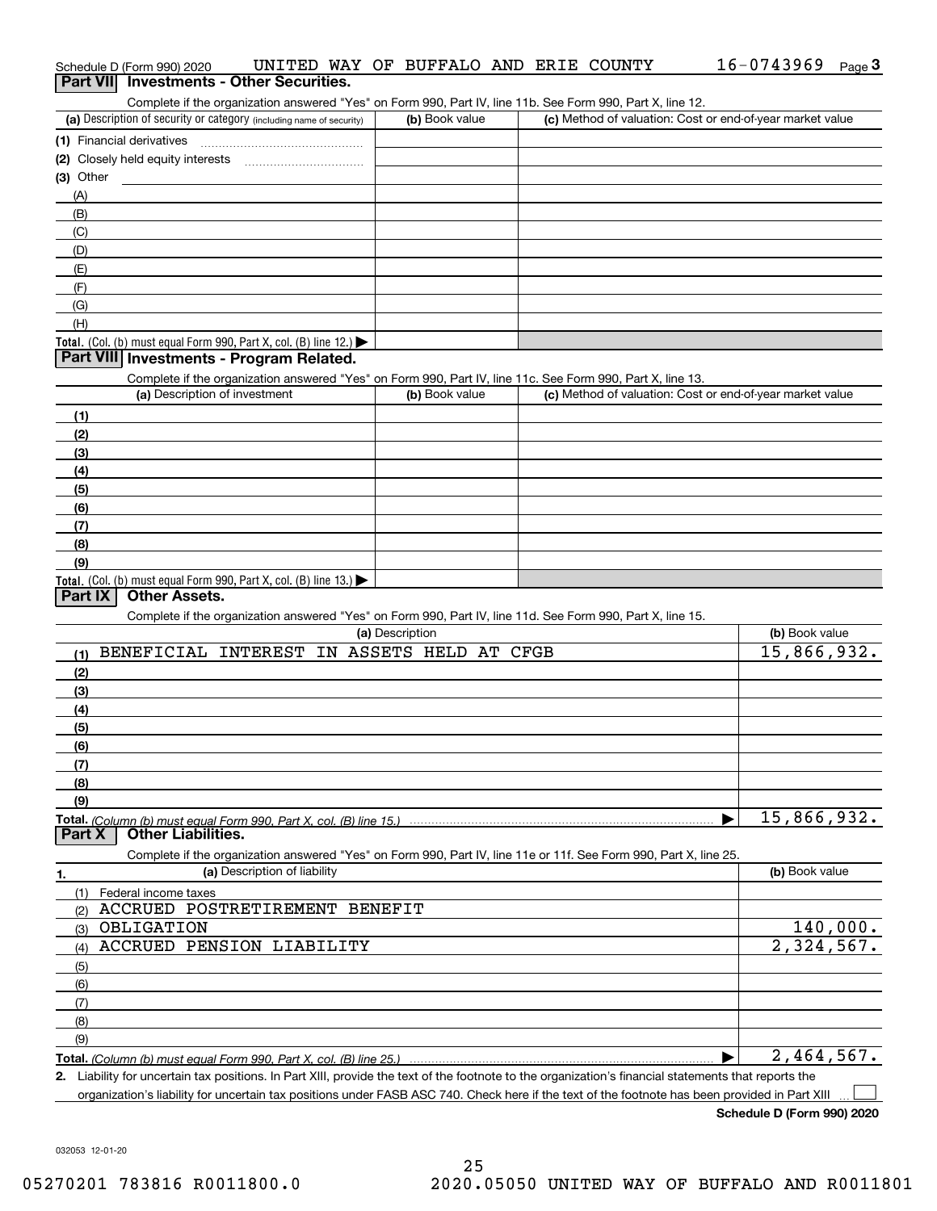Schedule D (Form 990) 2020 UNITED WAY OF BUFFALO AND ERIE COUNTY 16-0743969 Page 3

## Part VII Investments - Other Securities.

Complete if the organization answered "Yes" on Form 990, Part IV, line 11b. See Form 990, Part X, line 12.

| (a) Description of security or category (including name of security) | (b) Book value | (c) Method of valuation: Cost or end-of-year market value |
|---|---|---|
| (1) Financial derivatives | | |
| (2) Closely held equity interests | | |
| (3) Other | | |
| (A) | | |
| (B) | | |
| (C) | | |
| (D) | | |
| (E) | | |
| (F) | | |
| (G) | | |
| (H) | | |
| Total. (Col. (b) must equal Form 990, Part X, col. (B) line 12.) | | |

## Part VIII Investments - Program Related.

Complete if the organization answered "Yes" on Form 990, Part IV, line 11c. See Form 990, Part X, line 13.

| (a) Description of investment | (b) Book value | (c) Method of valuation: Cost or end-of-year market value |
|---|---|---|
| (1) | | |
| (2) | | |
| (3) | | |
| (4) | | |
| (5) | | |
| (6) | | |
| (7) | | |
| (8) | | |
| (9) | | |
| Total. (Col. (b) must equal Form 990, Part X, col. (B) line 13.) | | |

## Part IX Other Assets.

Complete if the organization answered "Yes" on Form 990, Part IV, line 11d. See Form 990, Part X, line 15.

| (a) Description | (b) Book value |
|---|---|
| (1) BENEFICIAL INTEREST IN ASSETS HELD AT CFGB | 15,866,932. |
| (2) | |
| (3) | |
| (4) | |
| (5) | |
| (6) | |
| (7) | |
| (8) | |
| (9) | |
| Total. (Column (b) must equal Form 990, Part X, col. (B) line 15.) | 15,866,932. |

## Part X Other Liabilities.

Complete if the organization answered "Yes" on Form 990, Part IV, line 11e or 11f. See Form 990, Part X, line 25.

| 1. (a) Description of liability | (b) Book value |
|---|---|
| (1) Federal income taxes | |
| (2) ACCRUED POSTRETIREMENT BENEFIT | |
| (3) OBLIGATION | 140,000. |
| (4) ACCRUED PENSION LIABILITY | 2,324,567. |
| (5) | |
| (6) | |
| (7) | |
| (8) | |
| (9) | |
| Total. (Column (b) must equal Form 990, Part X, col. (B) line 25.) | 2,464,567. |

2. Liability for uncertain tax positions. In Part XIII, provide the text of the footnote to the organization's financial statements that reports the organization's liability for uncertain tax positions under FASB ASC 740. Check here if the text of the footnote has been provided in Part XIII ☐

Schedule D (Form 990) 2020

032053 12-01-20

05270201 783816 R0011800.0 2020.05050 UNITED WAY OF BUFFALO AND R0011801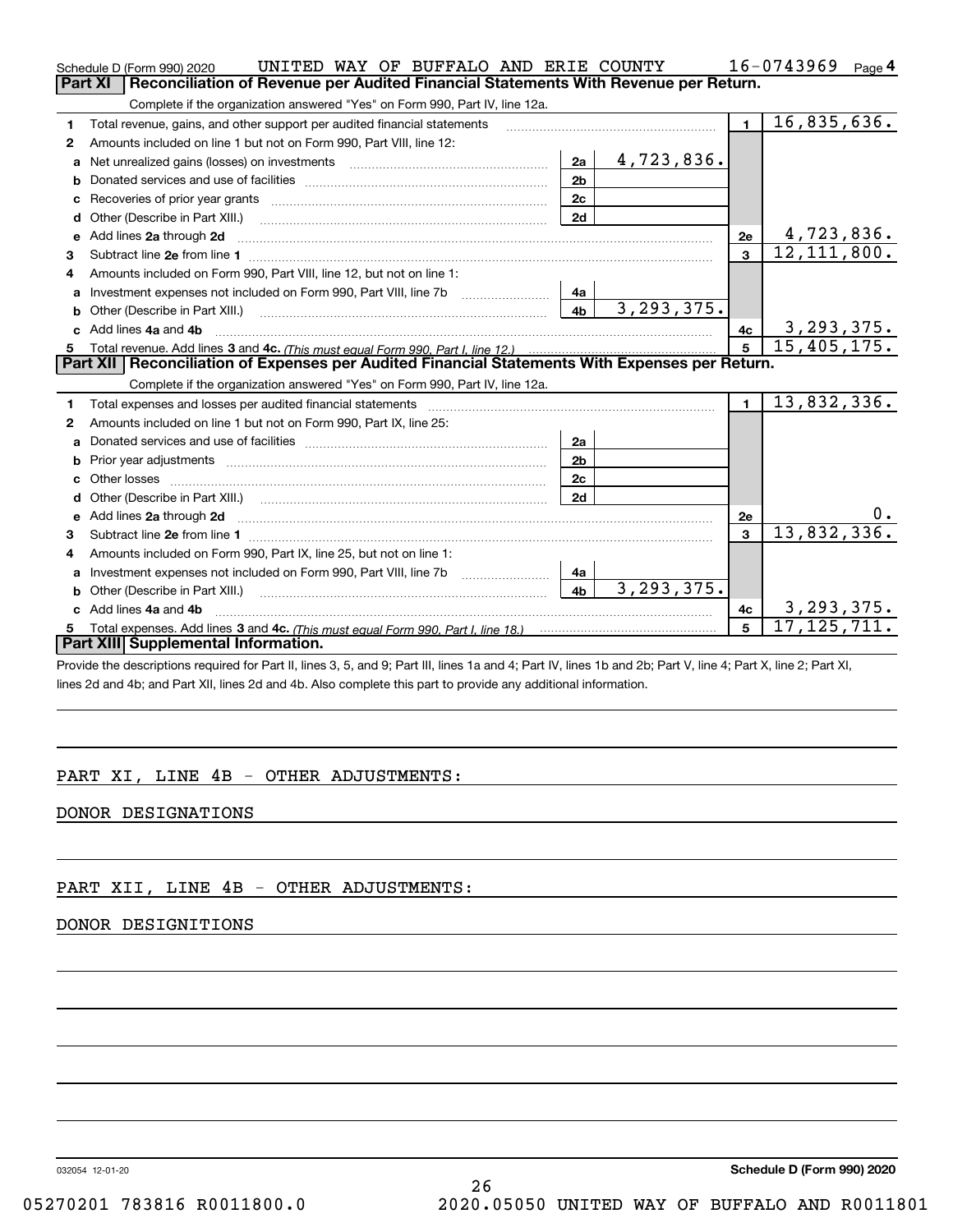Schedule D (Form 990) 2020 UNITED WAY OF BUFFALO AND ERIE COUNTY 16-0743969 Page 4

## Part XI | Reconciliation of Revenue per Audited Financial Statements With Revenue per Return.

Complete if the organization answered "Yes" on Form 990, Part IV, line 12a.

| | | | | | |
|---|---|---|---|---|---|
| 1 | Total revenue, gains, and other support per audited financial statements | | | 1 | 16,835,636. |
| 2 | Amounts included on line 1 but not on Form 990, Part VIII, line 12: | | | | |
| a | Net unrealized gains (losses) on investments | 2a | 4,723,836. | | |
| b | Donated services and use of facilities | 2b | | | |
| c | Recoveries of prior year grants | 2c | | | |
| d | Other (Describe in Part XIII.) | 2d | | | |
| e | Add lines 2a through 2d | | | 2e | 4,723,836. |
| 3 | Subtract line 2e from line 1 | | | 3 | 12,111,800. |
| 4 | Amounts included on Form 990, Part VIII, line 12, but not on line 1: | | | | |
| a | Investment expenses not included on Form 990, Part VIII, line 7b | 4a | | | |
| b | Other (Describe in Part XIII.) | 4b | 3,293,375. | | |
| c | Add lines 4a and 4b | | | 4c | 3,293,375. |
| 5 | Total revenue. Add lines 3 and 4c. *(This must equal Form 990, Part I, line 12.)* | | | 5 | 15,405,175. |

## Part XII | Reconciliation of Expenses per Audited Financial Statements With Expenses per Return.

Complete if the organization answered "Yes" on Form 990, Part IV, line 12a.

| | | | | | |
|---|---|---|---|---|---|
| 1 | Total expenses and losses per audited financial statements | | | 1 | 13,832,336. |
| 2 | Amounts included on line 1 but not on Form 990, Part IX, line 25: | | | | |
| a | Donated services and use of facilities | 2a | | | |
| b | Prior year adjustments | 2b | | | |
| c | Other losses | 2c | | | |
| d | Other (Describe in Part XIII.) | 2d | | | |
| e | Add lines 2a through 2d | | | 2e | 0. |
| 3 | Subtract line 2e from line 1 | | | 3 | 13,832,336. |
| 4 | Amounts included on Form 990, Part IX, line 25, but not on line 1: | | | | |
| a | Investment expenses not included on Form 990, Part VIII, line 7b | 4a | | | |
| b | Other (Describe in Part XIII.) | 4b | 3,293,375. | | |
| c | Add lines 4a and 4b | | | 4c | 3,293,375. |
| 5 | Total expenses. Add lines 3 and 4c. *(This must equal Form 990, Part I, line 18.)* | | | 5 | 17,125,711. |

## Part XIII | Supplemental Information.

Provide the descriptions required for Part II, lines 3, 5, and 9; Part III, lines 1a and 4; Part IV, lines 1b and 2b; Part V, line 4; Part X, line 2; Part XI, lines 2d and 4b; and Part XII, lines 2d and 4b. Also complete this part to provide any additional information.

PART XI, LINE 4B - OTHER ADJUSTMENTS:

DONOR DESIGNATIONS

PART XII, LINE 4B - OTHER ADJUSTMENTS:

DONOR DESIGNITIONS

032054 12-01-20 **Schedule D (Form 990) 2020**

05270201 783816 R0011800.0 2020.05050 UNITED WAY OF BUFFALO AND R0011801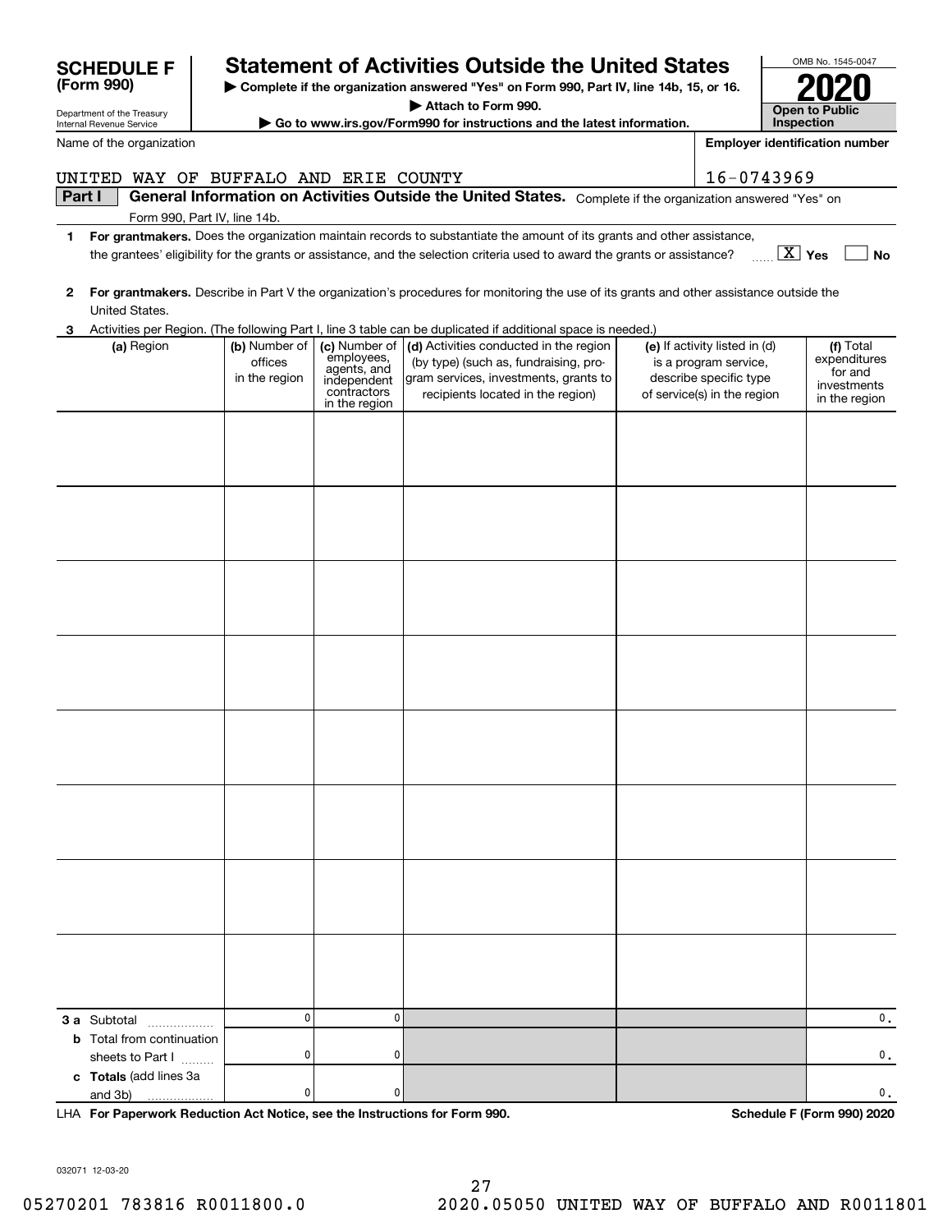**SCHEDULE F (Form 990)**

Department of the Treasury
Internal Revenue Service

# Statement of Activities Outside the United States

▶ Complete if the organization answered "Yes" on Form 990, Part IV, line 14b, 15, or 16.
▶ Attach to Form 990.
▶ Go to www.irs.gov/Form990 for instructions and the latest information.

OMB No. 1545-0047

**2020**

**Open to Public Inspection**

Name of the organization: UNITED WAY OF BUFFALO AND ERIE COUNTY

Employer identification number: 16-0743969

**Part I** **General Information on Activities Outside the United States.** Complete if the organization answered "Yes" on Form 990, Part IV, line 14b.

**1** **For grantmakers.** Does the organization maintain records to substantiate the amount of its grants and other assistance, the grantees' eligibility for the grants or assistance, and the selection criteria used to award the grants or assistance? [X] Yes [ ] No

**2** **For grantmakers.** Describe in Part V the organization's procedures for monitoring the use of its grants and other assistance outside the United States.

**3** Activities per Region. (The following Part I, line 3 table can be duplicated if additional space is needed.)

| (a) Region | (b) Number of offices in the region | (c) Number of employees, agents, and independent contractors in the region | (d) Activities conducted in the region (by type) (such as, fundraising, program services, investments, grants to recipients located in the region) | (e) If activity listed in (d) is a program service, describe specific type of service(s) in the region | (f) Total expenditures for and investments in the region |
|---|---|---|---|---|---|
| | | | | | |
| | | | | | |
| | | | | | |
| | | | | | |
| | | | | | |
| | | | | | |
| | | | | | |
| | | | | | |
| **3 a** Subtotal | 0 | 0 | | | 0. |
| **b** Total from continuation sheets to Part I | 0 | 0 | | | 0. |
| **c** **Totals** (add lines 3a and 3b) | 0 | 0 | | | 0. |

LHA **For Paperwork Reduction Act Notice, see the Instructions for Form 990.** **Schedule F (Form 990) 2020**

032071 12-03-20

05270201 783816 R0011800.0 2020.05050 UNITED WAY OF BUFFALO AND R0011801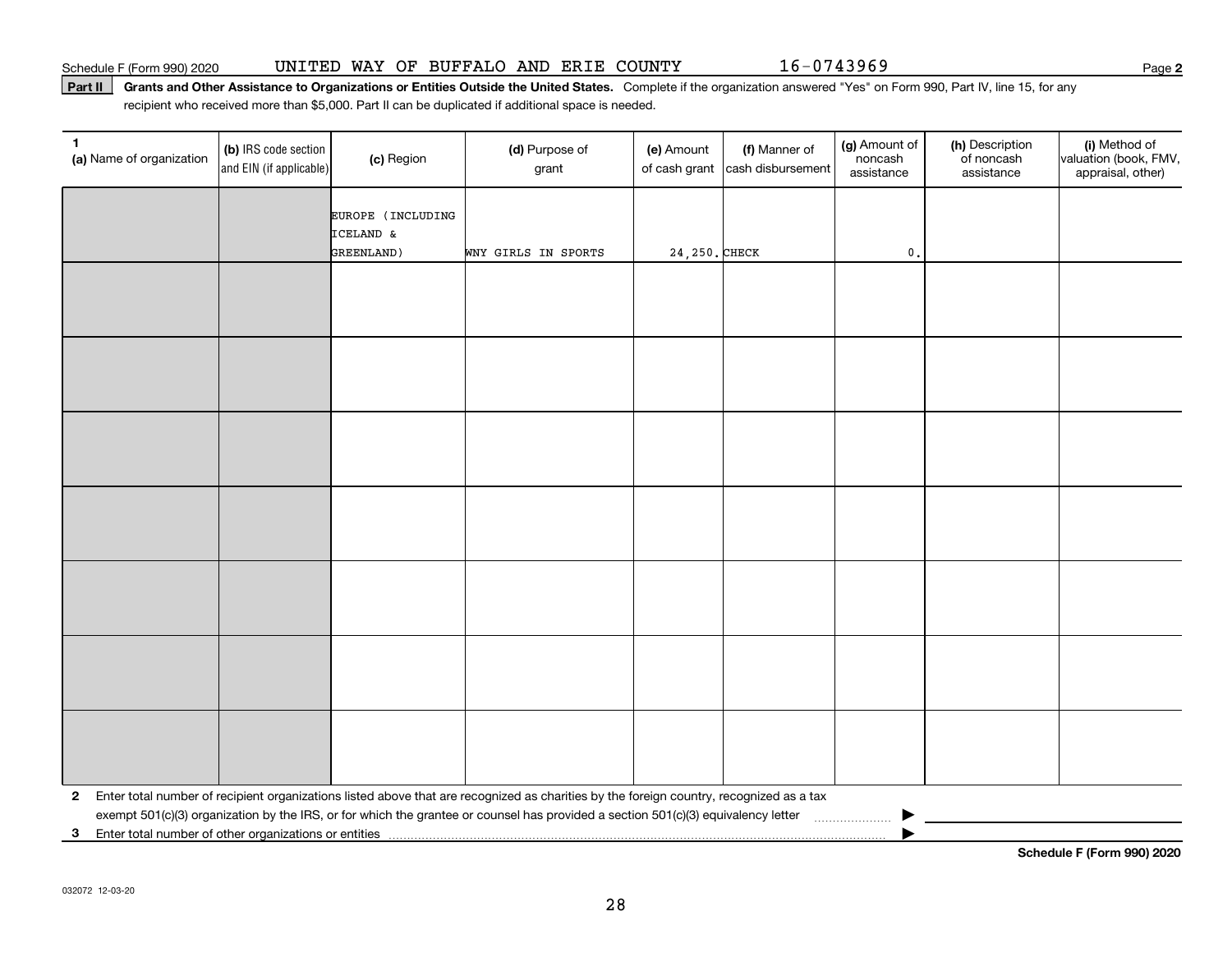Schedule F (Form 990) 2020 UNITED WAY OF BUFFALO AND ERIE COUNTY 16-0743969 Page 2

**Part II** **Grants and Other Assistance to Organizations or Entities Outside the United States.** Complete if the organization answered "Yes" on Form 990, Part IV, line 15, for any recipient who received more than $5,000. Part II can be duplicated if additional space is needed.

| 1 (a) Name of organization | (b) IRS code section and EIN (if applicable) | (c) Region | (d) Purpose of grant | (e) Amount of cash grant | (f) Manner of cash disbursement | (g) Amount of noncash assistance | (h) Description of noncash assistance | (i) Method of valuation (book, FMV, appraisal, other) |
|---|---|---|---|---|---|---|---|---|
| | | EUROPE (INCLUDING ICELAND & GREENLAND) | WNY GIRLS IN SPORTS | 24,250. | CHECK | 0. | | |
| | | | | | | | | |
| | | | | | | | | |
| | | | | | | | | |
| | | | | | | | | |
| | | | | | | | | |
| | | | | | | | | |
| | | | | | | | | |

**2** Enter total number of recipient organizations listed above that are recognized as charities by the foreign country, recognized as a tax exempt 501(c)(3) organization by the IRS, or for which the grantee or counsel has provided a section 501(c)(3) equivalency letter ▶

**3** Enter total number of other organizations or entities ▶

**Schedule F (Form 990) 2020**

032072 12-03-20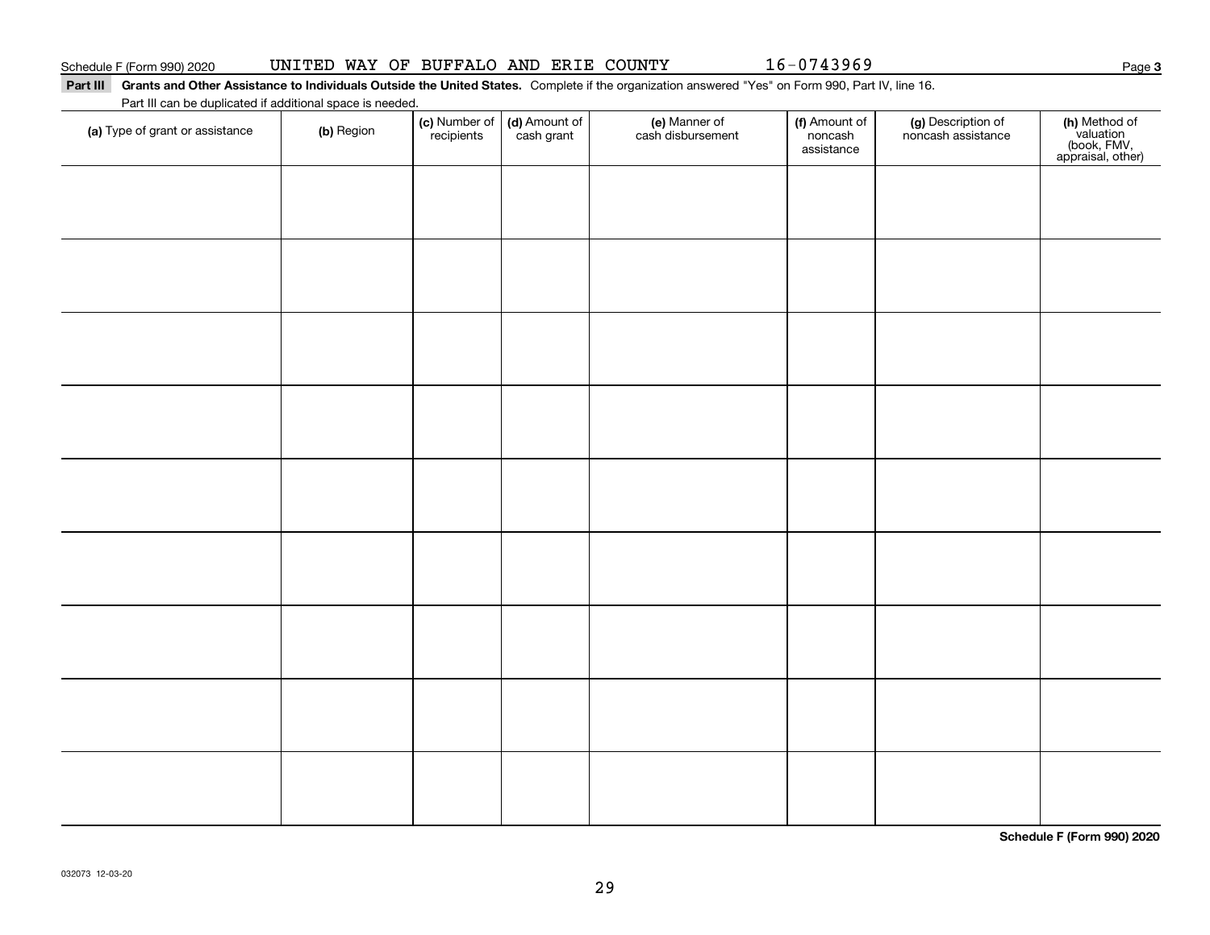Schedule F (Form 990) 2020 UNITED WAY OF BUFFALO AND ERIE COUNTY 16-0743969 Page **3**

**Part III** **Grants and Other Assistance to Individuals Outside the United States.** Complete if the organization answered "Yes" on Form 990, Part IV, line 16.

Part III can be duplicated if additional space is needed.

| **(a)** Type of grant or assistance | **(b)** Region | **(c)** Number of recipients | **(d)** Amount of cash grant | **(e)** Manner of cash disbursement | **(f)** Amount of noncash assistance | **(g)** Description of noncash assistance | **(h)** Method of valuation (book, FMV, appraisal, other) |
|---|---|---|---|---|---|---|---|
| | | | | | | | |
| | | | | | | | |
| | | | | | | | |
| | | | | | | | |
| | | | | | | | |
| | | | | | | | |
| | | | | | | | |
| | | | | | | | |
| | | | | | | | |

**Schedule F (Form 990) 2020**

032073 12-03-20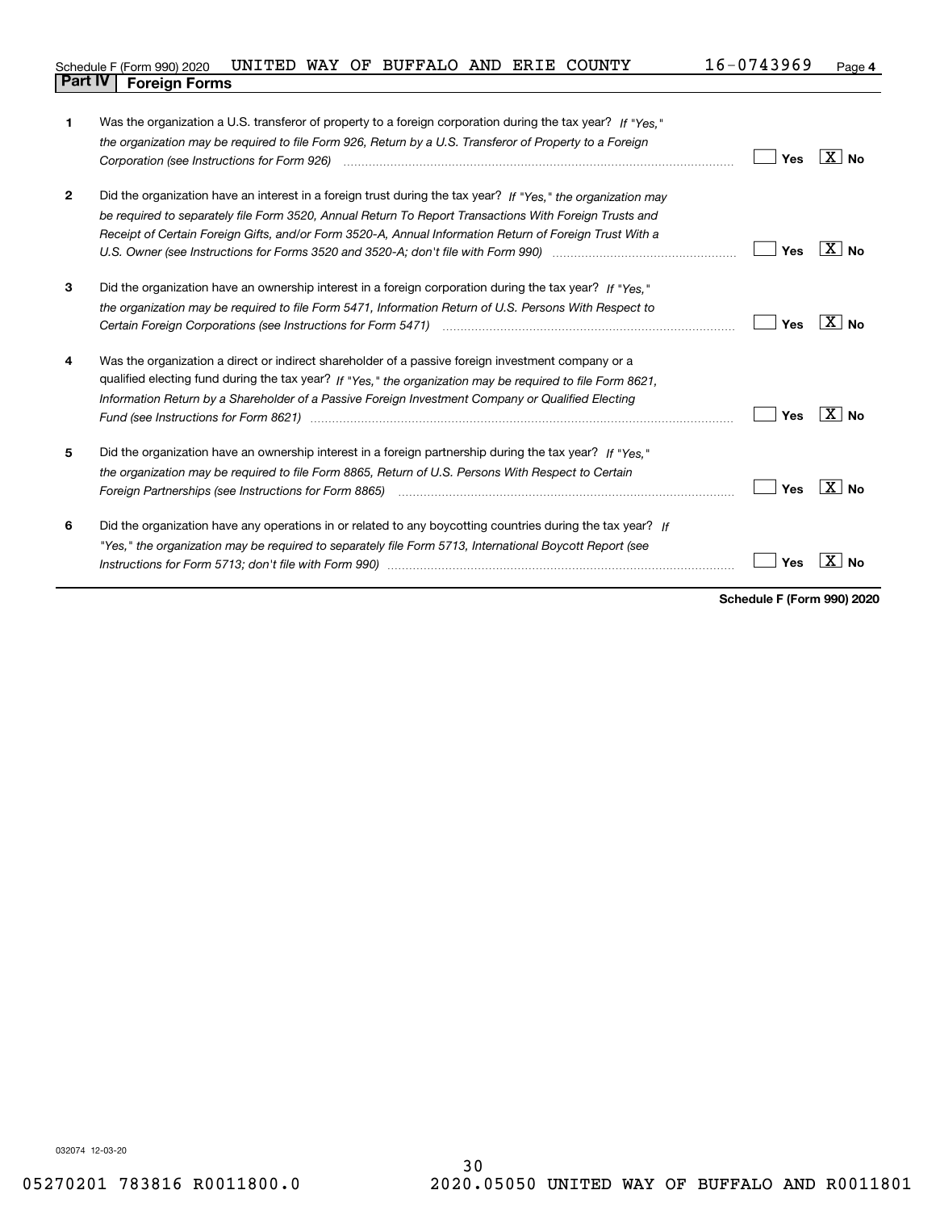Schedule F (Form 990) 2020 UNITED WAY OF BUFFALO AND ERIE COUNTY 16-0743969 Page 4

## Part IV Foreign Forms

| | | | |
|---|---|---|---|
| 1 | Was the organization a U.S. transferor of property to a foreign corporation during the tax year? *If "Yes," the organization may be required to file Form 926, Return by a U.S. Transferor of Property to a Foreign Corporation (see Instructions for Form 926)* | Yes | [X] No |
| 2 | Did the organization have an interest in a foreign trust during the tax year? *If "Yes," the organization may be required to separately file Form 3520, Annual Return To Report Transactions With Foreign Trusts and Receipt of Certain Foreign Gifts, and/or Form 3520-A, Annual Information Return of Foreign Trust With a U.S. Owner (see Instructions for Forms 3520 and 3520-A; don't file with Form 990)* | Yes | [X] No |
| 3 | Did the organization have an ownership interest in a foreign corporation during the tax year? *If "Yes," the organization may be required to file Form 5471, Information Return of U.S. Persons With Respect to Certain Foreign Corporations (see Instructions for Form 5471)* | Yes | [X] No |
| 4 | Was the organization a direct or indirect shareholder of a passive foreign investment company or a qualified electing fund during the tax year? *If "Yes," the organization may be required to file Form 8621, Information Return by a Shareholder of a Passive Foreign Investment Company or Qualified Electing Fund (see Instructions for Form 8621)* | Yes | [X] No |
| 5 | Did the organization have an ownership interest in a foreign partnership during the tax year? *If "Yes," the organization may be required to file Form 8865, Return of U.S. Persons With Respect to Certain Foreign Partnerships (see Instructions for Form 8865)* | Yes | [X] No |
| 6 | Did the organization have any operations in or related to any boycotting countries during the tax year? *If "Yes," the organization may be required to separately file Form 5713, International Boycott Report (see Instructions for Form 5713; don't file with Form 990)* | Yes | [X] No |

**Schedule F (Form 990) 2020**

032074 12-03-20

05270201 783816 R0011800.0 2020.05050 UNITED WAY OF BUFFALO AND R0011801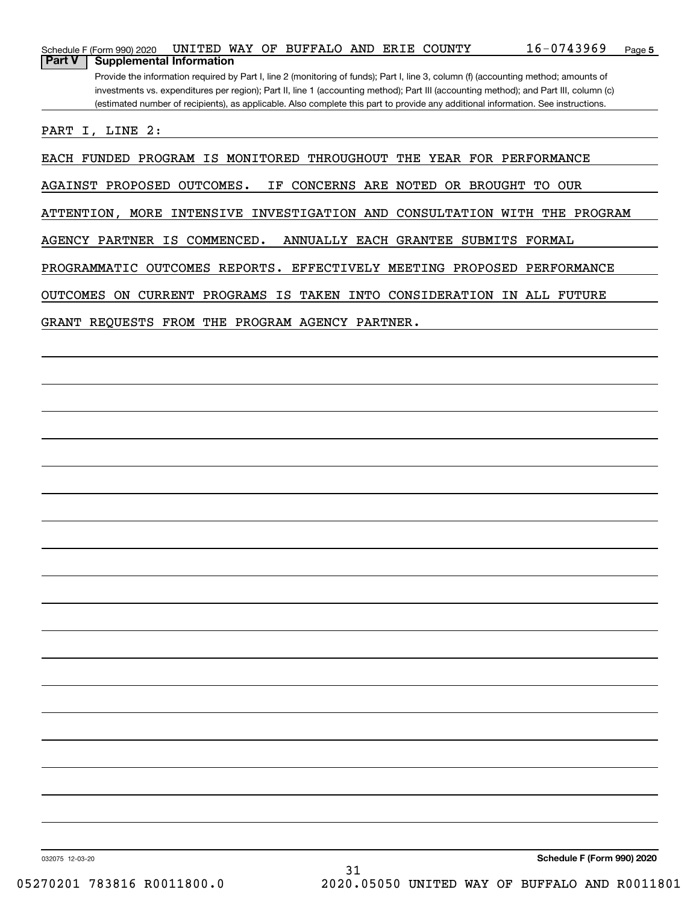Schedule F (Form 990) 2020 UNITED WAY OF BUFFALO AND ERIE COUNTY 16-0743969 Page 5

## Part V Supplemental Information

Provide the information required by Part I, line 2 (monitoring of funds); Part I, line 3, column (f) (accounting method; amounts of investments vs. expenditures per region); Part II, line 1 (accounting method); Part III (accounting method); and Part III, column (c) (estimated number of recipients), as applicable. Also complete this part to provide any additional information. See instructions.

PART I, LINE 2:

EACH FUNDED PROGRAM IS MONITORED THROUGHOUT THE YEAR FOR PERFORMANCE AGAINST PROPOSED OUTCOMES. IF CONCERNS ARE NOTED OR BROUGHT TO OUR ATTENTION, MORE INTENSIVE INVESTIGATION AND CONSULTATION WITH THE PROGRAM AGENCY PARTNER IS COMMENCED. ANNUALLY EACH GRANTEE SUBMITS FORMAL PROGRAMMATIC OUTCOMES REPORTS. EFFECTIVELY MEETING PROPOSED PERFORMANCE OUTCOMES ON CURRENT PROGRAMS IS TAKEN INTO CONSIDERATION IN ALL FUTURE GRANT REQUESTS FROM THE PROGRAM AGENCY PARTNER.

032075 12-03-20 Schedule F (Form 990) 2020

05270201 783816 R0011800.0 2020.05050 UNITED WAY OF BUFFALO AND R0011801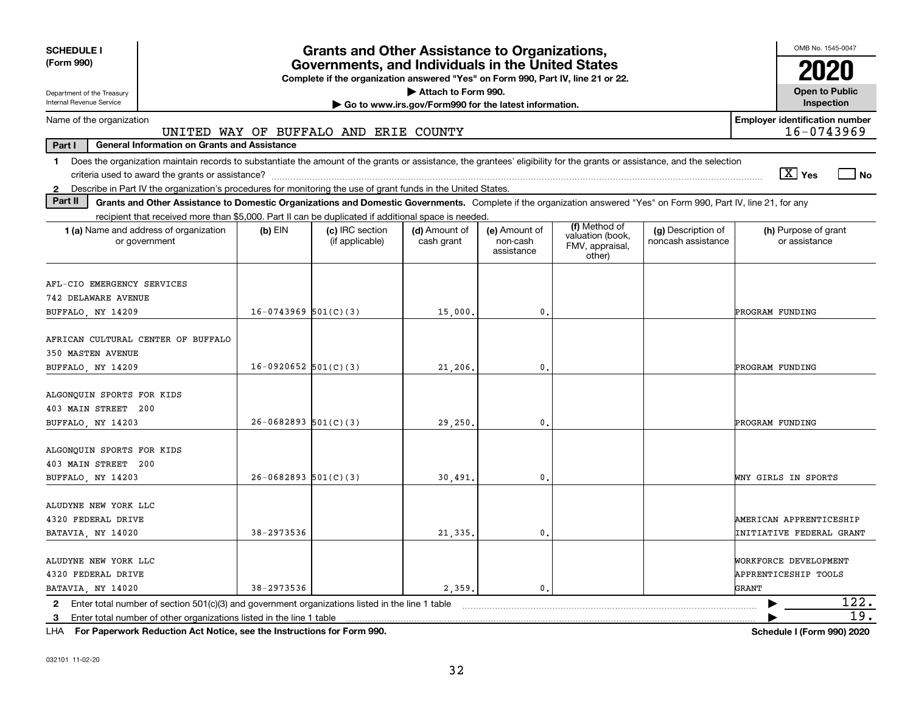**SCHEDULE I**
**(Form 990)**

Department of the Treasury
Internal Revenue Service

# Grants and Other Assistance to Organizations, Governments, and Individuals in the United States

**Complete if the organization answered "Yes" on Form 990, Part IV, line 21 or 22.**

▶ Attach to Form 990.

▶ Go to www.irs.gov/Form990 for the latest information.

OMB No. 1545-0047

**2020**

**Open to Public Inspection**

Name of the organization: UNITED WAY OF BUFFALO AND ERIE COUNTY

**Employer identification number** 16-0743969

**Part I** **General Information on Grants and Assistance**

1 Does the organization maintain records to substantiate the amount of the grants or assistance, the grantees' eligibility for the grants or assistance, and the selection criteria used to award the grants or assistance? [X] Yes [ ] No

2 Describe in Part IV the organization's procedures for monitoring the use of grant funds in the United States.

**Part II** **Grants and Other Assistance to Domestic Organizations and Domestic Governments.** Complete if the organization answered "Yes" on Form 990, Part IV, line 21, for any recipient that received more than $5,000. Part II can be duplicated if additional space is needed.

| 1 (a) Name and address of organization or government | (b) EIN | (c) IRC section (if applicable) | (d) Amount of cash grant | (e) Amount of non-cash assistance | (f) Method of valuation (book, FMV, appraisal, other) | (g) Description of noncash assistance | (h) Purpose of grant or assistance |
|---|---|---|---|---|---|---|---|
| AFL-CIO EMERGENCY SERVICES<br>742 DELAWARE AVENUE<br>BUFFALO, NY 14209 | 16-0743969 | 501(C)(3) | 15,000. | 0. | | | PROGRAM FUNDING |
| AFRICAN CULTURAL CENTER OF BUFFALO<br>350 MASTEN AVENUE<br>BUFFALO, NY 14209 | 16-0920652 | 501(C)(3) | 21,206. | 0. | | | PROGRAM FUNDING |
| ALGONQUIN SPORTS FOR KIDS<br>403 MAIN STREET 200<br>BUFFALO, NY 14203 | 26-0682893 | 501(C)(3) | 29,250. | 0. | | | PROGRAM FUNDING |
| ALGONQUIN SPORTS FOR KIDS<br>403 MAIN STREET 200<br>BUFFALO, NY 14203 | 26-0682893 | 501(C)(3) | 30,491. | 0. | | | WNY GIRLS IN SPORTS |
| ALUDYNE NEW YORK LLC<br>4320 FEDERAL DRIVE<br>BATAVIA, NY 14020 | 38-2973536 | | 21,335. | 0. | | | AMERICAN APPRENTICESHIP INITIATIVE FEDERAL GRANT |
| ALUDYNE NEW YORK LLC<br>4320 FEDERAL DRIVE<br>BATAVIA, NY 14020 | 38-2973536 | | 2,359. | 0. | | | WORKFORCE DEVELOPMENT APPRENTICESHIP TOOLS GRANT |

2 Enter total number of section 501(c)(3) and government organizations listed in the line 1 table ▶ 122.

3 Enter total number of other organizations listed in the line 1 table ▶ 19.

LHA **For Paperwork Reduction Act Notice, see the Instructions for Form 990.** **Schedule I (Form 990) 2020**

032101 11-02-20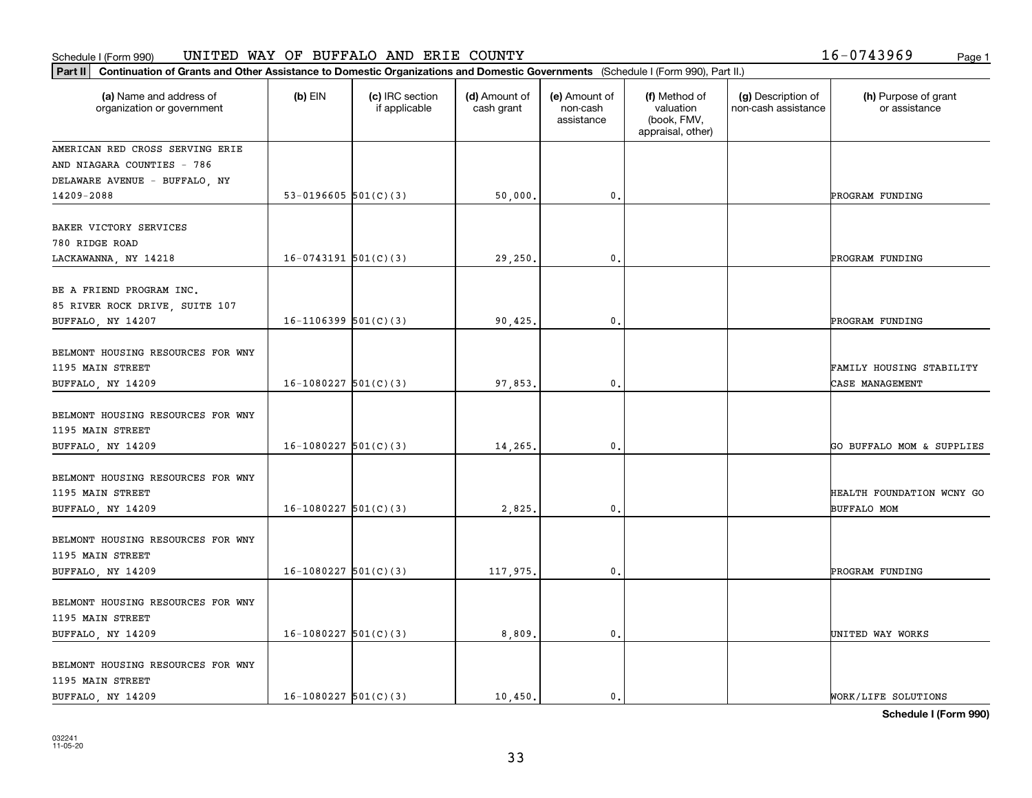Schedule I (Form 990) UNITED WAY OF BUFFALO AND ERIE COUNTY 16-0743969

**Part II** **Continuation of Grants and Other Assistance to Domestic Organizations and Domestic Governments** (Schedule I (Form 990), Part II.)

| (a) Name and address of organization or government | (b) EIN | (c) IRC section if applicable | (d) Amount of cash grant | (e) Amount of non-cash assistance | (f) Method of valuation (book, FMV, appraisal, other) | (g) Description of non-cash assistance | (h) Purpose of grant or assistance |
|---|---|---|---|---|---|---|---|
| AMERICAN RED CROSS SERVING ERIE AND NIAGARA COUNTIES - 786 DELAWARE AVENUE - BUFFALO, NY 14209-2088 | 53-0196605 | 501(C)(3) | 50,000. | 0. | | | PROGRAM FUNDING |
| BAKER VICTORY SERVICES 780 RIDGE ROAD LACKAWANNA, NY 14218 | 16-0743191 | 501(C)(3) | 29,250. | 0. | | | PROGRAM FUNDING |
| BE A FRIEND PROGRAM INC. 85 RIVER ROCK DRIVE, SUITE 107 BUFFALO, NY 14207 | 16-1106399 | 501(C)(3) | 90,425. | 0. | | | PROGRAM FUNDING |
| BELMONT HOUSING RESOURCES FOR WNY 1195 MAIN STREET BUFFALO, NY 14209 | 16-1080227 | 501(C)(3) | 97,853. | 0. | | | FAMILY HOUSING STABILITY CASE MANAGEMENT |
| BELMONT HOUSING RESOURCES FOR WNY 1195 MAIN STREET BUFFALO, NY 14209 | 16-1080227 | 501(C)(3) | 14,265. | 0. | | | GO BUFFALO MOM & SUPPLIES |
| BELMONT HOUSING RESOURCES FOR WNY 1195 MAIN STREET BUFFALO, NY 14209 | 16-1080227 | 501(C)(3) | 2,825. | 0. | | | HEALTH FOUNDATION WCNY GO BUFFALO MOM |
| BELMONT HOUSING RESOURCES FOR WNY 1195 MAIN STREET BUFFALO, NY 14209 | 16-1080227 | 501(C)(3) | 117,975. | 0. | | | PROGRAM FUNDING |
| BELMONT HOUSING RESOURCES FOR WNY 1195 MAIN STREET BUFFALO, NY 14209 | 16-1080227 | 501(C)(3) | 8,809. | 0. | | | UNITED WAY WORKS |
| BELMONT HOUSING RESOURCES FOR WNY 1195 MAIN STREET BUFFALO, NY 14209 | 16-1080227 | 501(C)(3) | 10,450. | 0. | | | WORK/LIFE SOLUTIONS |

**Schedule I (Form 990)**

032241
11-05-20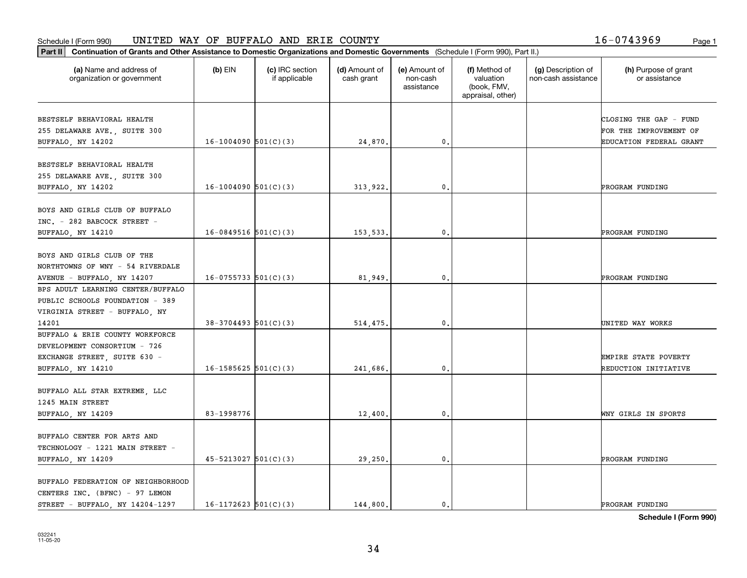Schedule I (Form 990) UNITED WAY OF BUFFALO AND ERIE COUNTY 16-0743969

**Part II** **Continuation of Grants and Other Assistance to Domestic Organizations and Domestic Governments** (Schedule I (Form 990), Part II.)

| (a) Name and address of organization or government | (b) EIN | (c) IRC section if applicable | (d) Amount of cash grant | (e) Amount of non-cash assistance | (f) Method of valuation (book, FMV, appraisal, other) | (g) Description of non-cash assistance | (h) Purpose of grant or assistance |
|---|---|---|---|---|---|---|---|
| BESTSELF BEHAVIORAL HEALTH 255 DELAWARE AVE., SUITE 300 BUFFALO, NY 14202 | 16-1004090 | 501(C)(3) | 24,870. | 0. | | | CLOSING THE GAP - FUND FOR THE IMPROVEMENT OF EDUCATION FEDERAL GRANT |
| BESTSELF BEHAVIORAL HEALTH 255 DELAWARE AVE., SUITE 300 BUFFALO, NY 14202 | 16-1004090 | 501(C)(3) | 313,922. | 0. | | | PROGRAM FUNDING |
| BOYS AND GIRLS CLUB OF BUFFALO INC. - 282 BABCOCK STREET - BUFFALO, NY 14210 | 16-0849516 | 501(C)(3) | 153,533. | 0. | | | PROGRAM FUNDING |
| BOYS AND GIRLS CLUB OF THE NORTHTOWNS OF WNY - 54 RIVERDALE AVENUE - BUFFALO, NY 14207 | 16-0755733 | 501(C)(3) | 81,949. | 0. | | | PROGRAM FUNDING |
| BPS ADULT LEARNING CENTER/BUFFALO PUBLIC SCHOOLS FOUNDATION - 389 VIRGINIA STREET - BUFFALO, NY 14201 | 38-3704493 | 501(C)(3) | 514,475. | 0. | | | UNITED WAY WORKS |
| BUFFALO & ERIE COUNTY WORKFORCE DEVELOPMENT CONSORTIUM - 726 EXCHANGE STREET, SUITE 630 - BUFFALO, NY 14210 | 16-1585625 | 501(C)(3) | 241,686. | 0. | | | EMPIRE STATE POVERTY REDUCTION INITIATIVE |
| BUFFALO ALL STAR EXTREME, LLC 1245 MAIN STREET BUFFALO, NY 14209 | 83-1998776 | | 12,400. | 0. | | | WNY GIRLS IN SPORTS |
| BUFFALO CENTER FOR ARTS AND TECHNOLOGY - 1221 MAIN STREET - BUFFALO, NY 14209 | 45-5213027 | 501(C)(3) | 29,250. | 0. | | | PROGRAM FUNDING |
| BUFFALO FEDERATION OF NEIGHBORHOOD CENTERS INC. (BFNC) - 97 LEMON STREET - BUFFALO, NY 14204-1297 | 16-1172623 | 501(C)(3) | 144,800. | 0. | | | PROGRAM FUNDING |

**Schedule I (Form 990)**

032241 11-05-20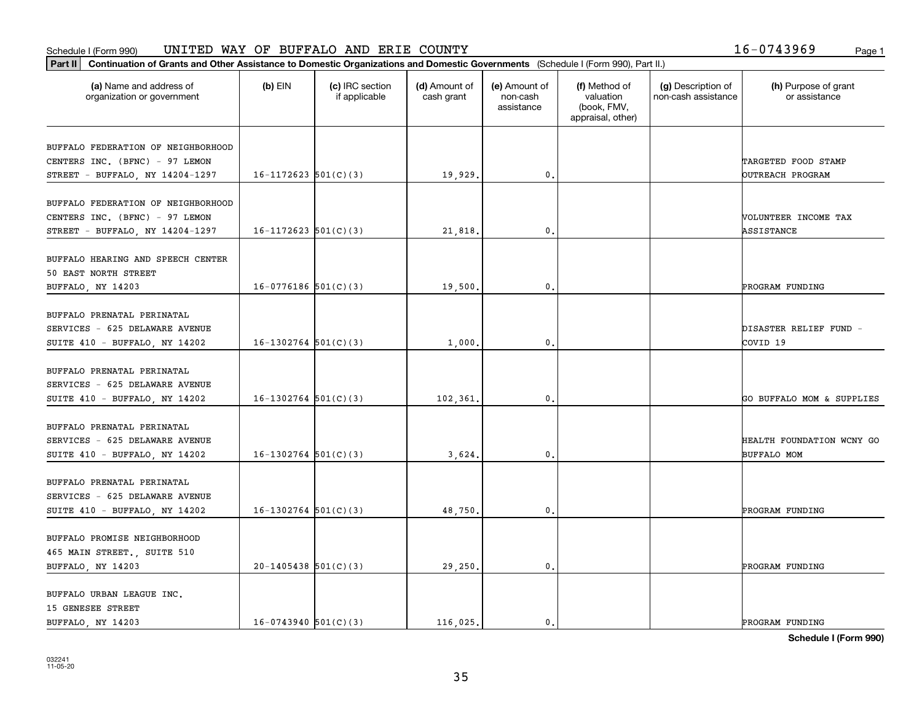Schedule I (Form 990) UNITED WAY OF BUFFALO AND ERIE COUNTY 16-0743969

**Part II** **Continuation of Grants and Other Assistance to Domestic Organizations and Domestic Governments** (Schedule I (Form 990), Part II.)

| (a) Name and address of organization or government | (b) EIN | (c) IRC section if applicable | (d) Amount of cash grant | (e) Amount of non-cash assistance | (f) Method of valuation (book, FMV, appraisal, other) | (g) Description of non-cash assistance | (h) Purpose of grant or assistance |
|---|---|---|---|---|---|---|---|
| BUFFALO FEDERATION OF NEIGHBORHOOD CENTERS INC. (BFNC) - 97 LEMON STREET - BUFFALO, NY 14204-1297 | 16-1172623 | 501(C)(3) | 19,929. | 0. | | | TARGETED FOOD STAMP OUTREACH PROGRAM |
| BUFFALO FEDERATION OF NEIGHBORHOOD CENTERS INC. (BFNC) - 97 LEMON STREET - BUFFALO, NY 14204-1297 | 16-1172623 | 501(C)(3) | 21,818. | 0. | | | VOLUNTEER INCOME TAX ASSISTANCE |
| BUFFALO HEARING AND SPEECH CENTER 50 EAST NORTH STREET BUFFALO, NY 14203 | 16-0776186 | 501(C)(3) | 19,500. | 0. | | | PROGRAM FUNDING |
| BUFFALO PRENATAL PERINATAL SERVICES - 625 DELAWARE AVENUE SUITE 410 - BUFFALO, NY 14202 | 16-1302764 | 501(C)(3) | 1,000. | 0. | | | DISASTER RELIEF FUND - COVID 19 |
| BUFFALO PRENATAL PERINATAL SERVICES - 625 DELAWARE AVENUE SUITE 410 - BUFFALO, NY 14202 | 16-1302764 | 501(C)(3) | 102,361. | 0. | | | GO BUFFALO MOM & SUPPLIES |
| BUFFALO PRENATAL PERINATAL SERVICES - 625 DELAWARE AVENUE SUITE 410 - BUFFALO, NY 14202 | 16-1302764 | 501(C)(3) | 3,624. | 0. | | | HEALTH FOUNDATION WCNY GO BUFFALO MOM |
| BUFFALO PRENATAL PERINATAL SERVICES - 625 DELAWARE AVENUE SUITE 410 - BUFFALO, NY 14202 | 16-1302764 | 501(C)(3) | 48,750. | 0. | | | PROGRAM FUNDING |
| BUFFALO PROMISE NEIGHBORHOOD 465 MAIN STREET., SUITE 510 BUFFALO, NY 14203 | 20-1405438 | 501(C)(3) | 29,250. | 0. | | | PROGRAM FUNDING |
| BUFFALO URBAN LEAGUE INC. 15 GENESEE STREET BUFFALO, NY 14203 | 16-0743940 | 501(C)(3) | 116,025. | 0. | | | PROGRAM FUNDING |

**Schedule I (Form 990)**

032241
11-05-20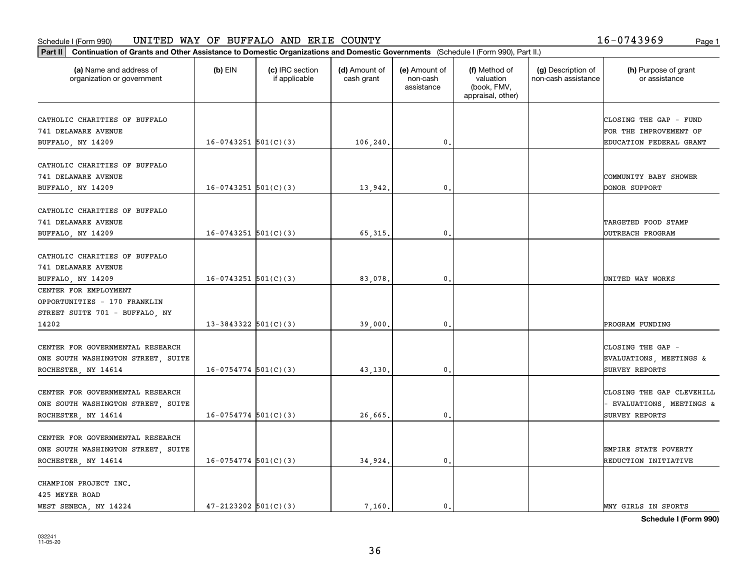Schedule I (Form 990) UNITED WAY OF BUFFALO AND ERIE COUNTY 16-0743969

**Part II | Continuation of Grants and Other Assistance to Domestic Organizations and Domestic Governments** (Schedule I (Form 990), Part II.)

| (a) Name and address of organization or government | (b) EIN | (c) IRC section if applicable | (d) Amount of cash grant | (e) Amount of non-cash assistance | (f) Method of valuation (book, FMV, appraisal, other) | (g) Description of non-cash assistance | (h) Purpose of grant or assistance |
|---|---|---|---|---|---|---|---|
| CATHOLIC CHARITIES OF BUFFALO 741 DELAWARE AVENUE BUFFALO, NY 14209 | 16-0743251 | 501(C)(3) | 106,240. | 0. | | | CLOSING THE GAP - FUND FOR THE IMPROVEMENT OF EDUCATION FEDERAL GRANT |
| CATHOLIC CHARITIES OF BUFFALO 741 DELAWARE AVENUE BUFFALO, NY 14209 | 16-0743251 | 501(C)(3) | 13,942. | 0. | | | COMMUNITY BABY SHOWER DONOR SUPPORT |
| CATHOLIC CHARITIES OF BUFFALO 741 DELAWARE AVENUE BUFFALO, NY 14209 | 16-0743251 | 501(C)(3) | 65,315. | 0. | | | TARGETED FOOD STAMP OUTREACH PROGRAM |
| CATHOLIC CHARITIES OF BUFFALO 741 DELAWARE AVENUE BUFFALO, NY 14209 | 16-0743251 | 501(C)(3) | 83,078. | 0. | | | UNITED WAY WORKS |
| CENTER FOR EMPLOYMENT OPPORTUNITIES - 170 FRANKLIN STREET SUITE 701 - BUFFALO, NY 14202 | 13-3843322 | 501(C)(3) | 39,000. | 0. | | | PROGRAM FUNDING |
| CENTER FOR GOVERNMENTAL RESEARCH ONE SOUTH WASHINGTON STREET, SUITE ROCHESTER, NY 14614 | 16-0754774 | 501(C)(3) | 43,130. | 0. | | | CLOSING THE GAP - EVALUATIONS, MEETINGS & SURVEY REPORTS |
| CENTER FOR GOVERNMENTAL RESEARCH ONE SOUTH WASHINGTON STREET, SUITE ROCHESTER, NY 14614 | 16-0754774 | 501(C)(3) | 26,665. | 0. | | | CLOSING THE GAP CLEVEHILL - EVALUATIONS, MEETINGS & SURVEY REPORTS |
| CENTER FOR GOVERNMENTAL RESEARCH ONE SOUTH WASHINGTON STREET, SUITE ROCHESTER, NY 14614 | 16-0754774 | 501(C)(3) | 34,924. | 0. | | | EMPIRE STATE POVERTY REDUCTION INITIATIVE |
| CHAMPION PROJECT INC. 425 MEYER ROAD WEST SENECA, NY 14224 | 47-2123202 | 501(C)(3) | 7,160. | 0. | | | WNY GIRLS IN SPORTS |

**Schedule I (Form 990)**

032241 11-05-20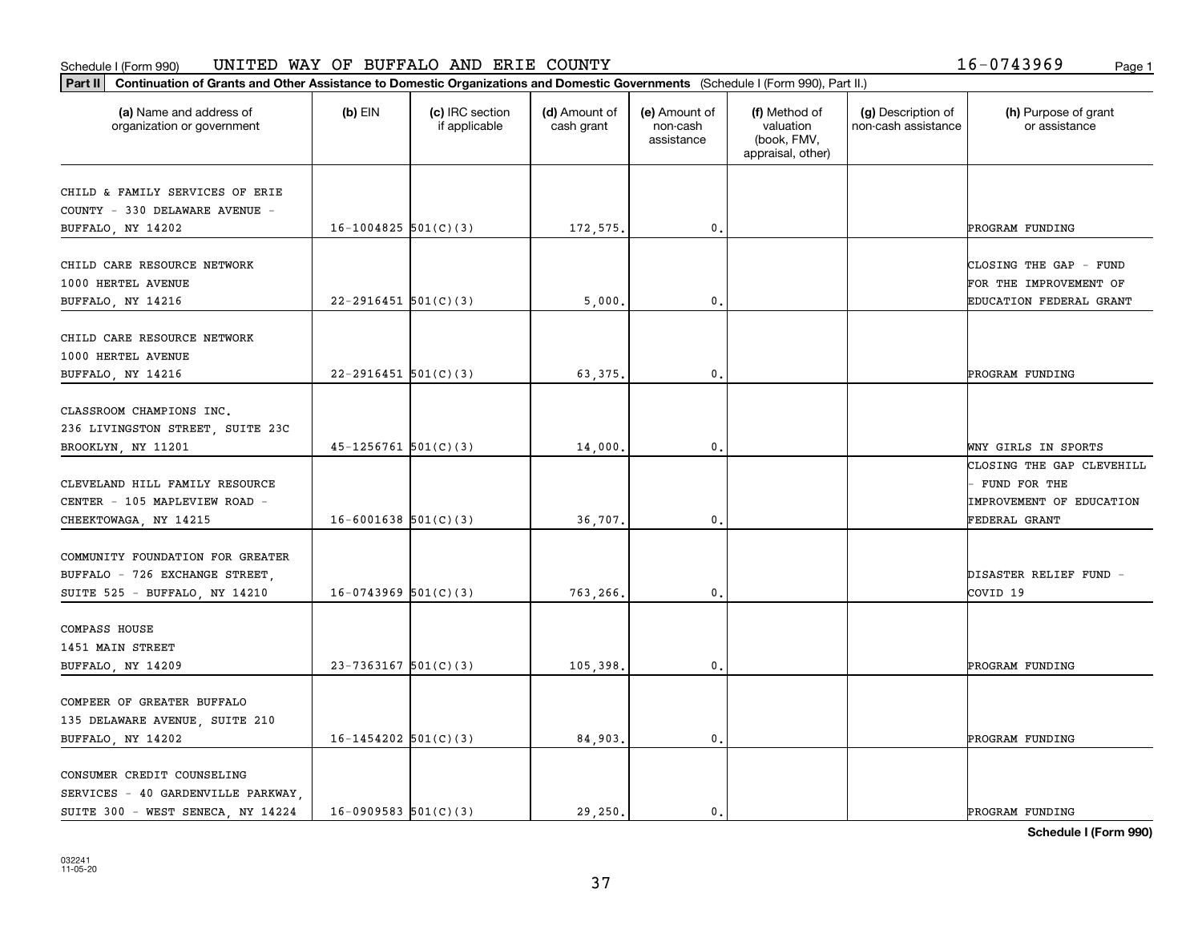Schedule I (Form 990) UNITED WAY OF BUFFALO AND ERIE COUNTY 16-0743969

**Part II** **Continuation of Grants and Other Assistance to Domestic Organizations and Domestic Governments** (Schedule I (Form 990), Part II.)

| (a) Name and address of organization or government | (b) EIN | (c) IRC section if applicable | (d) Amount of cash grant | (e) Amount of non-cash assistance | (f) Method of valuation (book, FMV, appraisal, other) | (g) Description of non-cash assistance | (h) Purpose of grant or assistance |
|---|---|---|---|---|---|---|---|
| CHILD & FAMILY SERVICES OF ERIE COUNTY - 330 DELAWARE AVENUE - BUFFALO, NY 14202 | 16-1004825 | 501(C)(3) | 172,575. | 0. | | | PROGRAM FUNDING |
| CHILD CARE RESOURCE NETWORK 1000 HERTEL AVENUE BUFFALO, NY 14216 | 22-2916451 | 501(C)(3) | 5,000. | 0. | | | CLOSING THE GAP - FUND FOR THE IMPROVEMENT OF EDUCATION FEDERAL GRANT |
| CHILD CARE RESOURCE NETWORK 1000 HERTEL AVENUE BUFFALO, NY 14216 | 22-2916451 | 501(C)(3) | 63,375. | 0. | | | PROGRAM FUNDING |
| CLASSROOM CHAMPIONS INC. 236 LIVINGSTON STREET, SUITE 23C BROOKLYN, NY 11201 | 45-1256761 | 501(C)(3) | 14,000. | 0. | | | WNY GIRLS IN SPORTS |
| CLEVELAND HILL FAMILY RESOURCE CENTER - 105 MAPLEVIEW ROAD - CHEEKTOWAGA, NY 14215 | 16-6001638 | 501(C)(3) | 36,707. | 0. | | | CLOSING THE GAP CLEVEHILL - FUND FOR THE IMPROVEMENT OF EDUCATION FEDERAL GRANT |
| COMMUNITY FOUNDATION FOR GREATER BUFFALO - 726 EXCHANGE STREET, SUITE 525 - BUFFALO, NY 14210 | 16-0743969 | 501(C)(3) | 763,266. | 0. | | | DISASTER RELIEF FUND - COVID 19 |
| COMPASS HOUSE 1451 MAIN STREET BUFFALO, NY 14209 | 23-7363167 | 501(C)(3) | 105,398. | 0. | | | PROGRAM FUNDING |
| COMPEER OF GREATER BUFFALO 135 DELAWARE AVENUE, SUITE 210 BUFFALO, NY 14202 | 16-1454202 | 501(C)(3) | 84,903. | 0. | | | PROGRAM FUNDING |
| CONSUMER CREDIT COUNSELING SERVICES - 40 GARDENVILLE PARKWAY, SUITE 300 - WEST SENECA, NY 14224 | 16-0909583 | 501(C)(3) | 29,250. | 0. | | | PROGRAM FUNDING |

**Schedule I (Form 990)**

032241 11-05-20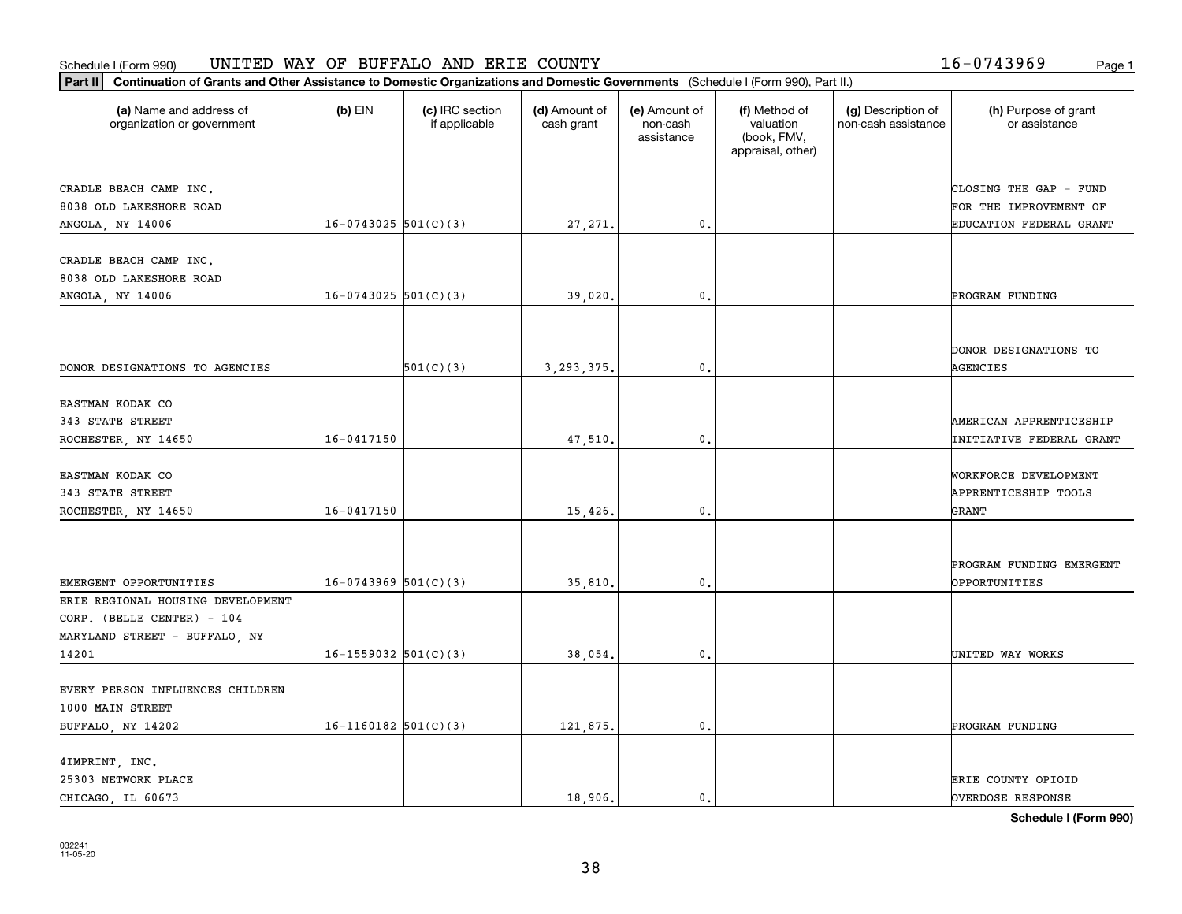Schedule I (Form 990) UNITED WAY OF BUFFALO AND ERIE COUNTY 16-0743969

**Part II** **Continuation of Grants and Other Assistance to Domestic Organizations and Domestic Governments** (Schedule I (Form 990), Part II.)

| (a) Name and address of organization or government | (b) EIN | (c) IRC section if applicable | (d) Amount of cash grant | (e) Amount of non-cash assistance | (f) Method of valuation (book, FMV, appraisal, other) | (g) Description of non-cash assistance | (h) Purpose of grant or assistance |
|---|---|---|---|---|---|---|---|
| CRADLE BEACH CAMP INC. 8038 OLD LAKESHORE ROAD ANGOLA, NY 14006 | 16-0743025 | 501(C)(3) | 27,271. | 0. | | | CLOSING THE GAP - FUND FOR THE IMPROVEMENT OF EDUCATION FEDERAL GRANT |
| CRADLE BEACH CAMP INC. 8038 OLD LAKESHORE ROAD ANGOLA, NY 14006 | 16-0743025 | 501(C)(3) | 39,020. | 0. | | | PROGRAM FUNDING |
| DONOR DESIGNATIONS TO AGENCIES | | 501(C)(3) | 3,293,375. | 0. | | | DONOR DESIGNATIONS TO AGENCIES |
| EASTMAN KODAK CO 343 STATE STREET ROCHESTER, NY 14650 | 16-0417150 | | 47,510. | 0. | | | AMERICAN APPRENTICESHIP INITIATIVE FEDERAL GRANT |
| EASTMAN KODAK CO 343 STATE STREET ROCHESTER, NY 14650 | 16-0417150 | | 15,426. | 0. | | | WORKFORCE DEVELOPMENT APPRENTICESHIP TOOLS GRANT |
| EMERGENT OPPORTUNITIES | 16-0743969 | 501(C)(3) | 35,810. | 0. | | | PROGRAM FUNDING EMERGENT OPPORTUNITIES |
| ERIE REGIONAL HOUSING DEVELOPMENT CORP. (BELLE CENTER) - 104 MARYLAND STREET - BUFFALO, NY 14201 | 16-1559032 | 501(C)(3) | 38,054. | 0. | | | UNITED WAY WORKS |
| EVERY PERSON INFLUENCES CHILDREN 1000 MAIN STREET BUFFALO, NY 14202 | 16-1160182 | 501(C)(3) | 121,875. | 0. | | | PROGRAM FUNDING |
| 4IMPRINT, INC. 25303 NETWORK PLACE CHICAGO, IL 60673 | | | 18,906. | 0. | | | ERIE COUNTY OPIOID OVERDOSE RESPONSE |

Schedule I (Form 990)

032241 11-05-20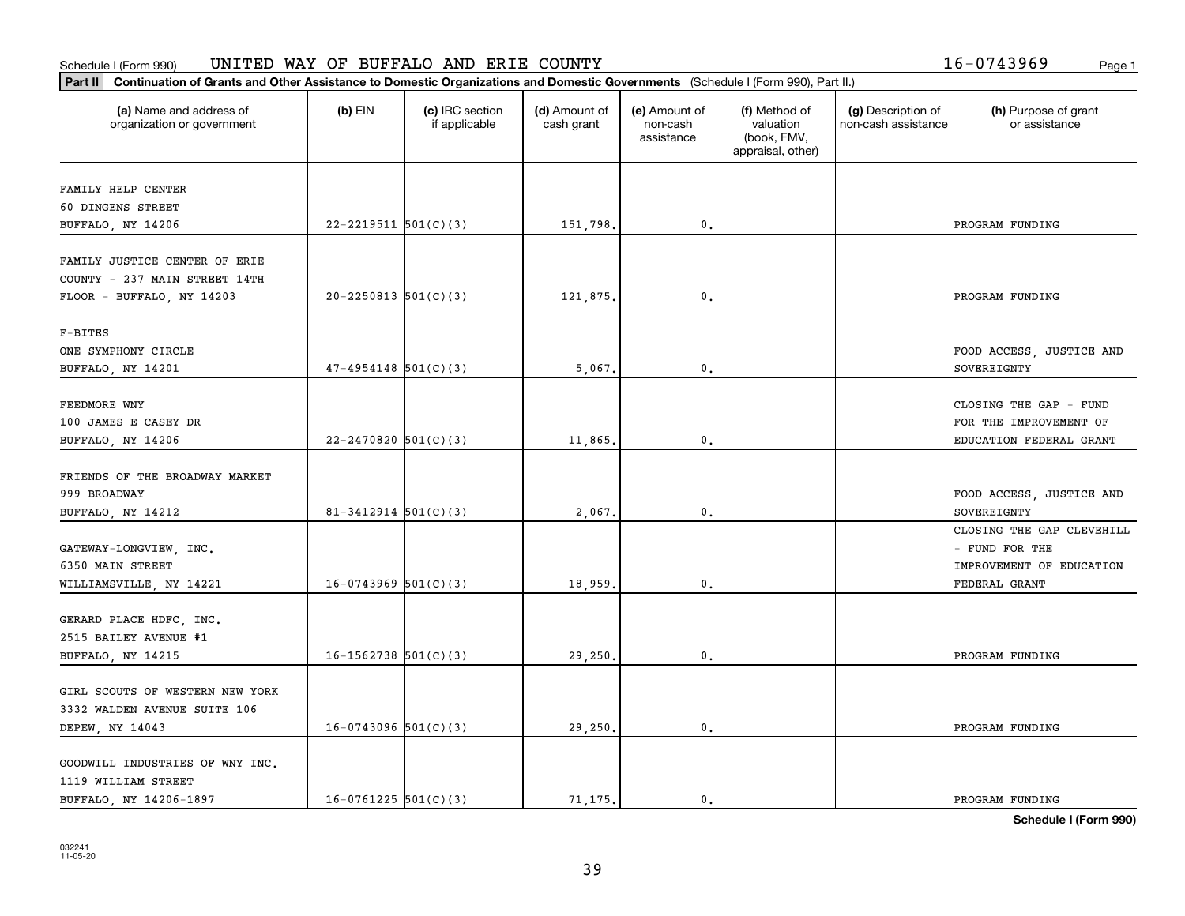Schedule I (Form 990) UNITED WAY OF BUFFALO AND ERIE COUNTY 16-0743969

**Part II** **Continuation of Grants and Other Assistance to Domestic Organizations and Domestic Governments** (Schedule I (Form 990), Part II.)

| (a) Name and address of organization or government | (b) EIN | (c) IRC section if applicable | (d) Amount of cash grant | (e) Amount of non-cash assistance | (f) Method of valuation (book, FMV, appraisal, other) | (g) Description of non-cash assistance | (h) Purpose of grant or assistance |
|---|---|---|---|---|---|---|---|
| FAMILY HELP CENTER 60 DINGENS STREET BUFFALO, NY 14206 | 22-2219511 | 501(C)(3) | 151,798. | 0. | | | PROGRAM FUNDING |
| FAMILY JUSTICE CENTER OF ERIE COUNTY - 237 MAIN STREET 14TH FLOOR - BUFFALO, NY 14203 | 20-2250813 | 501(C)(3) | 121,875. | 0. | | | PROGRAM FUNDING |
| F-BITES ONE SYMPHONY CIRCLE BUFFALO, NY 14201 | 47-4954148 | 501(C)(3) | 5,067. | 0. | | | FOOD ACCESS, JUSTICE AND SOVEREIGNTY |
| FEEDMORE WNY 100 JAMES E CASEY DR BUFFALO, NY 14206 | 22-2470820 | 501(C)(3) | 11,865. | 0. | | | CLOSING THE GAP - FUND FOR THE IMPROVEMENT OF EDUCATION FEDERAL GRANT |
| FRIENDS OF THE BROADWAY MARKET 999 BROADWAY BUFFALO, NY 14212 | 81-3412914 | 501(C)(3) | 2,067. | 0. | | | FOOD ACCESS, JUSTICE AND SOVEREIGNTY |
| GATEWAY-LONGVIEW, INC. 6350 MAIN STREET WILLIAMSVILLE, NY 14221 | 16-0743969 | 501(C)(3) | 18,959. | 0. | | | CLOSING THE GAP CLEVEHILL - FUND FOR THE IMPROVEMENT OF EDUCATION FEDERAL GRANT |
| GERARD PLACE HDFC, INC. 2515 BAILEY AVENUE #1 BUFFALO, NY 14215 | 16-1562738 | 501(C)(3) | 29,250. | 0. | | | PROGRAM FUNDING |
| GIRL SCOUTS OF WESTERN NEW YORK 3332 WALDEN AVENUE SUITE 106 DEPEW, NY 14043 | 16-0743096 | 501(C)(3) | 29,250. | 0. | | | PROGRAM FUNDING |
| GOODWILL INDUSTRIES OF WNY INC. 1119 WILLIAM STREET BUFFALO, NY 14206-1897 | 16-0761225 | 501(C)(3) | 71,175. | 0. | | | PROGRAM FUNDING |

**Schedule I (Form 990)**

032241 11-05-20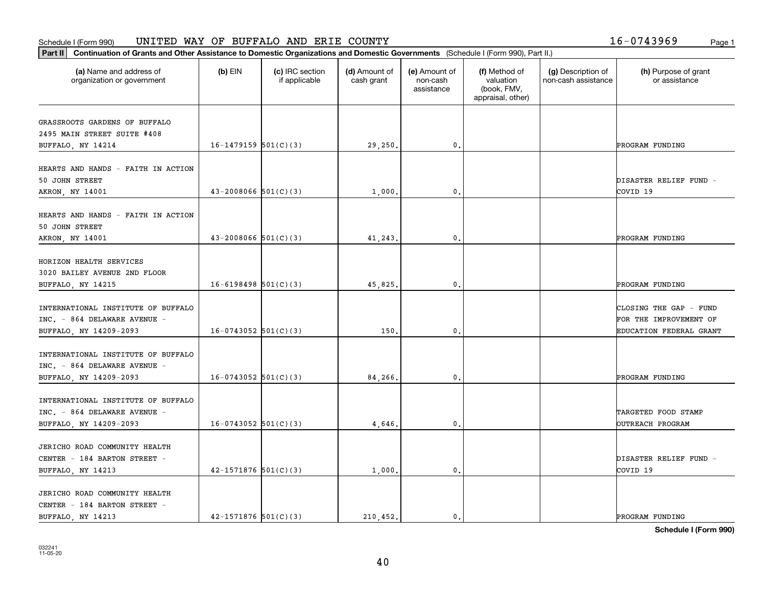Schedule I (Form 990) UNITED WAY OF BUFFALO AND ERIE COUNTY 16-0743969

**Part II** **Continuation of Grants and Other Assistance to Domestic Organizations and Domestic Governments** (Schedule I (Form 990), Part II.)

| (a) Name and address of organization or government | (b) EIN | (c) IRC section if applicable | (d) Amount of cash grant | (e) Amount of non-cash assistance | (f) Method of valuation (book, FMV, appraisal, other) | (g) Description of non-cash assistance | (h) Purpose of grant or assistance |
|---|---|---|---|---|---|---|---|
| GRASSROOTS GARDENS OF BUFFALO 2495 MAIN STREET SUITE #408 BUFFALO, NY 14214 | 16-1479159 | 501(C)(3) | 29,250. | 0. | | | PROGRAM FUNDING |
| HEARTS AND HANDS - FAITH IN ACTION 50 JOHN STREET AKRON, NY 14001 | 43-2008066 | 501(C)(3) | 1,000. | 0. | | | DISASTER RELIEF FUND - COVID 19 |
| HEARTS AND HANDS - FAITH IN ACTION 50 JOHN STREET AKRON, NY 14001 | 43-2008066 | 501(C)(3) | 41,243. | 0. | | | PROGRAM FUNDING |
| HORIZON HEALTH SERVICES 3020 BAILEY AVENUE 2ND FLOOR BUFFALO, NY 14215 | 16-6198498 | 501(C)(3) | 45,825. | 0. | | | PROGRAM FUNDING |
| INTERNATIONAL INSTITUTE OF BUFFALO INC. - 864 DELAWARE AVENUE - BUFFALO, NY 14209-2093 | 16-0743052 | 501(C)(3) | 150. | 0. | | | CLOSING THE GAP - FUND FOR THE IMPROVEMENT OF EDUCATION FEDERAL GRANT |
| INTERNATIONAL INSTITUTE OF BUFFALO INC. - 864 DELAWARE AVENUE - BUFFALO, NY 14209-2093 | 16-0743052 | 501(C)(3) | 84,266. | 0. | | | PROGRAM FUNDING |
| INTERNATIONAL INSTITUTE OF BUFFALO INC. - 864 DELAWARE AVENUE - BUFFALO, NY 14209-2093 | 16-0743052 | 501(C)(3) | 4,646. | 0. | | | TARGETED FOOD STAMP OUTREACH PROGRAM |
| JERICHO ROAD COMMUNITY HEALTH CENTER - 184 BARTON STREET - BUFFALO, NY 14213 | 42-1571876 | 501(C)(3) | 1,000. | 0. | | | DISASTER RELIEF FUND - COVID 19 |
| JERICHO ROAD COMMUNITY HEALTH CENTER - 184 BARTON STREET - BUFFALO, NY 14213 | 42-1571876 | 501(C)(3) | 210,452. | 0. | | | PROGRAM FUNDING |

**Schedule I (Form 990)**

032241 11-05-20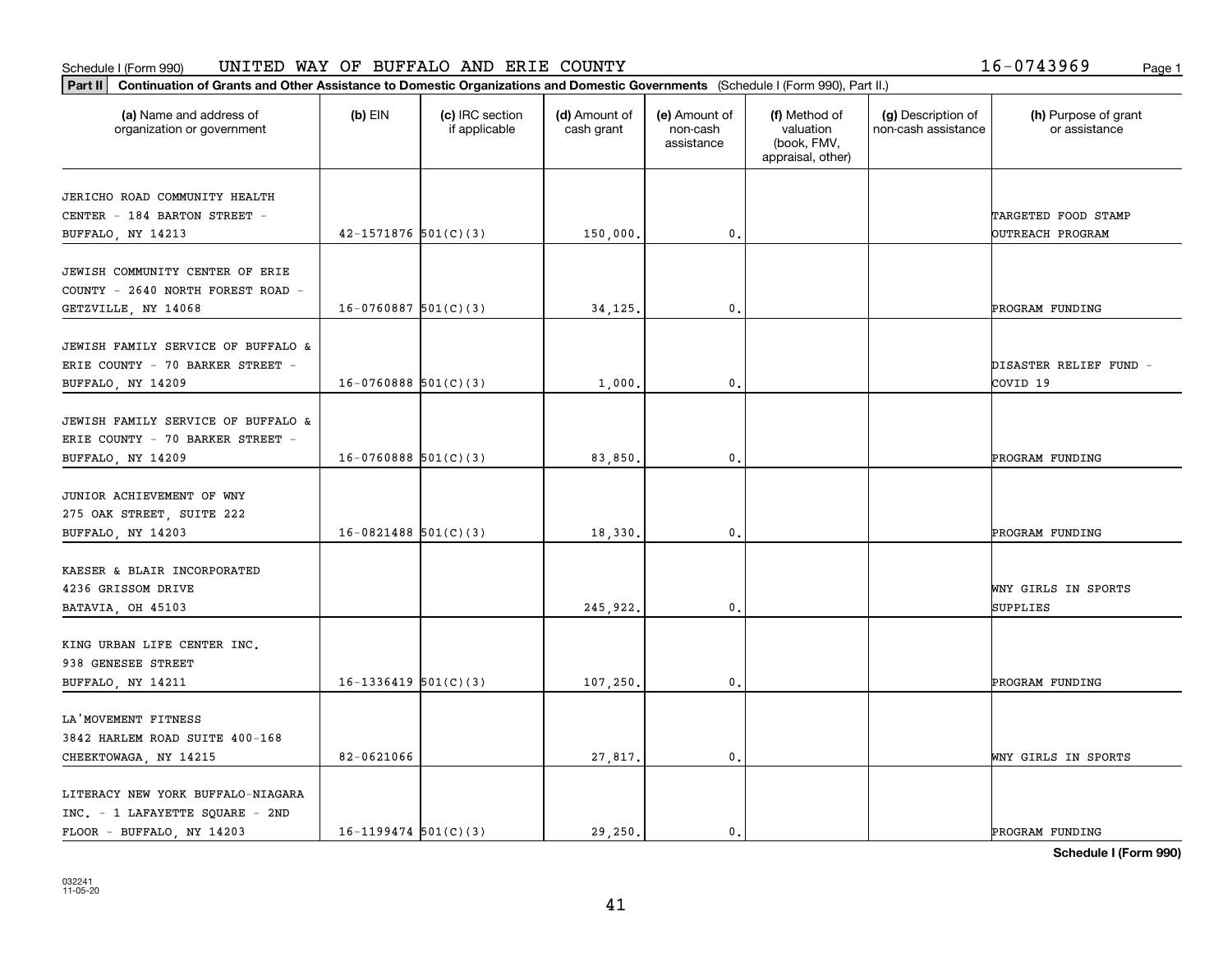Schedule I (Form 990) UNITED WAY OF BUFFALO AND ERIE COUNTY 16-0743969

**Part II Continuation of Grants and Other Assistance to Domestic Organizations and Domestic Governments** (Schedule I (Form 990), Part II.)

| (a) Name and address of organization or government | (b) EIN | (c) IRC section if applicable | (d) Amount of cash grant | (e) Amount of non-cash assistance | (f) Method of valuation (book, FMV, appraisal, other) | (g) Description of non-cash assistance | (h) Purpose of grant or assistance |
|---|---|---|---|---|---|---|---|
| JERICHO ROAD COMMUNITY HEALTH CENTER - 184 BARTON STREET - BUFFALO, NY 14213 | 42-1571876 | 501(C)(3) | 150,000. | 0. | | | TARGETED FOOD STAMP OUTREACH PROGRAM |
| JEWISH COMMUNITY CENTER OF ERIE COUNTY - 2640 NORTH FOREST ROAD - GETZVILLE, NY 14068 | 16-0760887 | 501(C)(3) | 34,125. | 0. | | | PROGRAM FUNDING |
| JEWISH FAMILY SERVICE OF BUFFALO & ERIE COUNTY - 70 BARKER STREET - BUFFALO, NY 14209 | 16-0760888 | 501(C)(3) | 1,000. | 0. | | | DISASTER RELIEF FUND - COVID 19 |
| JEWISH FAMILY SERVICE OF BUFFALO & ERIE COUNTY - 70 BARKER STREET - BUFFALO, NY 14209 | 16-0760888 | 501(C)(3) | 83,850. | 0. | | | PROGRAM FUNDING |
| JUNIOR ACHIEVEMENT OF WNY 275 OAK STREET, SUITE 222 BUFFALO, NY 14203 | 16-0821488 | 501(C)(3) | 18,330. | 0. | | | PROGRAM FUNDING |
| KAESER & BLAIR INCORPORATED 4236 GRISSOM DRIVE BATAVIA, OH 45103 | | | 245,922. | 0. | | | WNY GIRLS IN SPORTS SUPPLIES |
| KING URBAN LIFE CENTER INC. 938 GENESEE STREET BUFFALO, NY 14211 | 16-1336419 | 501(C)(3) | 107,250. | 0. | | | PROGRAM FUNDING |
| LA'MOVEMENT FITNESS 3842 HARLEM ROAD SUITE 400-168 CHEEKTOWAGA, NY 14215 | 82-0621066 | | 27,817. | 0. | | | WNY GIRLS IN SPORTS |
| LITERACY NEW YORK BUFFALO-NIAGARA INC. - 1 LAFAYETTE SQUARE - 2ND FLOOR - BUFFALO, NY 14203 | 16-1199474 | 501(C)(3) | 29,250. | 0. | | | PROGRAM FUNDING |

**Schedule I (Form 990)**

032241 11-05-20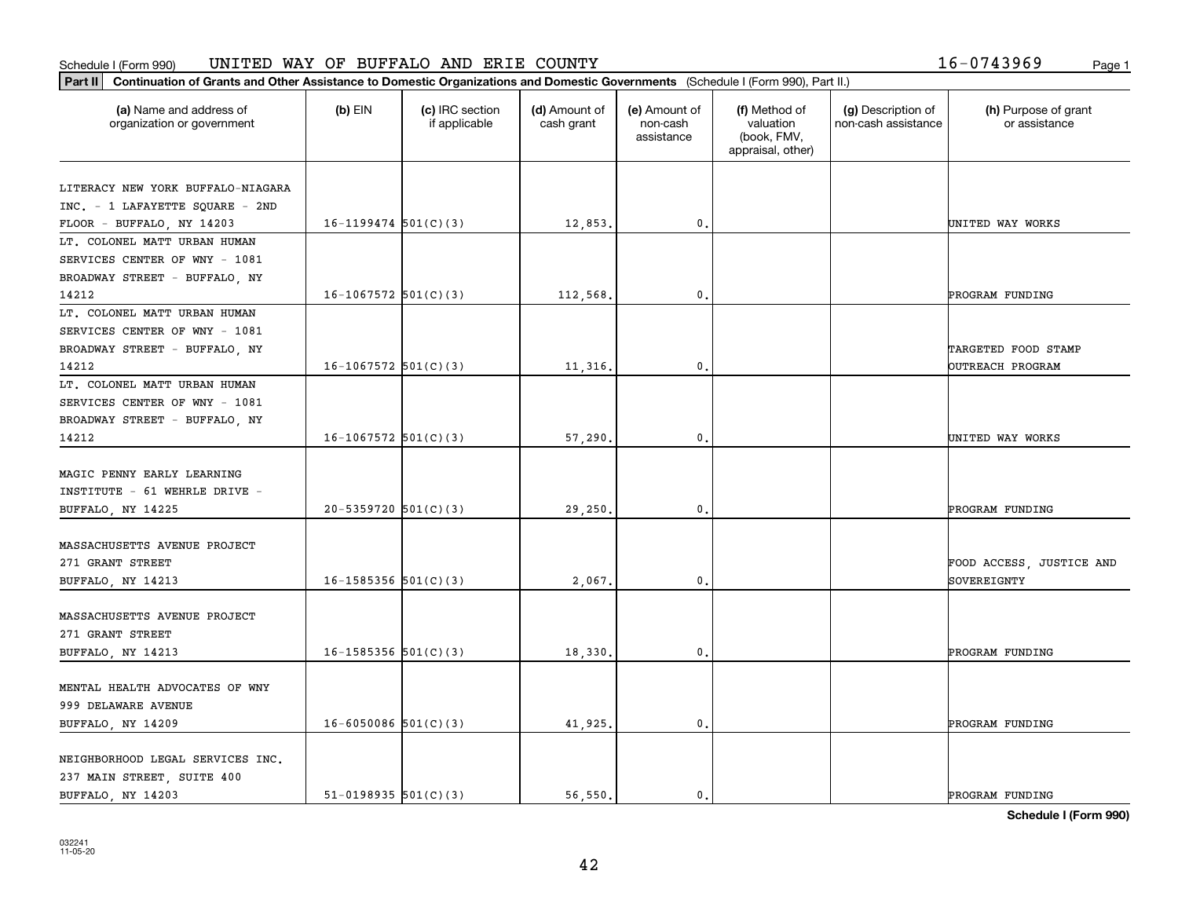Schedule I (Form 990) UNITED WAY OF BUFFALO AND ERIE COUNTY 16-0743969

**Part II** **Continuation of Grants and Other Assistance to Domestic Organizations and Domestic Governments** (Schedule I (Form 990), Part II.)

| (a) Name and address of organization or government | (b) EIN | (c) IRC section if applicable | (d) Amount of cash grant | (e) Amount of non-cash assistance | (f) Method of valuation (book, FMV, appraisal, other) | (g) Description of non-cash assistance | (h) Purpose of grant or assistance |
|---|---|---|---|---|---|---|---|
| LITERACY NEW YORK BUFFALO-NIAGARA INC. - 1 LAFAYETTE SQUARE - 2ND FLOOR - BUFFALO, NY 14203 | 16-1199474 | 501(C)(3) | 12,853. | 0. | | | UNITED WAY WORKS |
| LT. COLONEL MATT URBAN HUMAN SERVICES CENTER OF WNY - 1081 BROADWAY STREET - BUFFALO, NY 14212 | 16-1067572 | 501(C)(3) | 112,568. | 0. | | | PROGRAM FUNDING |
| LT. COLONEL MATT URBAN HUMAN SERVICES CENTER OF WNY - 1081 BROADWAY STREET - BUFFALO, NY 14212 | 16-1067572 | 501(C)(3) | 11,316. | 0. | | | TARGETED FOOD STAMP OUTREACH PROGRAM |
| LT. COLONEL MATT URBAN HUMAN SERVICES CENTER OF WNY - 1081 BROADWAY STREET - BUFFALO, NY 14212 | 16-1067572 | 501(C)(3) | 57,290. | 0. | | | UNITED WAY WORKS |
| MAGIC PENNY EARLY LEARNING INSTITUTE - 61 WEHRLE DRIVE - BUFFALO, NY 14225 | 20-5359720 | 501(C)(3) | 29,250. | 0. | | | PROGRAM FUNDING |
| MASSACHUSETTS AVENUE PROJECT 271 GRANT STREET BUFFALO, NY 14213 | 16-1585356 | 501(C)(3) | 2,067. | 0. | | | FOOD ACCESS, JUSTICE AND SOVEREIGNTY |
| MASSACHUSETTS AVENUE PROJECT 271 GRANT STREET BUFFALO, NY 14213 | 16-1585356 | 501(C)(3) | 18,330. | 0. | | | PROGRAM FUNDING |
| MENTAL HEALTH ADVOCATES OF WNY 999 DELAWARE AVENUE BUFFALO, NY 14209 | 16-6050086 | 501(C)(3) | 41,925. | 0. | | | PROGRAM FUNDING |
| NEIGHBORHOOD LEGAL SERVICES INC. 237 MAIN STREET, SUITE 400 BUFFALO, NY 14203 | 51-0198935 | 501(C)(3) | 56,550. | 0. | | | PROGRAM FUNDING |

**Schedule I (Form 990)**

032241
11-05-20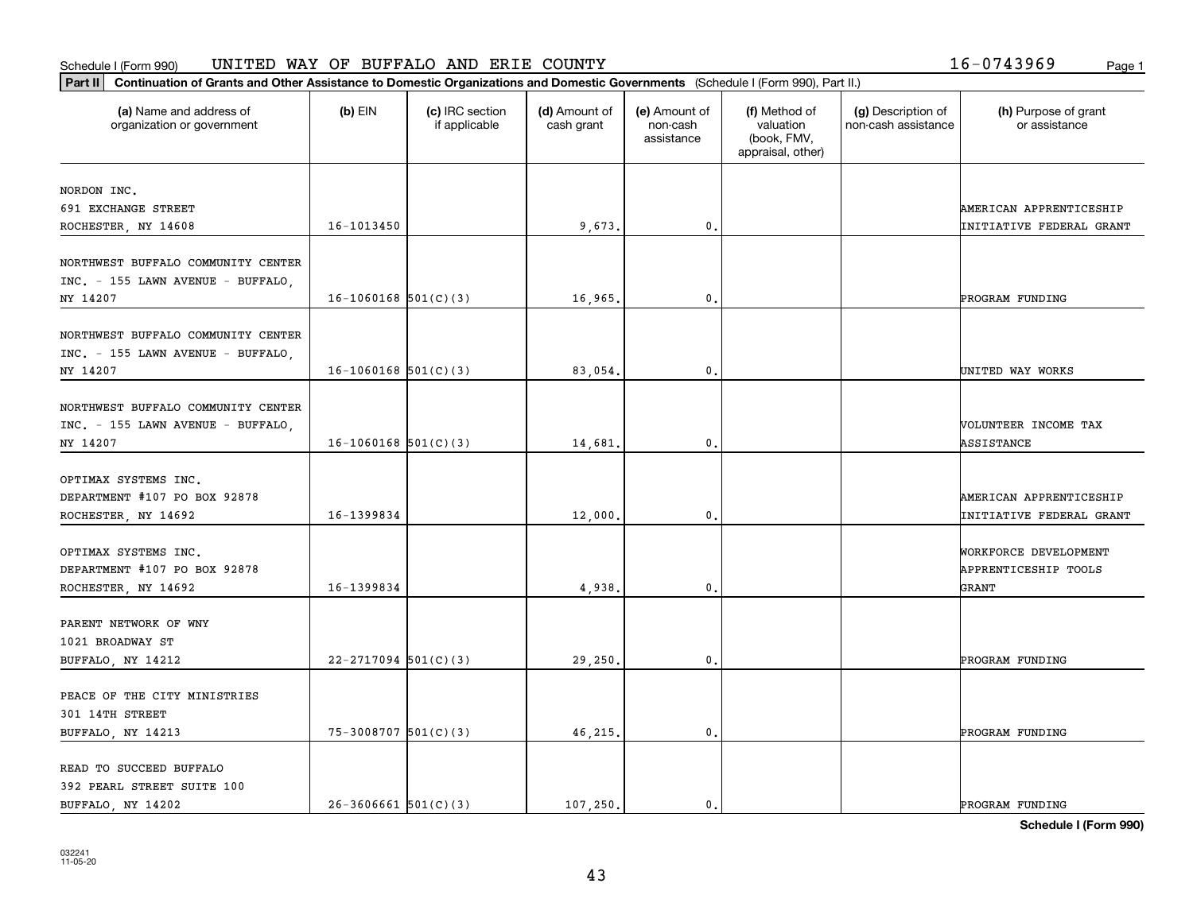Schedule I (Form 990) UNITED WAY OF BUFFALO AND ERIE COUNTY 16-0743969

**Part II** **Continuation of Grants and Other Assistance to Domestic Organizations and Domestic Governments** (Schedule I (Form 990), Part II.)

| (a) Name and address of organization or government | (b) EIN | (c) IRC section if applicable | (d) Amount of cash grant | (e) Amount of non-cash assistance | (f) Method of valuation (book, FMV, appraisal, other) | (g) Description of non-cash assistance | (h) Purpose of grant or assistance |
|---|---|---|---|---|---|---|---|
| NORDON INC. 691 EXCHANGE STREET ROCHESTER, NY 14608 | 16-1013450 | | 9,673. | 0. | | | AMERICAN APPRENTICESHIP INITIATIVE FEDERAL GRANT |
| NORTHWEST BUFFALO COMMUNITY CENTER INC. - 155 LAWN AVENUE - BUFFALO, NY 14207 | 16-1060168 | 501(C)(3) | 16,965. | 0. | | | PROGRAM FUNDING |
| NORTHWEST BUFFALO COMMUNITY CENTER INC. - 155 LAWN AVENUE - BUFFALO, NY 14207 | 16-1060168 | 501(C)(3) | 83,054. | 0. | | | UNITED WAY WORKS |
| NORTHWEST BUFFALO COMMUNITY CENTER INC. - 155 LAWN AVENUE - BUFFALO, NY 14207 | 16-1060168 | 501(C)(3) | 14,681. | 0. | | | VOLUNTEER INCOME TAX ASSISTANCE |
| OPTIMAX SYSTEMS INC. DEPARTMENT #107 PO BOX 92878 ROCHESTER, NY 14692 | 16-1399834 | | 12,000. | 0. | | | AMERICAN APPRENTICESHIP INITIATIVE FEDERAL GRANT |
| OPTIMAX SYSTEMS INC. DEPARTMENT #107 PO BOX 92878 ROCHESTER, NY 14692 | 16-1399834 | | 4,938. | 0. | | | WORKFORCE DEVELOPMENT APPRENTICESHIP TOOLS GRANT |
| PARENT NETWORK OF WNY 1021 BROADWAY ST BUFFALO, NY 14212 | 22-2717094 | 501(C)(3) | 29,250. | 0. | | | PROGRAM FUNDING |
| PEACE OF THE CITY MINISTRIES 301 14TH STREET BUFFALO, NY 14213 | 75-3008707 | 501(C)(3) | 46,215. | 0. | | | PROGRAM FUNDING |
| READ TO SUCCEED BUFFALO 392 PEARL STREET SUITE 100 BUFFALO, NY 14202 | 26-3606661 | 501(C)(3) | 107,250. | 0. | | | PROGRAM FUNDING |

**Schedule I (Form 990)**

032241 11-05-20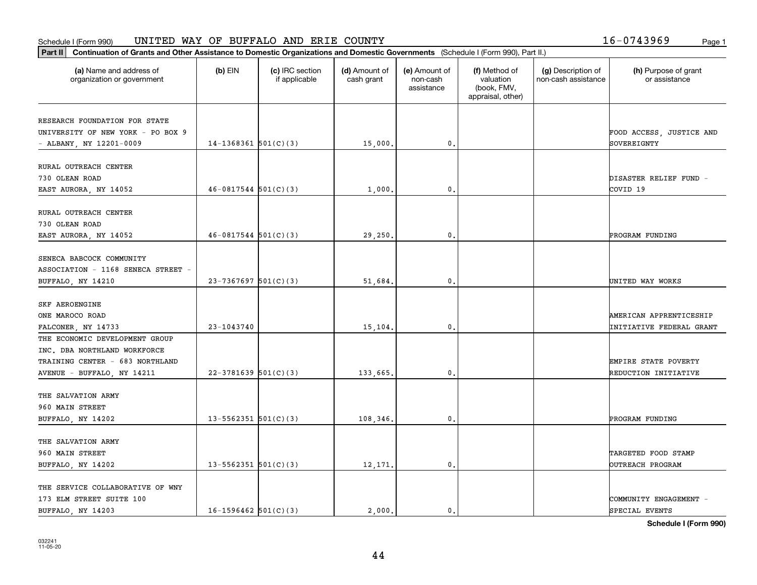Schedule I (Form 990) UNITED WAY OF BUFFALO AND ERIE COUNTY 16-0743969

**Part II Continuation of Grants and Other Assistance to Domestic Organizations and Domestic Governments** (Schedule I (Form 990), Part II.)

| (a) Name and address of organization or government | (b) EIN | (c) IRC section if applicable | (d) Amount of cash grant | (e) Amount of non-cash assistance | (f) Method of valuation (book, FMV, appraisal, other) | (g) Description of non-cash assistance | (h) Purpose of grant or assistance |
|---|---|---|---|---|---|---|---|
| RESEARCH FOUNDATION FOR STATE UNIVERSITY OF NEW YORK - PO BOX 9 - ALBANY, NY 12201-0009 | 14-1368361 | 501(C)(3) | 15,000. | 0. | | | FOOD ACCESS, JUSTICE AND SOVEREIGNTY |
| RURAL OUTREACH CENTER 730 OLEAN ROAD EAST AURORA, NY 14052 | 46-0817544 | 501(C)(3) | 1,000. | 0. | | | DISASTER RELIEF FUND - COVID 19 |
| RURAL OUTREACH CENTER 730 OLEAN ROAD EAST AURORA, NY 14052 | 46-0817544 | 501(C)(3) | 29,250. | 0. | | | PROGRAM FUNDING |
| SENECA BABCOCK COMMUNITY ASSOCIATION - 1168 SENECA STREET - BUFFALO, NY 14210 | 23-7367697 | 501(C)(3) | 51,684. | 0. | | | UNITED WAY WORKS |
| SKF AEROENGINE ONE MAROCO ROAD FALCONER, NY 14733 | 23-1043740 | | 15,104. | 0. | | | AMERICAN APPRENTICESHIP INITIATIVE FEDERAL GRANT |
| THE ECONOMIC DEVELOPMENT GROUP INC. DBA NORTHLAND WORKFORCE TRAINING CENTER - 683 NORTHLAND AVENUE - BUFFALO, NY 14211 | 22-3781639 | 501(C)(3) | 133,665. | 0. | | | EMPIRE STATE POVERTY REDUCTION INITIATIVE |
| THE SALVATION ARMY 960 MAIN STREET BUFFALO, NY 14202 | 13-5562351 | 501(C)(3) | 108,346. | 0. | | | PROGRAM FUNDING |
| THE SALVATION ARMY 960 MAIN STREET BUFFALO, NY 14202 | 13-5562351 | 501(C)(3) | 12,171. | 0. | | | TARGETED FOOD STAMP OUTREACH PROGRAM |
| THE SERVICE COLLABORATIVE OF WNY 173 ELM STREET SUITE 100 BUFFALO, NY 14203 | 16-1596462 | 501(C)(3) | 2,000. | 0. | | | COMMUNITY ENGAGEMENT - SPECIAL EVENTS |

Schedule I (Form 990)

032241 11-05-20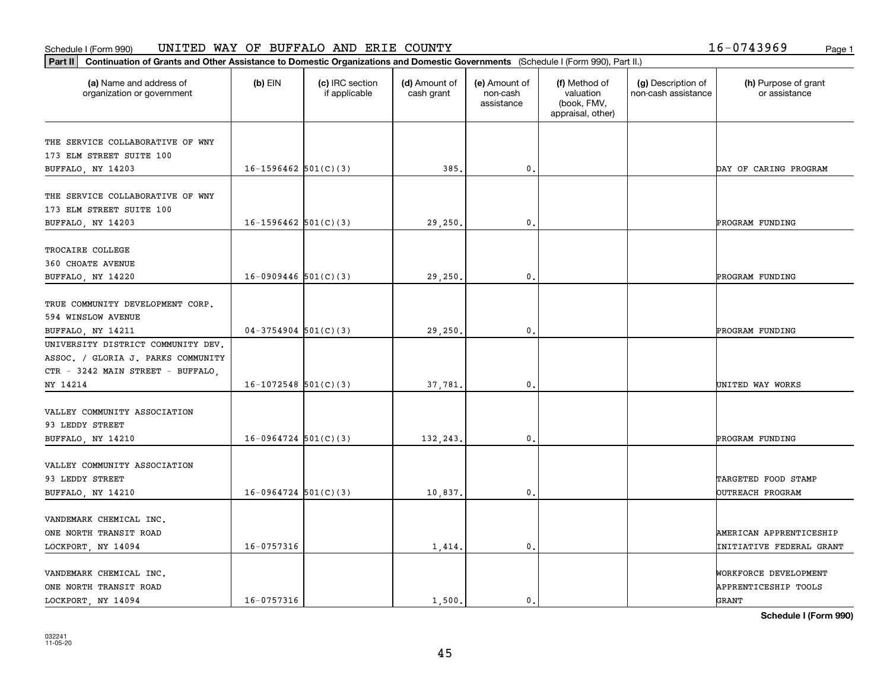Schedule I (Form 990) UNITED WAY OF BUFFALO AND ERIE COUNTY 16-0743969

**Part II** **Continuation of Grants and Other Assistance to Domestic Organizations and Domestic Governments** (Schedule I (Form 990), Part II.)

| (a) Name and address of organization or government | (b) EIN | (c) IRC section if applicable | (d) Amount of cash grant | (e) Amount of non-cash assistance | (f) Method of valuation (book, FMV, appraisal, other) | (g) Description of non-cash assistance | (h) Purpose of grant or assistance |
|---|---|---|---|---|---|---|---|
| THE SERVICE COLLABORATIVE OF WNY 173 ELM STREET SUITE 100 BUFFALO, NY 14203 | 16-1596462 | 501(C)(3) | 385. | 0. | | | DAY OF CARING PROGRAM |
| THE SERVICE COLLABORATIVE OF WNY 173 ELM STREET SUITE 100 BUFFALO, NY 14203 | 16-1596462 | 501(C)(3) | 29,250. | 0. | | | PROGRAM FUNDING |
| TROCAIRE COLLEGE 360 CHOATE AVENUE BUFFALO, NY 14220 | 16-0909446 | 501(C)(3) | 29,250. | 0. | | | PROGRAM FUNDING |
| TRUE COMMUNITY DEVELOPMENT CORP. 594 WINSLOW AVENUE BUFFALO, NY 14211 | 04-3754904 | 501(C)(3) | 29,250. | 0. | | | PROGRAM FUNDING |
| UNIVERSITY DISTRICT COMMUNITY DEV. ASSOC. / GLORIA J. PARKS COMMUNITY CTR - 3242 MAIN STREET - BUFFALO, NY 14214 | 16-1072548 | 501(C)(3) | 37,781. | 0. | | | UNITED WAY WORKS |
| VALLEY COMMUNITY ASSOCIATION 93 LEDDY STREET BUFFALO, NY 14210 | 16-0964724 | 501(C)(3) | 132,243. | 0. | | | PROGRAM FUNDING |
| VALLEY COMMUNITY ASSOCIATION 93 LEDDY STREET BUFFALO, NY 14210 | 16-0964724 | 501(C)(3) | 10,837. | 0. | | | TARGETED FOOD STAMP OUTREACH PROGRAM |
| VANDEMARK CHEMICAL INC. ONE NORTH TRANSIT ROAD LOCKPORT, NY 14094 | 16-0757316 | | 1,414. | 0. | | | AMERICAN APPRENTICESHIP INITIATIVE FEDERAL GRANT |
| VANDEMARK CHEMICAL INC. ONE NORTH TRANSIT ROAD LOCKPORT, NY 14094 | 16-0757316 | | 1,500. | 0. | | | WORKFORCE DEVELOPMENT APPRENTICESHIP TOOLS GRANT |

**Schedule I (Form 990)**

032241 11-05-20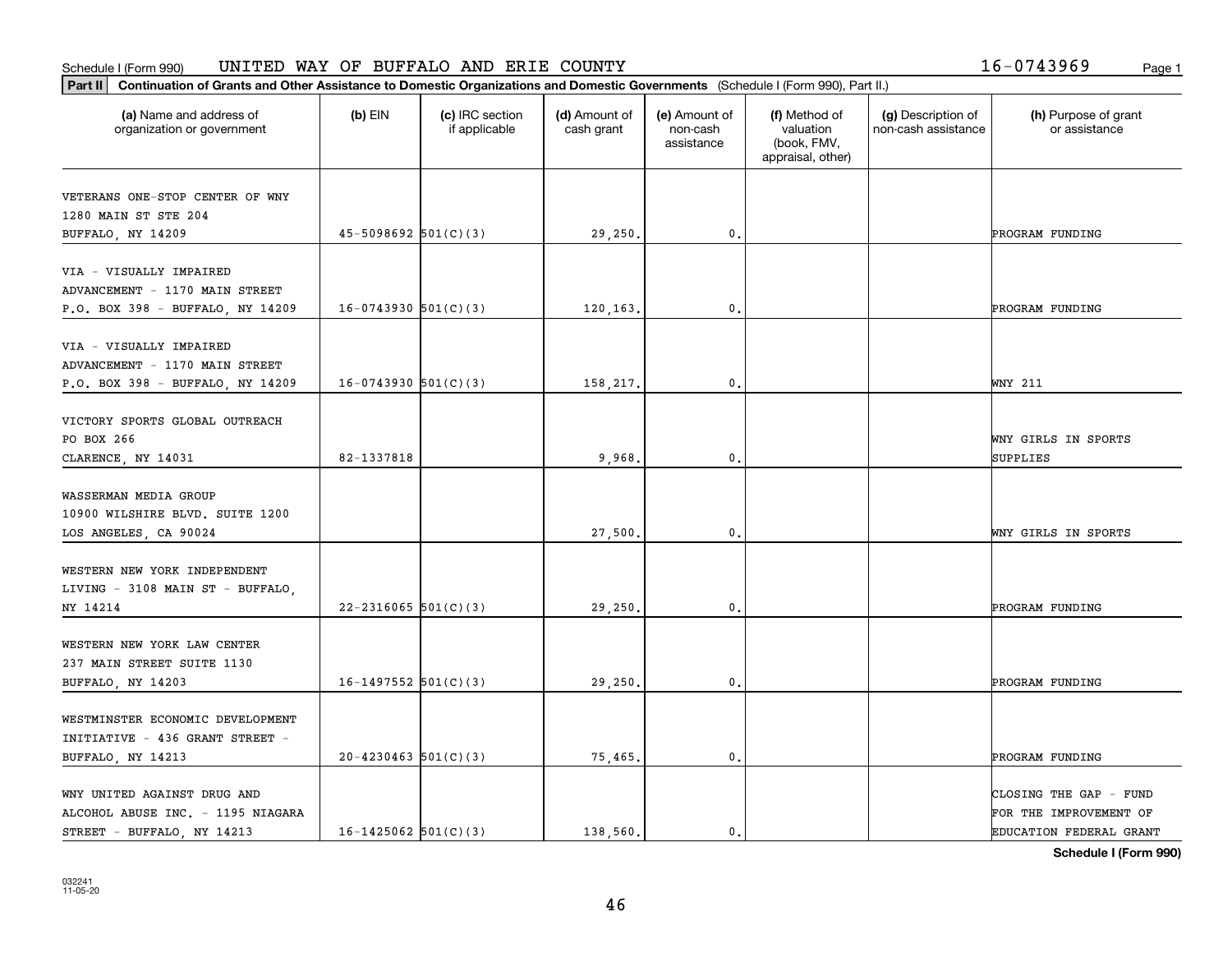Schedule I (Form 990) UNITED WAY OF BUFFALO AND ERIE COUNTY 16-0743969

**Part II** **Continuation of Grants and Other Assistance to Domestic Organizations and Domestic Governments** (Schedule I (Form 990), Part II.)

| (a) Name and address of organization or government | (b) EIN | (c) IRC section if applicable | (d) Amount of cash grant | (e) Amount of non-cash assistance | (f) Method of valuation (book, FMV, appraisal, other) | (g) Description of non-cash assistance | (h) Purpose of grant or assistance |
|---|---|---|---|---|---|---|---|
| VETERANS ONE-STOP CENTER OF WNY 1280 MAIN ST STE 204 BUFFALO, NY 14209 | 45-5098692 | 501(C)(3) | 29,250. | 0. | | | PROGRAM FUNDING |
| VIA - VISUALLY IMPAIRED ADVANCEMENT - 1170 MAIN STREET P.O. BOX 398 - BUFFALO, NY 14209 | 16-0743930 | 501(C)(3) | 120,163. | 0. | | | PROGRAM FUNDING |
| VIA - VISUALLY IMPAIRED ADVANCEMENT - 1170 MAIN STREET P.O. BOX 398 - BUFFALO, NY 14209 | 16-0743930 | 501(C)(3) | 158,217. | 0. | | | WNY 211 |
| VICTORY SPORTS GLOBAL OUTREACH PO BOX 266 CLARENCE, NY 14031 | 82-1337818 | | 9,968. | 0. | | | WNY GIRLS IN SPORTS SUPPLIES |
| WASSERMAN MEDIA GROUP 10900 WILSHIRE BLVD. SUITE 1200 LOS ANGELES, CA 90024 | | | 27,500. | 0. | | | WNY GIRLS IN SPORTS |
| WESTERN NEW YORK INDEPENDENT LIVING - 3108 MAIN ST - BUFFALO, NY 14214 | 22-2316065 | 501(C)(3) | 29,250. | 0. | | | PROGRAM FUNDING |
| WESTERN NEW YORK LAW CENTER 237 MAIN STREET SUITE 1130 BUFFALO, NY 14203 | 16-1497552 | 501(C)(3) | 29,250. | 0. | | | PROGRAM FUNDING |
| WESTMINSTER ECONOMIC DEVELOPMENT INITIATIVE - 436 GRANT STREET - BUFFALO, NY 14213 | 20-4230463 | 501(C)(3) | 75,465. | 0. | | | PROGRAM FUNDING |
| WNY UNITED AGAINST DRUG AND ALCOHOL ABUSE INC. - 1195 NIAGARA STREET - BUFFALO, NY 14213 | 16-1425062 | 501(C)(3) | 138,560. | 0. | | | CLOSING THE GAP - FUND FOR THE IMPROVEMENT OF EDUCATION FEDERAL GRANT |

**Schedule I (Form 990)**

032241 11-05-20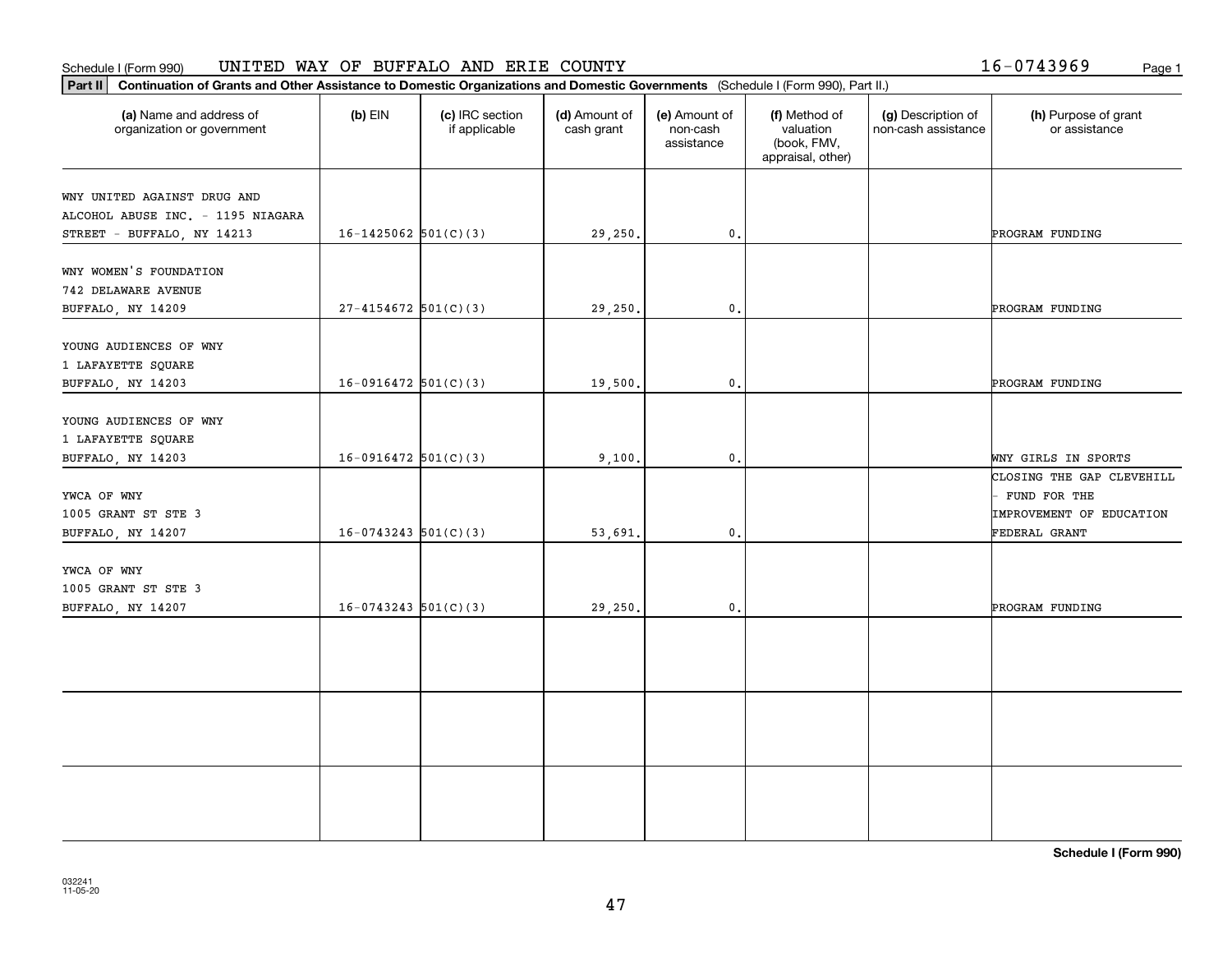Schedule I (Form 990) UNITED WAY OF BUFFALO AND ERIE COUNTY 16-0743969

**Part II** **Continuation of Grants and Other Assistance to Domestic Organizations and Domestic Governments** (Schedule I (Form 990), Part II.)

| (a) Name and address of organization or government | (b) EIN | (c) IRC section if applicable | (d) Amount of cash grant | (e) Amount of non-cash assistance | (f) Method of valuation (book, FMV, appraisal, other) | (g) Description of non-cash assistance | (h) Purpose of grant or assistance |
|---|---|---|---|---|---|---|---|
| WNY UNITED AGAINST DRUG AND ALCOHOL ABUSE INC. - 1195 NIAGARA STREET - BUFFALO, NY 14213 | 16-1425062 | 501(C)(3) | 29,250. | 0. | | | PROGRAM FUNDING |
| WNY WOMEN'S FOUNDATION 742 DELAWARE AVENUE BUFFALO, NY 14209 | 27-4154672 | 501(C)(3) | 29,250. | 0. | | | PROGRAM FUNDING |
| YOUNG AUDIENCES OF WNY 1 LAFAYETTE SQUARE BUFFALO, NY 14203 | 16-0916472 | 501(C)(3) | 19,500. | 0. | | | PROGRAM FUNDING |
| YOUNG AUDIENCES OF WNY 1 LAFAYETTE SQUARE BUFFALO, NY 14203 | 16-0916472 | 501(C)(3) | 9,100. | 0. | | | WNY GIRLS IN SPORTS |
| YWCA OF WNY 1005 GRANT ST STE 3 BUFFALO, NY 14207 | 16-0743243 | 501(C)(3) | 53,691. | 0. | | | CLOSING THE GAP CLEVEHILL - FUND FOR THE IMPROVEMENT OF EDUCATION FEDERAL GRANT |
| YWCA OF WNY 1005 GRANT ST STE 3 BUFFALO, NY 14207 | 16-0743243 | 501(C)(3) | 29,250. | 0. | | | PROGRAM FUNDING |
| | | | | | | | |
| | | | | | | | |
| | | | | | | | |

**Schedule I (Form 990)**

032241 11-05-20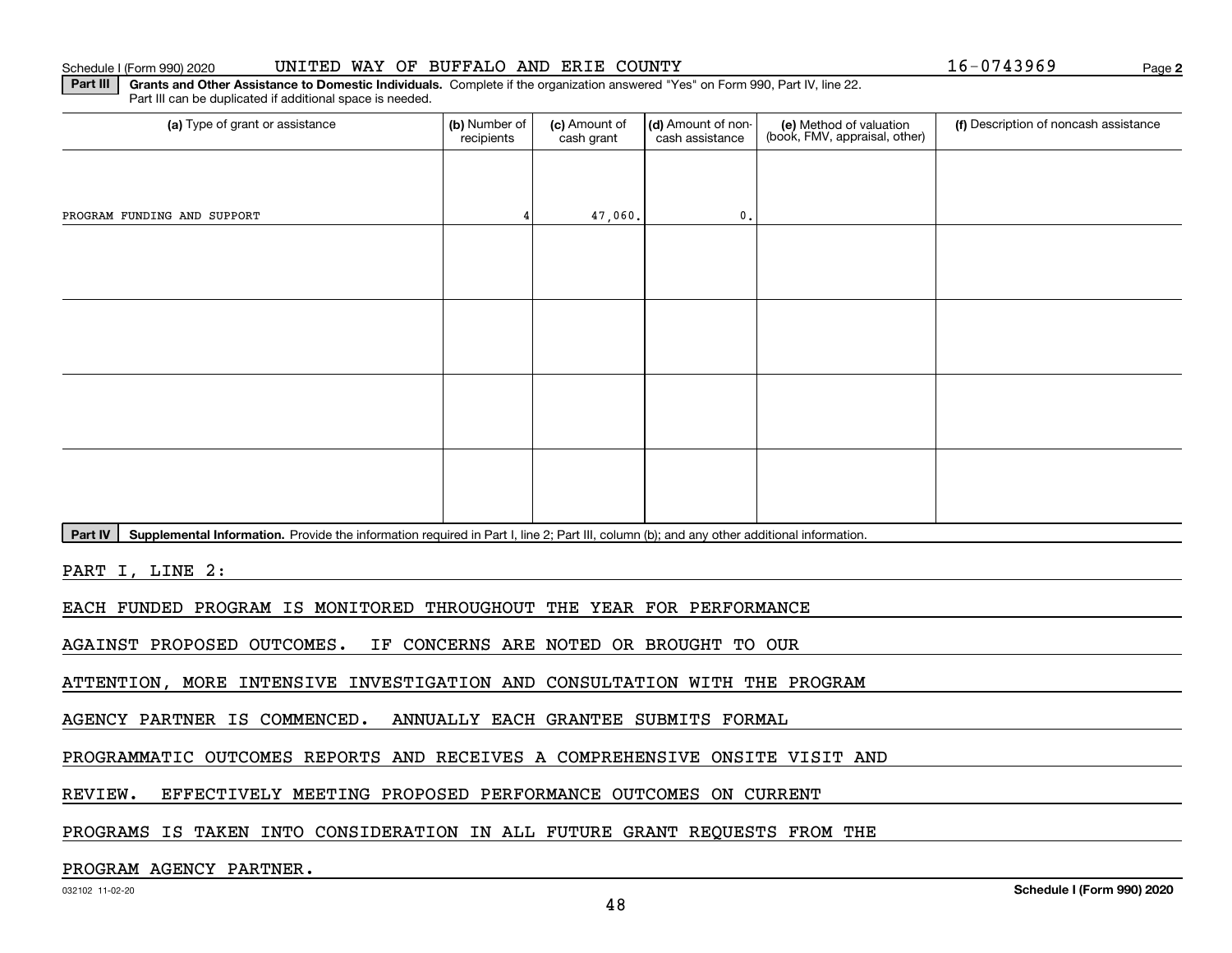Schedule I (Form 990) 2020 UNITED WAY OF BUFFALO AND ERIE COUNTY 16-0743969 Page **2**

**Part III** **Grants and Other Assistance to Domestic Individuals.** Complete if the organization answered "Yes" on Form 990, Part IV, line 22. Part III can be duplicated if additional space is needed.

| (a) Type of grant or assistance | (b) Number of recipients | (c) Amount of cash grant | (d) Amount of non-cash assistance | (e) Method of valuation (book, FMV, appraisal, other) | (f) Description of noncash assistance |
|---|---|---|---|---|---|
| PROGRAM FUNDING AND SUPPORT | 4 | 47,060. | 0. | | |
| | | | | | |
| | | | | | |
| | | | | | |
| | | | | | |

**Part IV** **Supplemental Information.** Provide the information required in Part I, line 2; Part III, column (b); and any other additional information.

PART I, LINE 2:

EACH FUNDED PROGRAM IS MONITORED THROUGHOUT THE YEAR FOR PERFORMANCE AGAINST PROPOSED OUTCOMES. IF CONCERNS ARE NOTED OR BROUGHT TO OUR ATTENTION, MORE INTENSIVE INVESTIGATION AND CONSULTATION WITH THE PROGRAM AGENCY PARTNER IS COMMENCED. ANNUALLY EACH GRANTEE SUBMITS FORMAL PROGRAMMATIC OUTCOMES REPORTS AND RECEIVES A COMPREHENSIVE ONSITE VISIT AND REVIEW. EFFECTIVELY MEETING PROPOSED PERFORMANCE OUTCOMES ON CURRENT PROGRAMS IS TAKEN INTO CONSIDERATION IN ALL FUTURE GRANT REQUESTS FROM THE PROGRAM AGENCY PARTNER.

032102 11-02-20 **Schedule I (Form 990) 2020**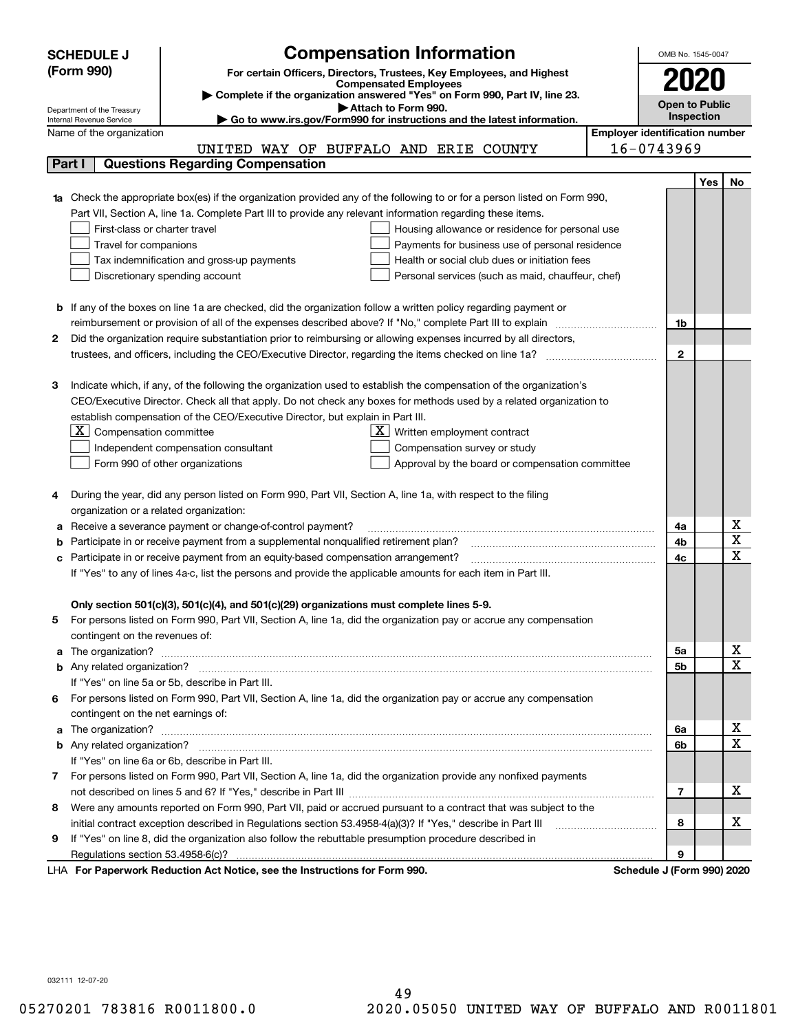**SCHEDULE J (Form 990)**

Department of the Treasury
Internal Revenue Service

# Compensation Information

**For certain Officers, Directors, Trustees, Key Employees, and Highest Compensated Employees**

▶ **Complete if the organization answered "Yes" on Form 990, Part IV, line 23.**

▶ **Attach to Form 990.**

▶ **Go to www.irs.gov/Form990 for instructions and the latest information.**

OMB No. 1545-0047

**2020**

**Open to Public Inspection**

Name of the organization: UNITED WAY OF BUFFALO AND ERIE COUNTY

**Employer identification number:** 16-0743969

## Part I Questions Regarding Compensation

| | | | Yes | No |
|---|---|---|---|---|
| **1a** | Check the appropriate box(es) if the organization provided any of the following to or for a person listed on Form 990, Part VII, Section A, line 1a. Complete Part III to provide any relevant information regarding these items.<br>☐ First-class or charter travel ☐ Housing allowance or residence for personal use<br>☐ Travel for companions ☐ Payments for business use of personal residence<br>☐ Tax indemnification and gross-up payments ☐ Health or social club dues or initiation fees<br>☐ Discretionary spending account ☐ Personal services (such as maid, chauffeur, chef) | | | |
| **b** | If any of the boxes on line 1a are checked, did the organization follow a written policy regarding payment or reimbursement or provision of all of the expenses described above? If "No," complete Part III to explain | 1b | | |
| **2** | Did the organization require substantiation prior to reimbursing or allowing expenses incurred by all directors, trustees, and officers, including the CEO/Executive Director, regarding the items checked on line 1a? | 2 | | |
| **3** | Indicate which, if any, of the following the organization used to establish the compensation of the organization's CEO/Executive Director. Check all that apply. Do not check any boxes for methods used by a related organization to establish compensation of the CEO/Executive Director, but explain in Part III.<br>☒ Compensation committee ☒ Written employment contract<br>☐ Independent compensation consultant ☐ Compensation survey or study<br>☐ Form 990 of other organizations ☐ Approval by the board or compensation committee | | | |
| **4** | During the year, did any person listed on Form 990, Part VII, Section A, line 1a, with respect to the filing organization or a related organization: | | | |
| **a** | Receive a severance payment or change-of-control payment? | 4a | | X |
| **b** | Participate in or receive payment from a supplemental nonqualified retirement plan? | 4b | | X |
| **c** | Participate in or receive payment from an equity-based compensation arrangement? | 4c | | X |
| | If "Yes" to any of lines 4a-c, list the persons and provide the applicable amounts for each item in Part III. | | | |
| | **Only section 501(c)(3), 501(c)(4), and 501(c)(29) organizations must complete lines 5-9.** | | | |
| **5** | For persons listed on Form 990, Part VII, Section A, line 1a, did the organization pay or accrue any compensation contingent on the revenues of: | | | |
| **a** | The organization? | 5a | | X |
| **b** | Any related organization? | 5b | | X |
| | If "Yes" on line 5a or 5b, describe in Part III. | | | |
| **6** | For persons listed on Form 990, Part VII, Section A, line 1a, did the organization pay or accrue any compensation contingent on the net earnings of: | | | |
| **a** | The organization? | 6a | | X |
| **b** | Any related organization? | 6b | | X |
| | If "Yes" on line 6a or 6b, describe in Part III. | | | |
| **7** | For persons listed on Form 990, Part VII, Section A, line 1a, did the organization provide any nonfixed payments not described on lines 5 and 6? If "Yes," describe in Part III | 7 | | X |
| **8** | Were any amounts reported on Form 990, Part VII, paid or accrued pursuant to a contract that was subject to the initial contract exception described in Regulations section 53.4958-4(a)(3)? If "Yes," describe in Part III | 8 | | X |
| **9** | If "Yes" on line 8, did the organization also follow the rebuttable presumption procedure described in Regulations section 53.4958-6(c)? | 9 | | |

LHA **For Paperwork Reduction Act Notice, see the Instructions for Form 990.** **Schedule J (Form 990) 2020**

032111 12-07-20

05270201 783816 R0011800.0 2020.05050 UNITED WAY OF BUFFALO AND R0011801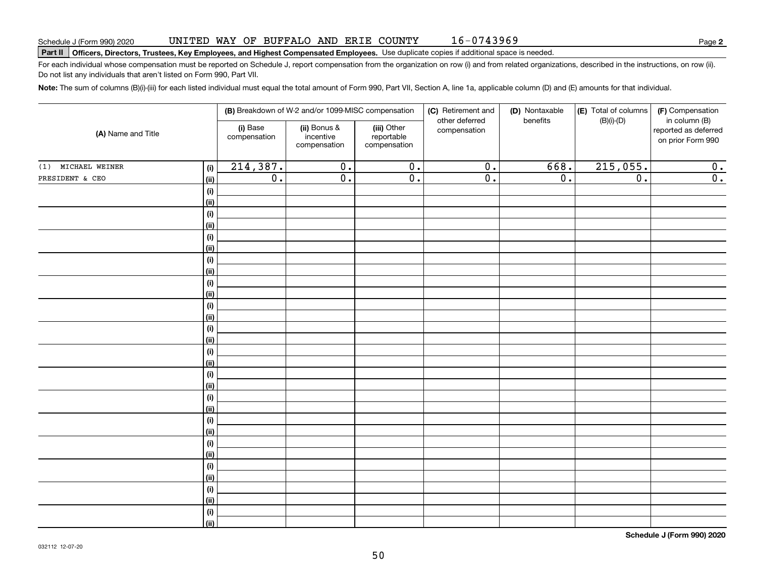Schedule J (Form 990) 2020 UNITED WAY OF BUFFALO AND ERIE COUNTY 16-0743969 Page **2**

**Part II** **Officers, Directors, Trustees, Key Employees, and Highest Compensated Employees.** Use duplicate copies if additional space is needed.

For each individual whose compensation must be reported on Schedule J, report compensation from the organization on row (i) and from related organizations, described in the instructions, on row (ii). Do not list any individuals that aren't listed on Form 990, Part VII.

**Note:** The sum of columns (B)(i)-(iii) for each listed individual must equal the total amount of Form 990, Part VII, Section A, line 1a, applicable column (D) and (E) amounts for that individual.

| (A) Name and Title | | (B) Breakdown of W-2 and/or 1099-MISC compensation | | | (C) Retirement and other deferred compensation | (D) Nontaxable benefits | (E) Total of columns (B)(i)-(D) | (F) Compensation in column (B) reported as deferred on prior Form 990 |
|---|---|---|---|---|---|---|---|---|
| | | (i) Base compensation | (ii) Bonus & incentive compensation | (iii) Other reportable compensation | | | | |
| (1) MICHAEL WEINER | (i) | 214,387. | 0. | 0. | 0. | 668. | 215,055. | 0. |
| PRESIDENT & CEO | (ii) | 0. | 0. | 0. | 0. | 0. | 0. | 0. |

**Schedule J (Form 990) 2020**

032112 12-07-20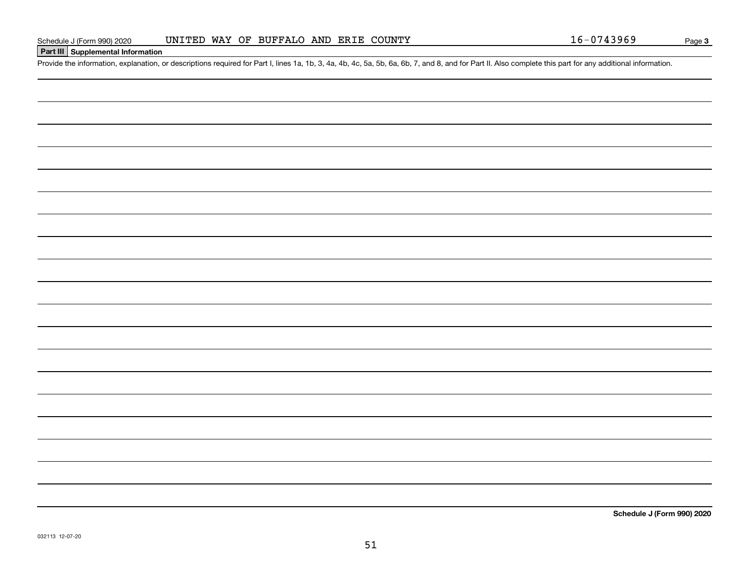## Part III Supplemental Information

Provide the information, explanation, or descriptions required for Part I, lines 1a, 1b, 3, 4a, 4b, 4c, 5a, 5b, 6a, 6b, 7, and 8, and for Part II. Also complete this part for any additional information.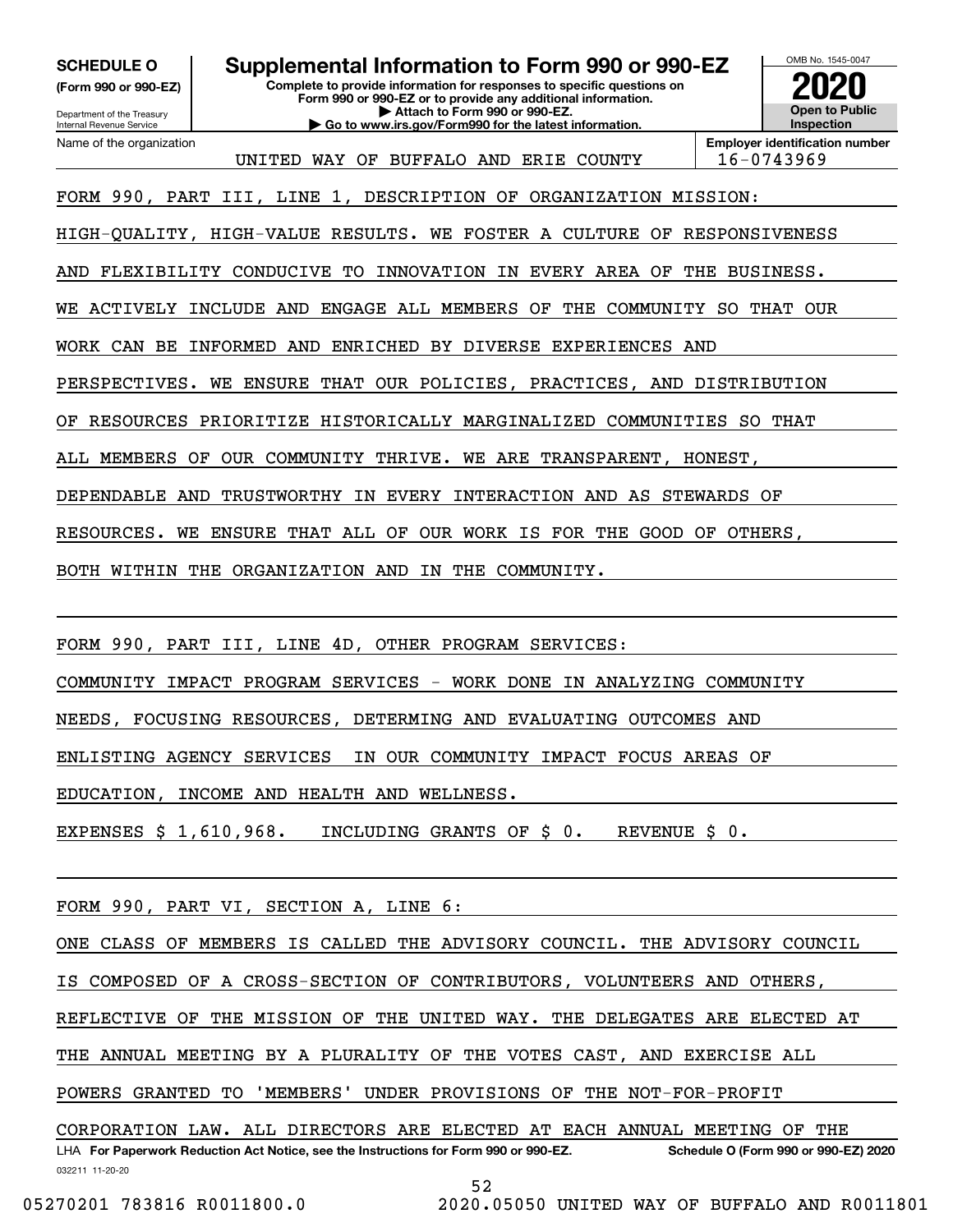**SCHEDULE O**
**(Form 990 or 990-EZ)**

Department of the Treasury
Internal Revenue Service

# Supplemental Information to Form 990 or 990-EZ

**Complete to provide information for responses to specific questions on Form 990 or 990-EZ or to provide any additional information.**
**▶ Attach to Form 990 or 990-EZ.**
**▶ Go to www.irs.gov/Form990 for the latest information.**

OMB No. 1545-0047
**2020**
**Open to Public Inspection**

| Name of the organization | Employer identification number |
|---|---|
| UNITED WAY OF BUFFALO AND ERIE COUNTY | 16-0743969 |

FORM 990, PART III, LINE 1, DESCRIPTION OF ORGANIZATION MISSION:

HIGH-QUALITY, HIGH-VALUE RESULTS. WE FOSTER A CULTURE OF RESPONSIVENESS AND FLEXIBILITY CONDUCIVE TO INNOVATION IN EVERY AREA OF THE BUSINESS. WE ACTIVELY INCLUDE AND ENGAGE ALL MEMBERS OF THE COMMUNITY SO THAT OUR WORK CAN BE INFORMED AND ENRICHED BY DIVERSE EXPERIENCES AND PERSPECTIVES. WE ENSURE THAT OUR POLICIES, PRACTICES, AND DISTRIBUTION OF RESOURCES PRIORITIZE HISTORICALLY MARGINALIZED COMMUNITIES SO THAT ALL MEMBERS OF OUR COMMUNITY THRIVE. WE ARE TRANSPARENT, HONEST, DEPENDABLE AND TRUSTWORTHY IN EVERY INTERACTION AND AS STEWARDS OF RESOURCES. WE ENSURE THAT ALL OF OUR WORK IS FOR THE GOOD OF OTHERS, BOTH WITHIN THE ORGANIZATION AND IN THE COMMUNITY.

FORM 990, PART III, LINE 4D, OTHER PROGRAM SERVICES:

COMMUNITY IMPACT PROGRAM SERVICES - WORK DONE IN ANALYZING COMMUNITY NEEDS, FOCUSING RESOURCES, DETERMING AND EVALUATING OUTCOMES AND ENLISTING AGENCY SERVICES IN OUR COMMUNITY IMPACT FOCUS AREAS OF EDUCATION, INCOME AND HEALTH AND WELLNESS.

EXPENSES $ 1,610,968. INCLUDING GRANTS OF $ 0. REVENUE $ 0.

FORM 990, PART VI, SECTION A, LINE 6:

ONE CLASS OF MEMBERS IS CALLED THE ADVISORY COUNCIL. THE ADVISORY COUNCIL IS COMPOSED OF A CROSS-SECTION OF CONTRIBUTORS, VOLUNTEERS AND OTHERS, REFLECTIVE OF THE MISSION OF THE UNITED WAY. THE DELEGATES ARE ELECTED AT THE ANNUAL MEETING BY A PLURALITY OF THE VOTES CAST, AND EXERCISE ALL POWERS GRANTED TO 'MEMBERS' UNDER PROVISIONS OF THE NOT-FOR-PROFIT CORPORATION LAW. ALL DIRECTORS ARE ELECTED AT EACH ANNUAL MEETING OF THE

LHA **For Paperwork Reduction Act Notice, see the Instructions for Form 990 or 990-EZ.** **Schedule O (Form 990 or 990-EZ) 2020**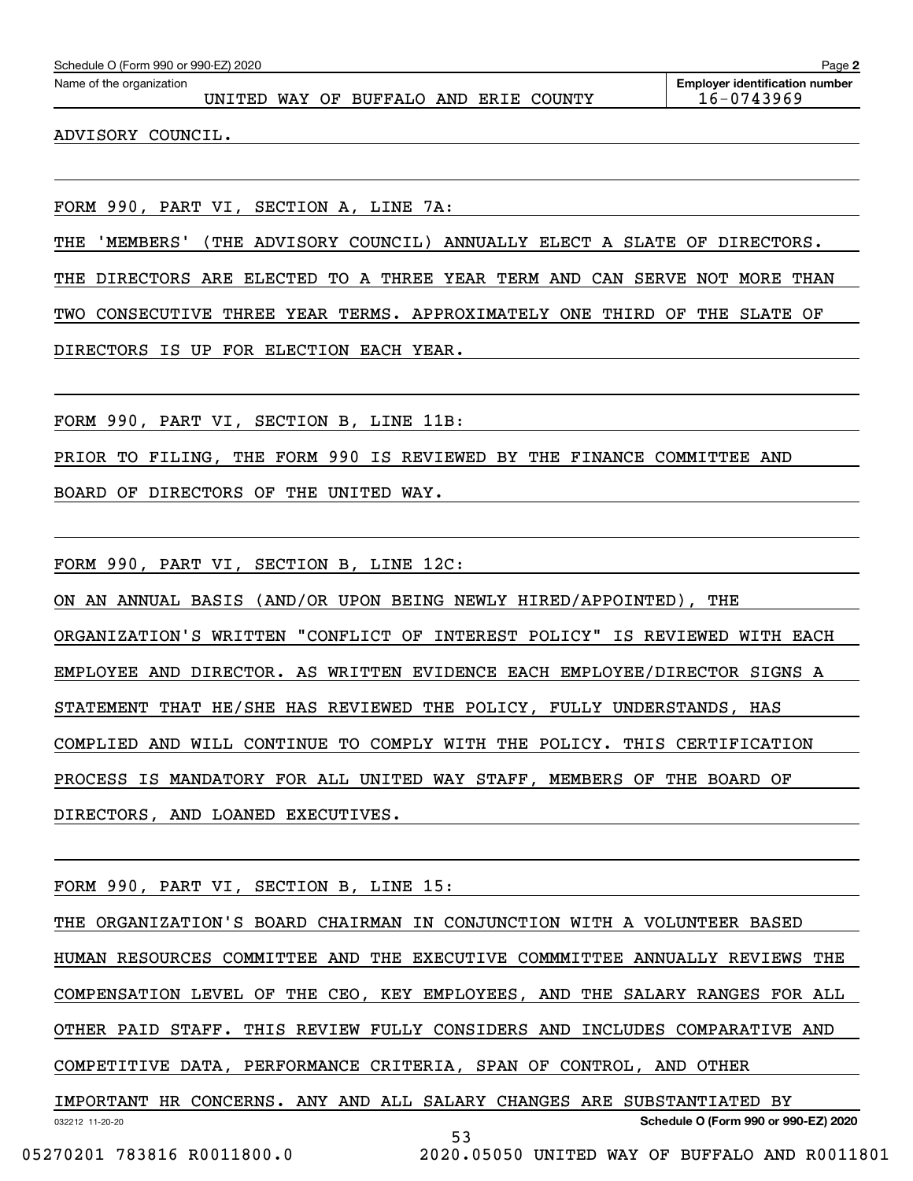Schedule O (Form 990 or 990-EZ) 2020

Name of the organization: UNITED WAY OF BUFFALO AND ERIE COUNTY

Employer identification number: 16-0743969

ADVISORY COUNCIL.

FORM 990, PART VI, SECTION A, LINE 7A:

THE 'MEMBERS' (THE ADVISORY COUNCIL) ANNUALLY ELECT A SLATE OF DIRECTORS. THE DIRECTORS ARE ELECTED TO A THREE YEAR TERM AND CAN SERVE NOT MORE THAN TWO CONSECUTIVE THREE YEAR TERMS. APPROXIMATELY ONE THIRD OF THE SLATE OF DIRECTORS IS UP FOR ELECTION EACH YEAR.

FORM 990, PART VI, SECTION B, LINE 11B:

PRIOR TO FILING, THE FORM 990 IS REVIEWED BY THE FINANCE COMMITTEE AND BOARD OF DIRECTORS OF THE UNITED WAY.

FORM 990, PART VI, SECTION B, LINE 12C:

ON AN ANNUAL BASIS (AND/OR UPON BEING NEWLY HIRED/APPOINTED), THE ORGANIZATION'S WRITTEN "CONFLICT OF INTEREST POLICY" IS REVIEWED WITH EACH EMPLOYEE AND DIRECTOR. AS WRITTEN EVIDENCE EACH EMPLOYEE/DIRECTOR SIGNS A STATEMENT THAT HE/SHE HAS REVIEWED THE POLICY, FULLY UNDERSTANDS, HAS COMPLIED AND WILL CONTINUE TO COMPLY WITH THE POLICY. THIS CERTIFICATION PROCESS IS MANDATORY FOR ALL UNITED WAY STAFF, MEMBERS OF THE BOARD OF DIRECTORS, AND LOANED EXECUTIVES.

FORM 990, PART VI, SECTION B, LINE 15:

THE ORGANIZATION'S BOARD CHAIRMAN IN CONJUNCTION WITH A VOLUNTEER BASED HUMAN RESOURCES COMMITTEE AND THE EXECUTIVE COMMMITTEE ANNUALLY REVIEWS THE COMPENSATION LEVEL OF THE CEO, KEY EMPLOYEES, AND THE SALARY RANGES FOR ALL OTHER PAID STAFF. THIS REVIEW FULLY CONSIDERS AND INCLUDES COMPARATIVE AND COMPETITIVE DATA, PERFORMANCE CRITERIA, SPAN OF CONTROL, AND OTHER IMPORTANT HR CONCERNS. ANY AND ALL SALARY CHANGES ARE SUBSTANTIATED BY

032212 11-20-20

Schedule O (Form 990 or 990-EZ) 2020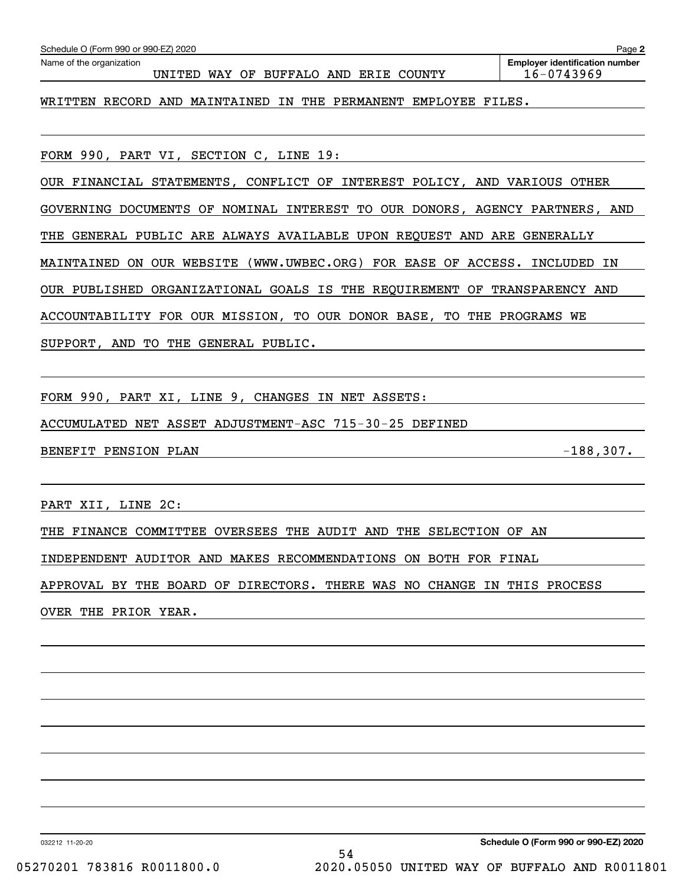Schedule O (Form 990 or 990-EZ) 2020

Name of the organization: UNITED WAY OF BUFFALO AND ERIE COUNTY

Employer identification number: 16-0743969

WRITTEN RECORD AND MAINTAINED IN THE PERMANENT EMPLOYEE FILES.

FORM 990, PART VI, SECTION C, LINE 19:

OUR FINANCIAL STATEMENTS, CONFLICT OF INTEREST POLICY, AND VARIOUS OTHER GOVERNING DOCUMENTS OF NOMINAL INTEREST TO OUR DONORS, AGENCY PARTNERS, AND THE GENERAL PUBLIC ARE ALWAYS AVAILABLE UPON REQUEST AND ARE GENERALLY MAINTAINED ON OUR WEBSITE (WWW.UWBEC.ORG) FOR EASE OF ACCESS. INCLUDED IN OUR PUBLISHED ORGANIZATIONAL GOALS IS THE REQUIREMENT OF TRANSPARENCY AND ACCOUNTABILITY FOR OUR MISSION, TO OUR DONOR BASE, TO THE PROGRAMS WE SUPPORT, AND TO THE GENERAL PUBLIC.

FORM 990, PART XI, LINE 9, CHANGES IN NET ASSETS:

| | |
|---|---|
| ACCUMULATED NET ASSET ADJUSTMENT-ASC 715-30-25 DEFINED BENEFIT PENSION PLAN | -188,307. |

PART XII, LINE 2C:

THE FINANCE COMMITTEE OVERSEES THE AUDIT AND THE SELECTION OF AN INDEPENDENT AUDITOR AND MAKES RECOMMENDATIONS ON BOTH FOR FINAL APPROVAL BY THE BOARD OF DIRECTORS. THERE WAS NO CHANGE IN THIS PROCESS OVER THE PRIOR YEAR.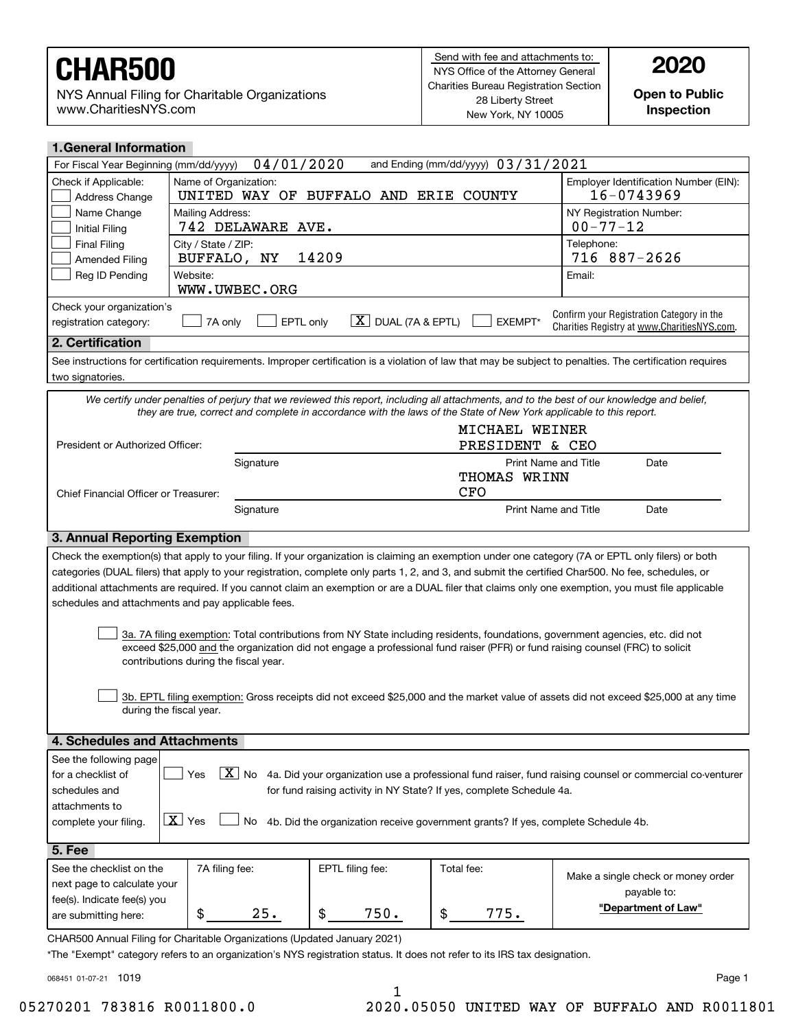# CHAR500

NYS Annual Filing for Charitable Organizations
www.CharitiesNYS.com

Send with fee and attachments to:
NYS Office of the Attorney General
Charities Bureau Registration Section
28 Liberty Street
New York, NY 10005

**2020**

**Open to Public Inspection**

## 1. General Information

For Fiscal Year Beginning (mm/dd/yyyy) 04/01/2020 and Ending (mm/dd/yyyy) 03/31/2021

| Check if Applicable: | | |
|---|---|---|
| ☐ Address Change | Name of Organization: UNITED WAY OF BUFFALO AND ERIE COUNTY | Employer Identification Number (EIN): 16-0743969 |
| ☐ Name Change ☐ Initial Filing | Mailing Address: 742 DELAWARE AVE. | NY Registration Number: 00-77-12 |
| ☐ Final Filing ☐ Amended Filing | City / State / ZIP: BUFFALO, NY 14209 | Telephone: 716 887-2626 |
| ☐ Reg ID Pending | Website: WWW.UWBEC.ORG | Email: |

Check your organization's registration category: ☐ 7A only ☐ EPTL only ☒ DUAL (7A & EPTL) ☐ EXEMPT*

Confirm your Registration Category in the Charities Registry at www.CharitiesNYS.com.

## 2. Certification

See instructions for certification requirements. Improper certification is a violation of law that may be subject to penalties. The certification requires two signatories.

*We certify under penalties of perjury that we reviewed this report, including all attachments, and to the best of our knowledge and belief, they are true, correct and complete in accordance with the laws of the State of New York applicable to this report.*

| | Signature | Print Name and Title | Date |
|---|---|---|---|
| President or Authorized Officer: | | MICHAEL WEINER PRESIDENT & CEO | |
| Chief Financial Officer or Treasurer: | | THOMAS WRINN CFO | |

## 3. Annual Reporting Exemption

Check the exemption(s) that apply to your filing. If your organization is claiming an exemption under one category (7A or EPTL only filers) or both categories (DUAL filers) that apply to your registration, complete only parts 1, 2, and 3, and submit the certified Char500. No fee, schedules, or additional attachments are required. If you cannot claim an exemption or are a DUAL filer that claims only one exemption, you must file applicable schedules and attachments and pay applicable fees.

☐ 3a. 7A filing exemption: Total contributions from NY State including residents, foundations, government agencies, etc. did not exceed $25,000 and the organization did not engage a professional fund raiser (PFR) or fund raising counsel (FRC) to solicit contributions during the fiscal year.

☐ 3b. EPTL filing exemption: Gross receipts did not exceed $25,000 and the market value of assets did not exceed $25,000 at any time during the fiscal year.

## 4. Schedules and Attachments

See the following page for a checklist of schedules and attachments to complete your filing.

☐ Yes ☒ No 4a. Did your organization use a professional fund raiser, fund raising counsel or commercial co-venturer for fund raising activity in NY State? If yes, complete Schedule 4a.

☒ Yes ☐ No 4b. Did the organization receive government grants? If yes, complete Schedule 4b.

## 5. Fee

| See the checklist on the next page to calculate your fee(s). Indicate fee(s) you are submitting here: | 7A filing fee: | EPTL filing fee: | Total fee: | Make a single check or money order payable to: |
|---|---|---|---|---|
| | $ 25. | $ 750. | $ 775. | **"Department of Law"** |

CHAR500 Annual Filing for Charitable Organizations (Updated January 2021)

*The "Exempt" category refers to an organization's NYS registration status. It does not refer to its IRS tax designation.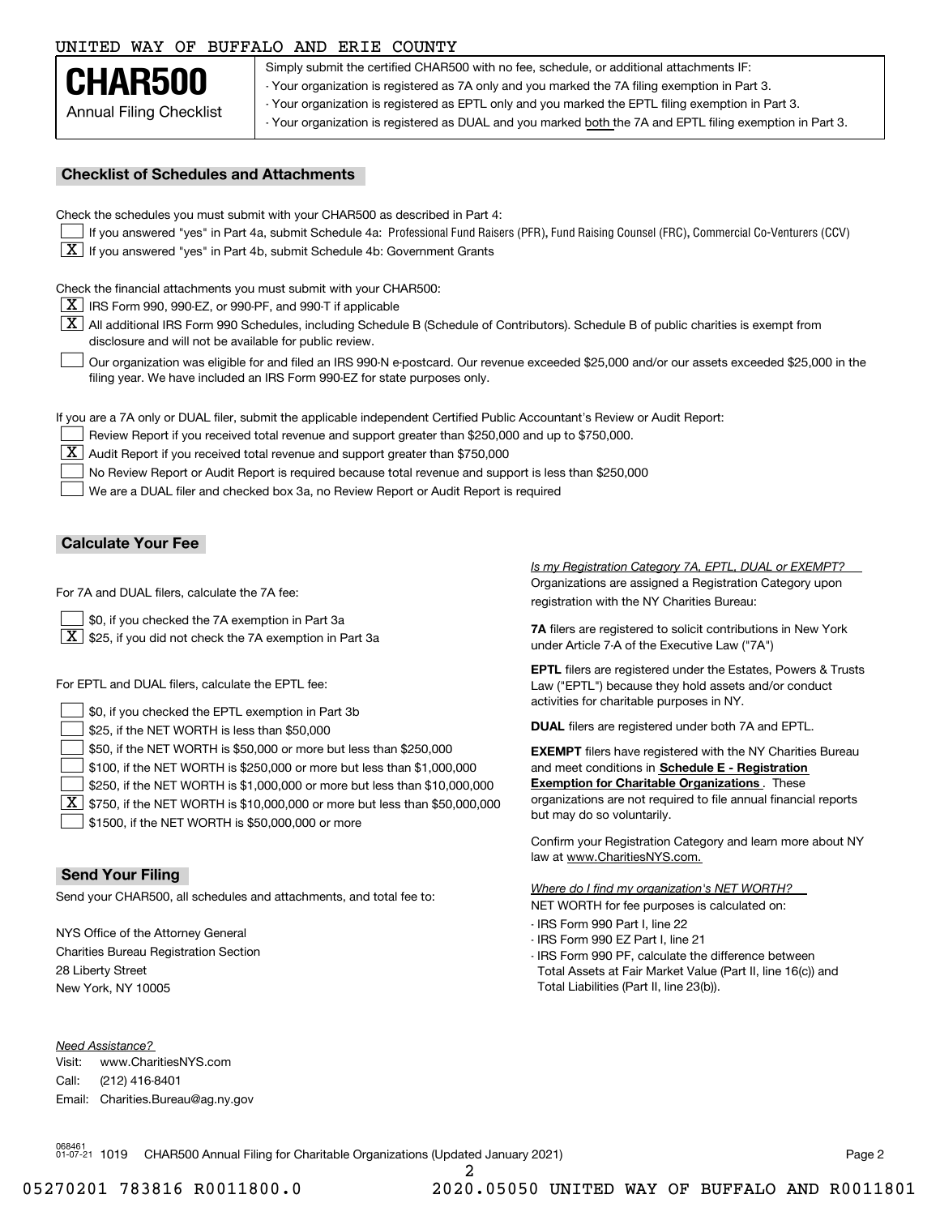UNITED WAY OF BUFFALO AND ERIE COUNTY

# CHAR500

Annual Filing Checklist

Simply submit the certified CHAR500 with no fee, schedule, or additional attachments IF:
- Your organization is registered as 7A only and you marked the 7A filing exemption in Part 3.
- Your organization is registered as EPTL only and you marked the EPTL filing exemption in Part 3.
- Your organization is registered as DUAL and you marked both the 7A and EPTL filing exemption in Part 3.

## Checklist of Schedules and Attachments

Check the schedules you must submit with your CHAR500 as described in Part 4:

- [ ] If you answered "yes" in Part 4a, submit Schedule 4a: Professional Fund Raisers (PFR), Fund Raising Counsel (FRC), Commercial Co-Venturers (CCV)
- [X] If you answered "yes" in Part 4b, submit Schedule 4b: Government Grants

Check the financial attachments you must submit with your CHAR500:

- [X] IRS Form 990, 990-EZ, or 990-PF, and 990-T if applicable
- [X] All additional IRS Form 990 Schedules, including Schedule B (Schedule of Contributors). Schedule B of public charities is exempt from disclosure and will not be available for public review.
- [ ] Our organization was eligible for and filed an IRS 990-N e-postcard. Our revenue exceeded $25,000 and/or our assets exceeded $25,000 in the filing year. We have included an IRS Form 990-EZ for state purposes only.

If you are a 7A only or DUAL filer, submit the applicable independent Certified Public Accountant's Review or Audit Report:

- [ ] Review Report if you received total revenue and support greater than $250,000 and up to $750,000.
- [X] Audit Report if you received total revenue and support greater than $750,000
- [ ] No Review Report or Audit Report is required because total revenue and support is less than $250,000
- [ ] We are a DUAL filer and checked box 3a, no Review Report or Audit Report is required

## Calculate Your Fee

For 7A and DUAL filers, calculate the 7A fee:

- [ ] $0, if you checked the 7A exemption in Part 3a
- [X] $25, if you did not check the 7A exemption in Part 3a

For EPTL and DUAL filers, calculate the EPTL fee:

- [ ] $0, if you checked the EPTL exemption in Part 3b
- [ ] $25, if the NET WORTH is less than $50,000
- [ ] $50, if the NET WORTH is $50,000 or more but less than $250,000
- [ ] $100, if the NET WORTH is $250,000 or more but less than $1,000,000
- [ ] $250, if the NET WORTH is $1,000,000 or more but less than $10,000,000
- [X] $750, if the NET WORTH is $10,000,000 or more but less than $50,000,000
- [ ] $1500, if the NET WORTH is $50,000,000 or more

*Is my Registration Category 7A, EPTL, DUAL or EXEMPT?*

Organizations are assigned a Registration Category upon registration with the NY Charities Bureau:

**7A** filers are registered to solicit contributions in New York under Article 7-A of the Executive Law ("7A")

**EPTL** filers are registered under the Estates, Powers & Trusts Law ("EPTL") because they hold assets and/or conduct activities for charitable purposes in NY.

**DUAL** filers are registered under both 7A and EPTL.

**EXEMPT** filers have registered with the NY Charities Bureau and meet conditions in **Schedule E - Registration Exemption for Charitable Organizations**. These organizations are not required to file annual financial reports but may do so voluntarily.

Confirm your Registration Category and learn more about NY law at www.CharitiesNYS.com.

*Where do I find my organization's NET WORTH?*

NET WORTH for fee purposes is calculated on:
- IRS Form 990 Part I, line 22
- IRS Form 990 EZ Part I, line 21
- IRS Form 990 PF, calculate the difference between Total Assets at Fair Market Value (Part II, line 16(c)) and Total Liabilities (Part II, line 23(b)).

## Send Your Filing

Send your CHAR500, all schedules and attachments, and total fee to:

NYS Office of the Attorney General
Charities Bureau Registration Section
28 Liberty Street
New York, NY 10005

*Need Assistance?*

Visit: www.CharitiesNYS.com
Call: (212) 416-8401
Email: Charities.Bureau@ag.ny.gov

068461 01-07-21 1019 CHAR500 Annual Filing for Charitable Organizations (Updated January 2021)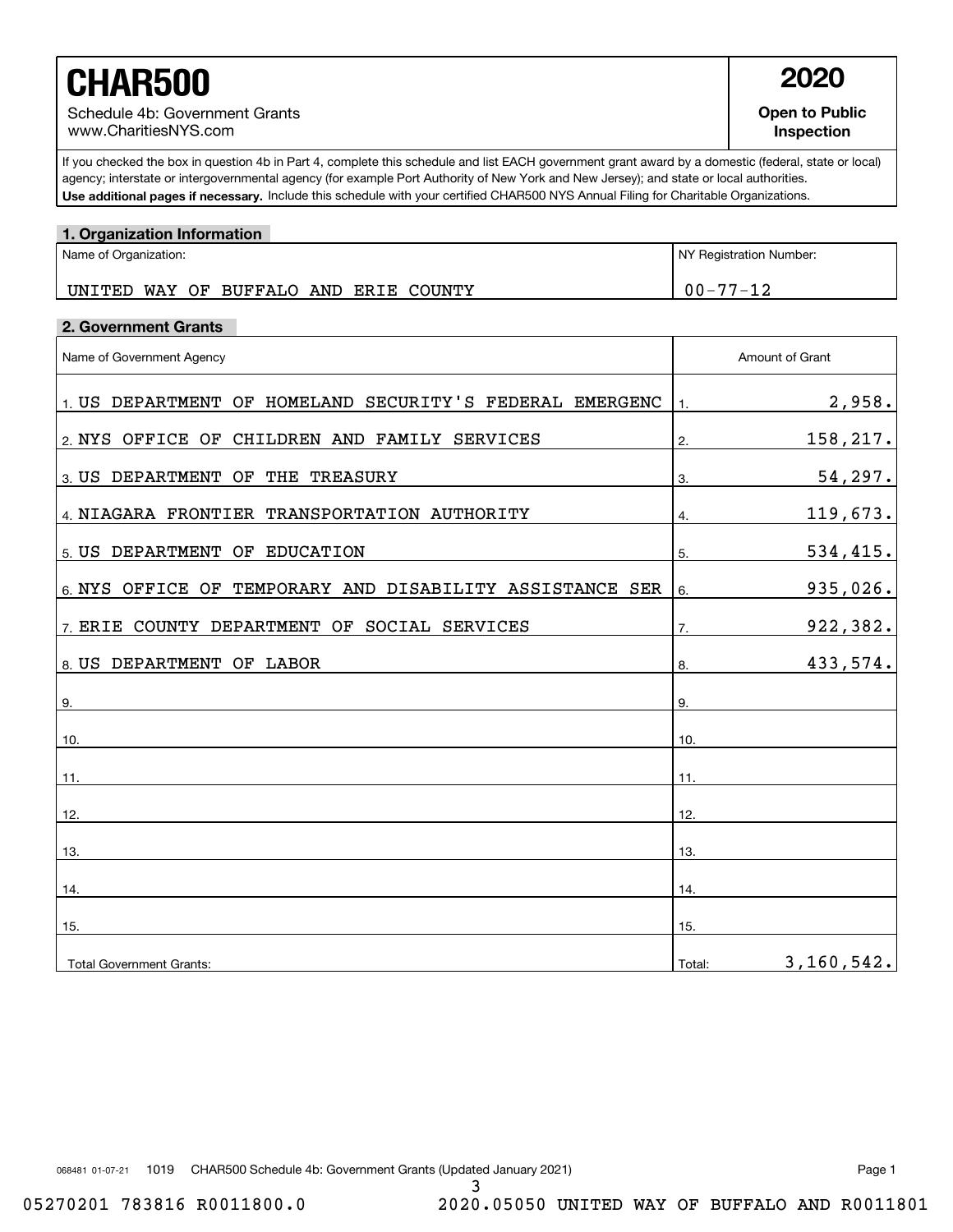# CHAR500

Schedule 4b: Government Grants
www.CharitiesNYS.com

**2020**

**Open to Public Inspection**

If you checked the box in question 4b in Part 4, complete this schedule and list EACH government grant award by a domestic (federal, state or local) agency; interstate or intergovernmental agency (for example Port Authority of New York and New Jersey); and state or local authorities. **Use additional pages if necessary.** Include this schedule with your certified CHAR500 NYS Annual Filing for Charitable Organizations.

## 1. Organization Information

| Name of Organization: | NY Registration Number: |
|---|---|
| UNITED WAY OF BUFFALO AND ERIE COUNTY | 00-77-12 |

## 2. Government Grants

| Name of Government Agency | Amount of Grant |
|---|---|
| 1. US DEPARTMENT OF HOMELAND SECURITY'S FEDERAL EMERGENC | 1. 2,958. |
| 2. NYS OFFICE OF CHILDREN AND FAMILY SERVICES | 2. 158,217. |
| 3. US DEPARTMENT OF THE TREASURY | 3. 54,297. |
| 4. NIAGARA FRONTIER TRANSPORTATION AUTHORITY | 4. 119,673. |
| 5. US DEPARTMENT OF EDUCATION | 5. 534,415. |
| 6. NYS OFFICE OF TEMPORARY AND DISABILITY ASSISTANCE SER | 6. 935,026. |
| 7. ERIE COUNTY DEPARTMENT OF SOCIAL SERVICES | 7. 922,382. |
| 8. US DEPARTMENT OF LABOR | 8. 433,574. |
| 9. | 9. |
| 10. | 10. |
| 11. | 11. |
| 12. | 12. |
| 13. | 13. |
| 14. | 14. |
| 15. | 15. |
| Total Government Grants: | Total: 3,160,542. |

068481 01-07-21 1019 CHAR500 Schedule 4b: Government Grants (Updated January 2021)

05270201 783816 R0011800.0 2020.05050 UNITED WAY OF BUFFALO AND R0011801